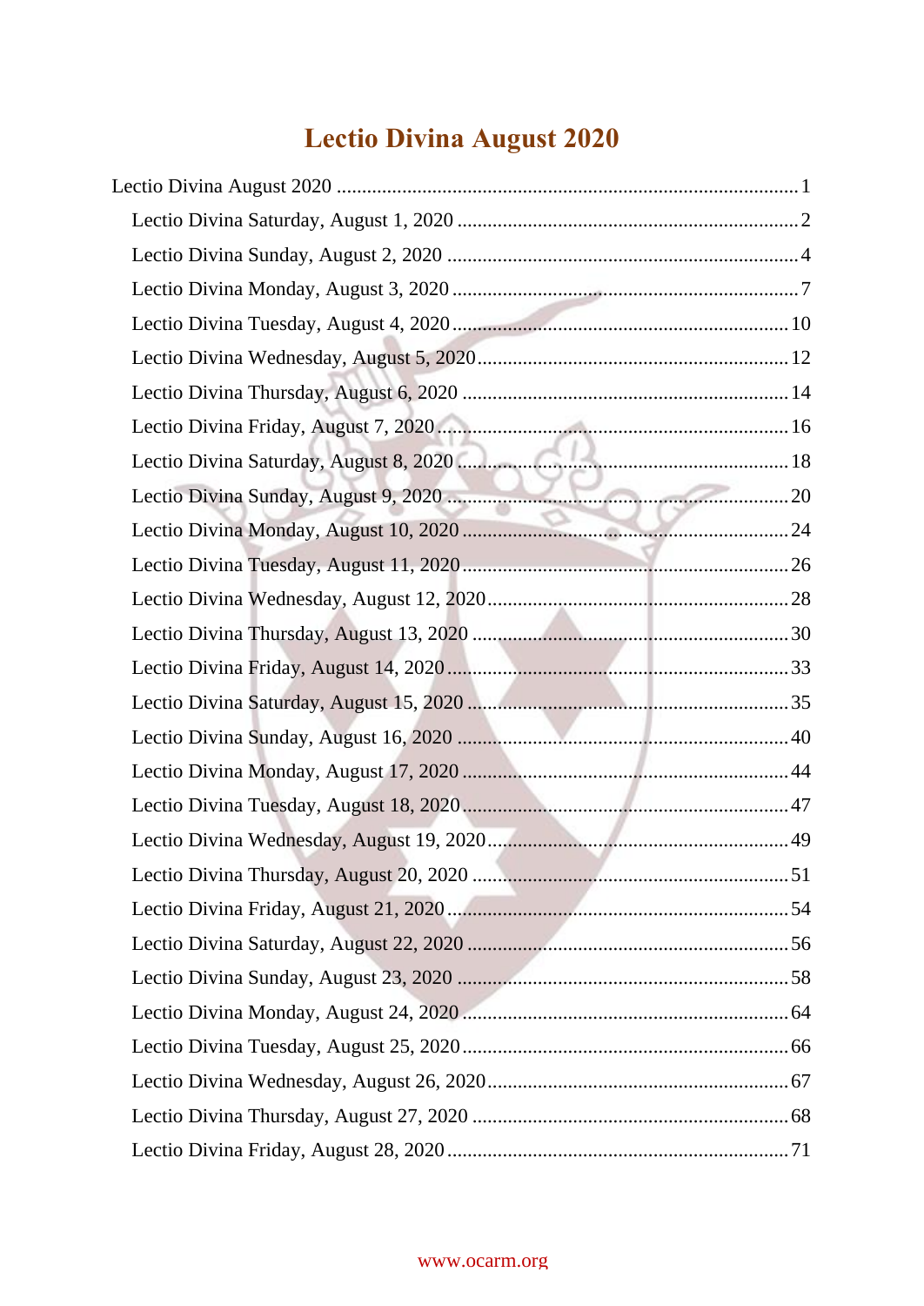# Lectio Divina August 2020

- Lectio Divina August 2020 ........................................................................................... 1
  - Lectio Divina Saturday, August 1, 2020 ................................................................... 2
  - Lectio Divina Sunday, August 2, 2020 ..................................................................... 4
  - Lectio Divina Monday, August 3, 2020 ..................................................................... 7
  - Lectio Divina Tuesday, August 4, 2020 ................................................................... 10
  - Lectio Divina Wednesday, August 5, 2020 ............................................................. 12
  - Lectio Divina Thursday, August 6, 2020 ................................................................ 14
  - Lectio Divina Friday, August 7, 2020 ..................................................................... 16
  - Lectio Divina Saturday, August 8, 2020 ................................................................. 18
  - Lectio Divina Sunday, August 9, 2020 ................................................................... 20
  - Lectio Divina Monday, August 10, 2020 ................................................................ 24
  - Lectio Divina Tuesday, August 11, 2020 ................................................................ 26
  - Lectio Divina Wednesday, August 12, 2020 ........................................................... 28
  - Lectio Divina Thursday, August 13, 2020 .............................................................. 30
  - Lectio Divina Friday, August 14, 2020 ................................................................... 33
  - Lectio Divina Saturday, August 15, 2020 ............................................................... 35
  - Lectio Divina Sunday, August 16, 2020 ................................................................. 40
  - Lectio Divina Monday, August 17, 2020 ................................................................ 44
  - Lectio Divina Tuesday, August 18, 2020 ................................................................ 47
  - Lectio Divina Wednesday, August 19, 2020 ........................................................... 49
  - Lectio Divina Thursday, August 20, 2020 .............................................................. 51
  - Lectio Divina Friday, August 21, 2020 ................................................................... 54
  - Lectio Divina Saturday, August 22, 2020 ............................................................... 56
  - Lectio Divina Sunday, August 23, 2020 ................................................................. 58
  - Lectio Divina Monday, August 24, 2020 ................................................................ 64
  - Lectio Divina Tuesday, August 25, 2020 ................................................................ 66
  - Lectio Divina Wednesday, August 26, 2020 ........................................................... 67
  - Lectio Divina Thursday, August 27, 2020 .............................................................. 68
  - Lectio Divina Friday, August 28, 2020 ................................................................... 71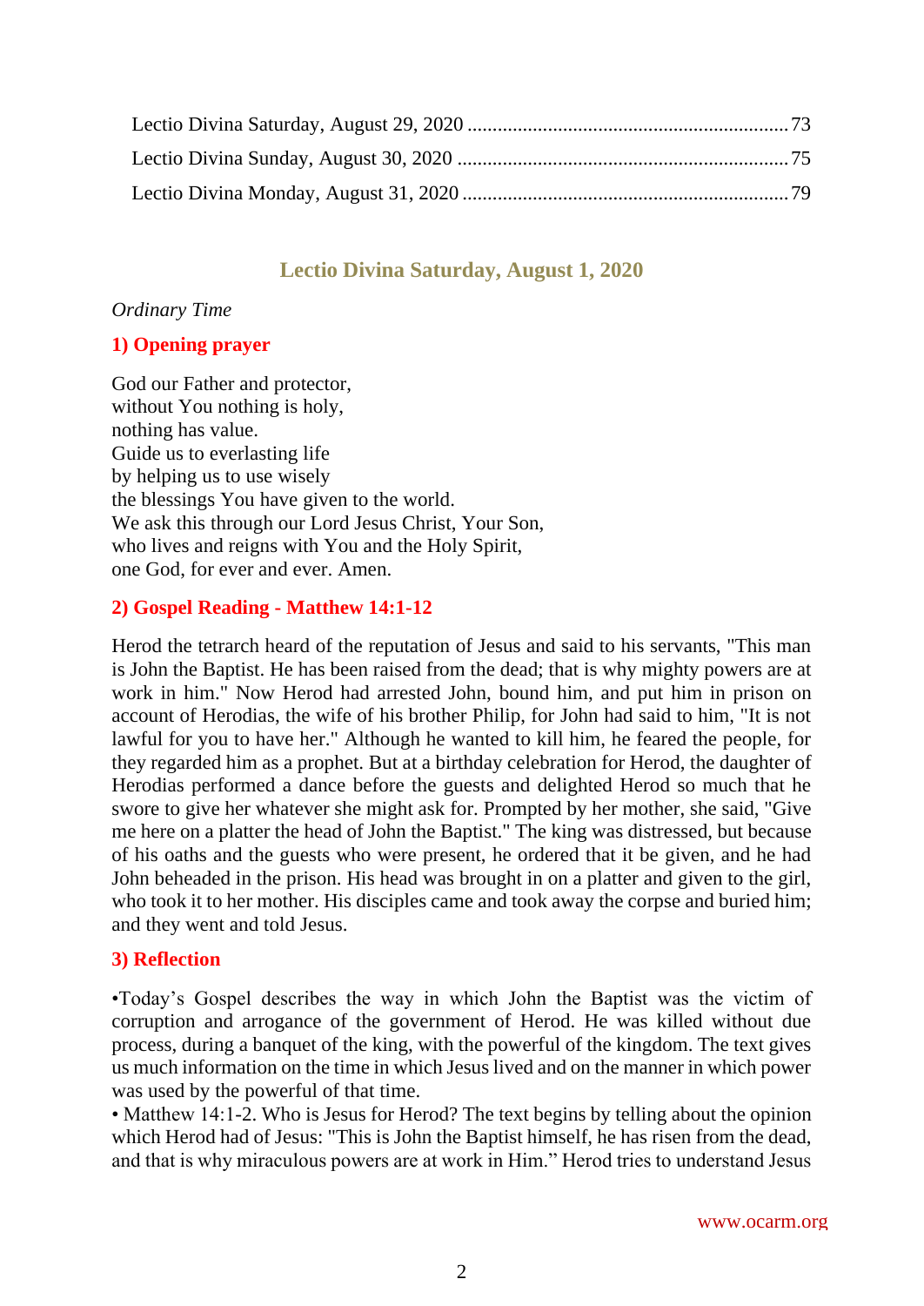Lectio Divina Saturday, August 29, 2020 .............................................................. 73
Lectio Divina Sunday, August 30, 2020 ................................................................ 75
Lectio Divina Monday, August 31, 2020 ............................................................... 79

## Lectio Divina Saturday, August 1, 2020

*Ordinary Time*

### 1) Opening prayer

God our Father and protector,
without You nothing is holy,
nothing has value.
Guide us to everlasting life
by helping us to use wisely
the blessings You have given to the world.
We ask this through our Lord Jesus Christ, Your Son,
who lives and reigns with You and the Holy Spirit,
one God, for ever and ever. Amen.

### 2) Gospel Reading - Matthew 14:1-12

Herod the tetrarch heard of the reputation of Jesus and said to his servants, "This man is John the Baptist. He has been raised from the dead; that is why mighty powers are at work in him." Now Herod had arrested John, bound him, and put him in prison on account of Herodias, the wife of his brother Philip, for John had said to him, "It is not lawful for you to have her." Although he wanted to kill him, he feared the people, for they regarded him as a prophet. But at a birthday celebration for Herod, the daughter of Herodias performed a dance before the guests and delighted Herod so much that he swore to give her whatever she might ask for. Prompted by her mother, she said, "Give me here on a platter the head of John the Baptist." The king was distressed, but because of his oaths and the guests who were present, he ordered that it be given, and he had John beheaded in the prison. His head was brought in on a platter and given to the girl, who took it to her mother. His disciples came and took away the corpse and buried him; and they went and told Jesus.

### 3) Reflection

•Today's Gospel describes the way in which John the Baptist was the victim of corruption and arrogance of the government of Herod. He was killed without due process, during a banquet of the king, with the powerful of the kingdom. The text gives us much information on the time in which Jesus lived and on the manner in which power was used by the powerful of that time.

• Matthew 14:1-2. Who is Jesus for Herod? The text begins by telling about the opinion which Herod had of Jesus: "This is John the Baptist himself, he has risen from the dead, and that is why miraculous powers are at work in Him." Herod tries to understand Jesus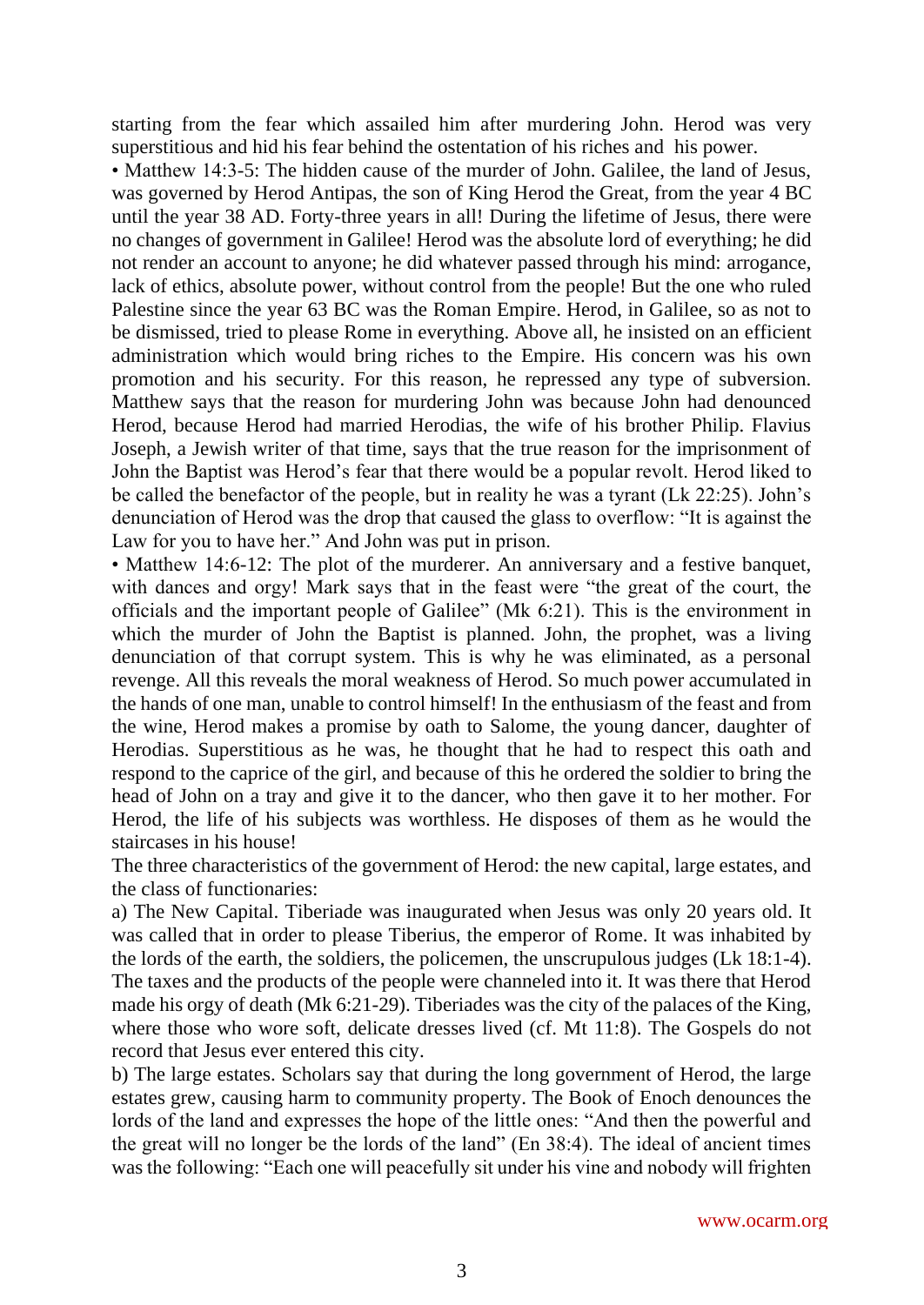starting from the fear which assailed him after murdering John. Herod was very superstitious and hid his fear behind the ostentation of his riches and his power.

• Matthew 14:3-5: The hidden cause of the murder of John. Galilee, the land of Jesus, was governed by Herod Antipas, the son of King Herod the Great, from the year 4 BC until the year 38 AD. Forty-three years in all! During the lifetime of Jesus, there were no changes of government in Galilee! Herod was the absolute lord of everything; he did not render an account to anyone; he did whatever passed through his mind: arrogance, lack of ethics, absolute power, without control from the people! But the one who ruled Palestine since the year 63 BC was the Roman Empire. Herod, in Galilee, so as not to be dismissed, tried to please Rome in everything. Above all, he insisted on an efficient administration which would bring riches to the Empire. His concern was his own promotion and his security. For this reason, he repressed any type of subversion. Matthew says that the reason for murdering John was because John had denounced Herod, because Herod had married Herodias, the wife of his brother Philip. Flavius Joseph, a Jewish writer of that time, says that the true reason for the imprisonment of John the Baptist was Herod's fear that there would be a popular revolt. Herod liked to be called the benefactor of the people, but in reality he was a tyrant (Lk 22:25). John's denunciation of Herod was the drop that caused the glass to overflow: "It is against the Law for you to have her." And John was put in prison.

• Matthew 14:6-12: The plot of the murderer. An anniversary and a festive banquet, with dances and orgy! Mark says that in the feast were "the great of the court, the officials and the important people of Galilee" (Mk 6:21). This is the environment in which the murder of John the Baptist is planned. John, the prophet, was a living denunciation of that corrupt system. This is why he was eliminated, as a personal revenge. All this reveals the moral weakness of Herod. So much power accumulated in the hands of one man, unable to control himself! In the enthusiasm of the feast and from the wine, Herod makes a promise by oath to Salome, the young dancer, daughter of Herodias. Superstitious as he was, he thought that he had to respect this oath and respond to the caprice of the girl, and because of this he ordered the soldier to bring the head of John on a tray and give it to the dancer, who then gave it to her mother. For Herod, the life of his subjects was worthless. He disposes of them as he would the staircases in his house!

The three characteristics of the government of Herod: the new capital, large estates, and the class of functionaries:

a) The New Capital. Tiberiade was inaugurated when Jesus was only 20 years old. It was called that in order to please Tiberius, the emperor of Rome. It was inhabited by the lords of the earth, the soldiers, the policemen, the unscrupulous judges (Lk 18:1-4). The taxes and the products of the people were channeled into it. It was there that Herod made his orgy of death (Mk 6:21-29). Tiberiades was the city of the palaces of the King, where those who wore soft, delicate dresses lived (cf. Mt 11:8). The Gospels do not record that Jesus ever entered this city.

b) The large estates. Scholars say that during the long government of Herod, the large estates grew, causing harm to community property. The Book of Enoch denounces the lords of the land and expresses the hope of the little ones: "And then the powerful and the great will no longer be the lords of the land" (En 38:4). The ideal of ancient times was the following: "Each one will peacefully sit under his vine and nobody will frighten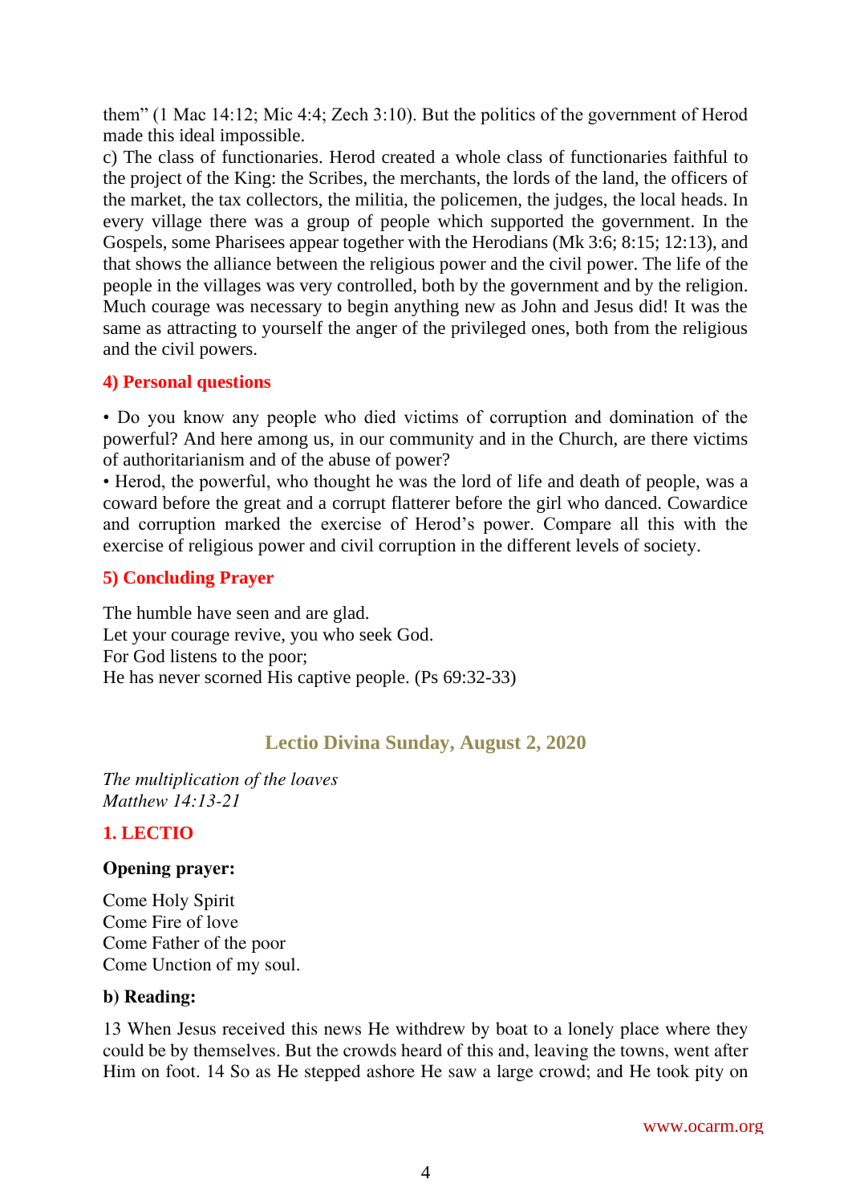them" (1 Mac 14:12; Mic 4:4; Zech 3:10). But the politics of the government of Herod made this ideal impossible.

c) The class of functionaries. Herod created a whole class of functionaries faithful to the project of the King: the Scribes, the merchants, the lords of the land, the officers of the market, the tax collectors, the militia, the policemen, the judges, the local heads. In every village there was a group of people which supported the government. In the Gospels, some Pharisees appear together with the Herodians (Mk 3:6; 8:15; 12:13), and that shows the alliance between the religious power and the civil power. The life of the people in the villages was very controlled, both by the government and by the religion. Much courage was necessary to begin anything new as John and Jesus did! It was the same as attracting to yourself the anger of the privileged ones, both from the religious and the civil powers.

### 4) Personal questions

• Do you know any people who died victims of corruption and domination of the powerful? And here among us, in our community and in the Church, are there victims of authoritarianism and of the abuse of power?

• Herod, the powerful, who thought he was the lord of life and death of people, was a coward before the great and a corrupt flatterer before the girl who danced. Cowardice and corruption marked the exercise of Herod's power. Compare all this with the exercise of religious power and civil corruption in the different levels of society.

### 5) Concluding Prayer

The humble have seen and are glad.
Let your courage revive, you who seek God.
For God listens to the poor;
He has never scorned His captive people. (Ps 69:32-33)

## Lectio Divina Sunday, August 2, 2020

*The multiplication of the loaves*
*Matthew 14:13-21*

### 1. LECTIO

**Opening prayer:**

Come Holy Spirit
Come Fire of love
Come Father of the poor
Come Unction of my soul.

**b) Reading:**

13 When Jesus received this news He withdrew by boat to a lonely place where they could be by themselves. But the crowds heard of this and, leaving the towns, went after Him on foot. 14 So as He stepped ashore He saw a large crowd; and He took pity on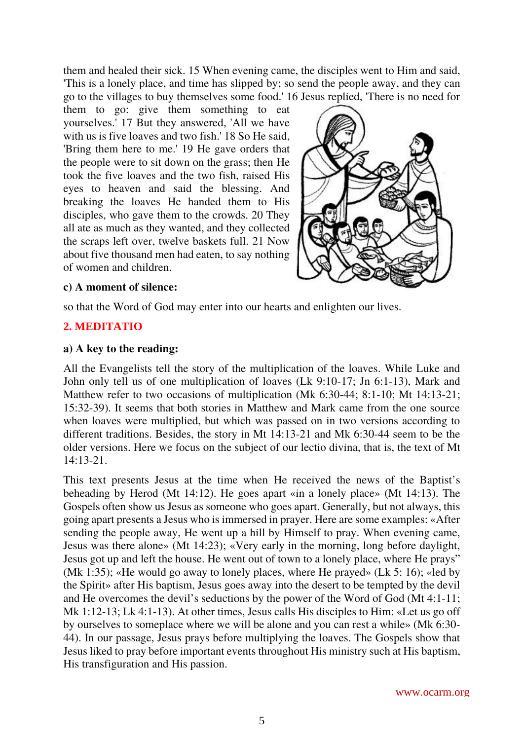them and healed their sick. 15 When evening came, the disciples went to Him and said, 'This is a lonely place, and time has slipped by; so send the people away, and they can go to the villages to buy themselves some food.' 16 Jesus replied, 'There is no need for them to go: give them something to eat yourselves.' 17 But they answered, 'All we have with us is five loaves and two fish.' 18 So He said, 'Bring them here to me.' 19 He gave orders that the people were to sit down on the grass; then He took the five loaves and the two fish, raised His eyes to heaven and said the blessing. And breaking the loaves He handed them to His disciples, who gave them to the crowds. 20 They all ate as much as they wanted, and they collected the scraps left over, twelve baskets full. 21 Now about five thousand men had eaten, to say nothing of women and children.

**c) A moment of silence:**

so that the Word of God may enter into our hearts and enlighten our lives.

## 2. MEDITATIO

**a) A key to the reading:**

All the Evangelists tell the story of the multiplication of the loaves. While Luke and John only tell us of one multiplication of loaves (Lk 9:10-17; Jn 6:1-13), Mark and Matthew refer to two occasions of multiplication (Mk 6:30-44; 8:1-10; Mt 14:13-21; 15:32-39). It seems that both stories in Matthew and Mark came from the one source when loaves were multiplied, but which was passed on in two versions according to different traditions. Besides, the story in Mt 14:13-21 and Mk 6:30-44 seem to be the older versions. Here we focus on the subject of our lectio divina, that is, the text of Mt 14:13-21.

This text presents Jesus at the time when He received the news of the Baptist's beheading by Herod (Mt 14:12). He goes apart «in a lonely place» (Mt 14:13). The Gospels often show us Jesus as someone who goes apart. Generally, but not always, this going apart presents a Jesus who is immersed in prayer. Here are some examples: «After sending the people away, He went up a hill by Himself to pray. When evening came, Jesus was there alone» (Mt 14:23); «Very early in the morning, long before daylight, Jesus got up and left the house. He went out of town to a lonely place, where He prays" (Mk 1:35); «He would go away to lonely places, where He prayed» (Lk 5: 16); «led by the Spirit» after His baptism, Jesus goes away into the desert to be tempted by the devil and He overcomes the devil's seductions by the power of the Word of God (Mt 4:1-11; Mk 1:12-13; Lk 4:1-13). At other times, Jesus calls His disciples to Him: «Let us go off by ourselves to someplace where we will be alone and you can rest a while» (Mk 6:30-44). In our passage, Jesus prays before multiplying the loaves. The Gospels show that Jesus liked to pray before important events throughout His ministry such at His baptism, His transfiguration and His passion.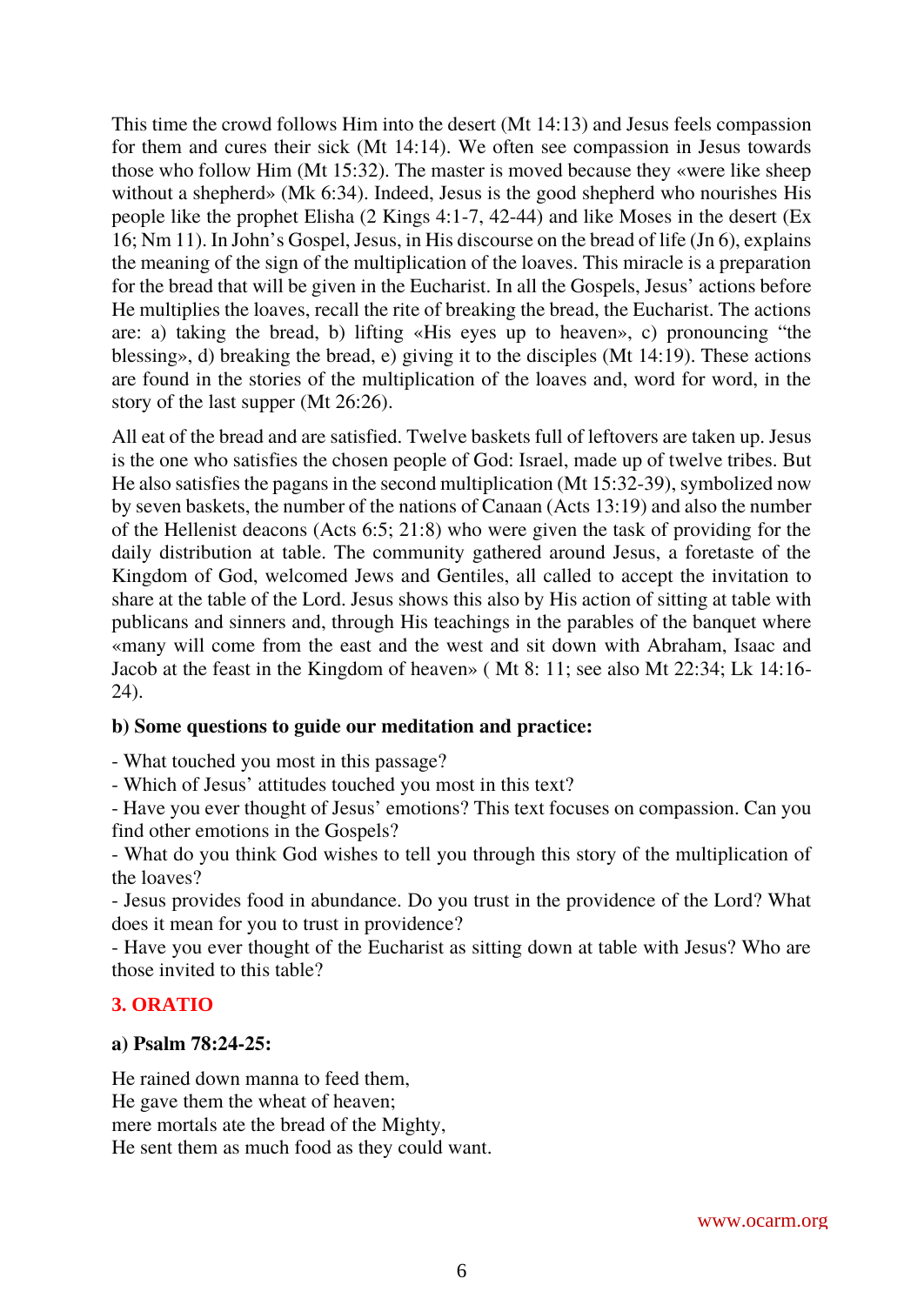This time the crowd follows Him into the desert (Mt 14:13) and Jesus feels compassion for them and cures their sick (Mt 14:14). We often see compassion in Jesus towards those who follow Him (Mt 15:32). The master is moved because they «were like sheep without a shepherd» (Mk 6:34). Indeed, Jesus is the good shepherd who nourishes His people like the prophet Elisha (2 Kings 4:1-7, 42-44) and like Moses in the desert (Ex 16; Nm 11). In John's Gospel, Jesus, in His discourse on the bread of life (Jn 6), explains the meaning of the sign of the multiplication of the loaves. This miracle is a preparation for the bread that will be given in the Eucharist. In all the Gospels, Jesus' actions before He multiplies the loaves, recall the rite of breaking the bread, the Eucharist. The actions are: a) taking the bread, b) lifting «His eyes up to heaven», c) pronouncing "the blessing», d) breaking the bread, e) giving it to the disciples (Mt 14:19). These actions are found in the stories of the multiplication of the loaves and, word for word, in the story of the last supper (Mt 26:26).

All eat of the bread and are satisfied. Twelve baskets full of leftovers are taken up. Jesus is the one who satisfies the chosen people of God: Israel, made up of twelve tribes. But He also satisfies the pagans in the second multiplication (Mt 15:32-39), symbolized now by seven baskets, the number of the nations of Canaan (Acts 13:19) and also the number of the Hellenist deacons (Acts 6:5; 21:8) who were given the task of providing for the daily distribution at table. The community gathered around Jesus, a foretaste of the Kingdom of God, welcomed Jews and Gentiles, all called to accept the invitation to share at the table of the Lord. Jesus shows this also by His action of sitting at table with publicans and sinners and, through His teachings in the parables of the banquet where «many will come from the east and the west and sit down with Abraham, Isaac and Jacob at the feast in the Kingdom of heaven» ( Mt 8: 11; see also Mt 22:34; Lk 14:16-24).

**b) Some questions to guide our meditation and practice:**

- What touched you most in this passage?
- Which of Jesus' attitudes touched you most in this text?
- Have you ever thought of Jesus' emotions? This text focuses on compassion. Can you find other emotions in the Gospels?
- What do you think God wishes to tell you through this story of the multiplication of the loaves?
- Jesus provides food in abundance. Do you trust in the providence of the Lord? What does it mean for you to trust in providence?
- Have you ever thought of the Eucharist as sitting down at table with Jesus? Who are those invited to this table?

## 3. ORATIO

**a) Psalm 78:24-25:**

He rained down manna to feed them,
He gave them the wheat of heaven;
mere mortals ate the bread of the Mighty,
He sent them as much food as they could want.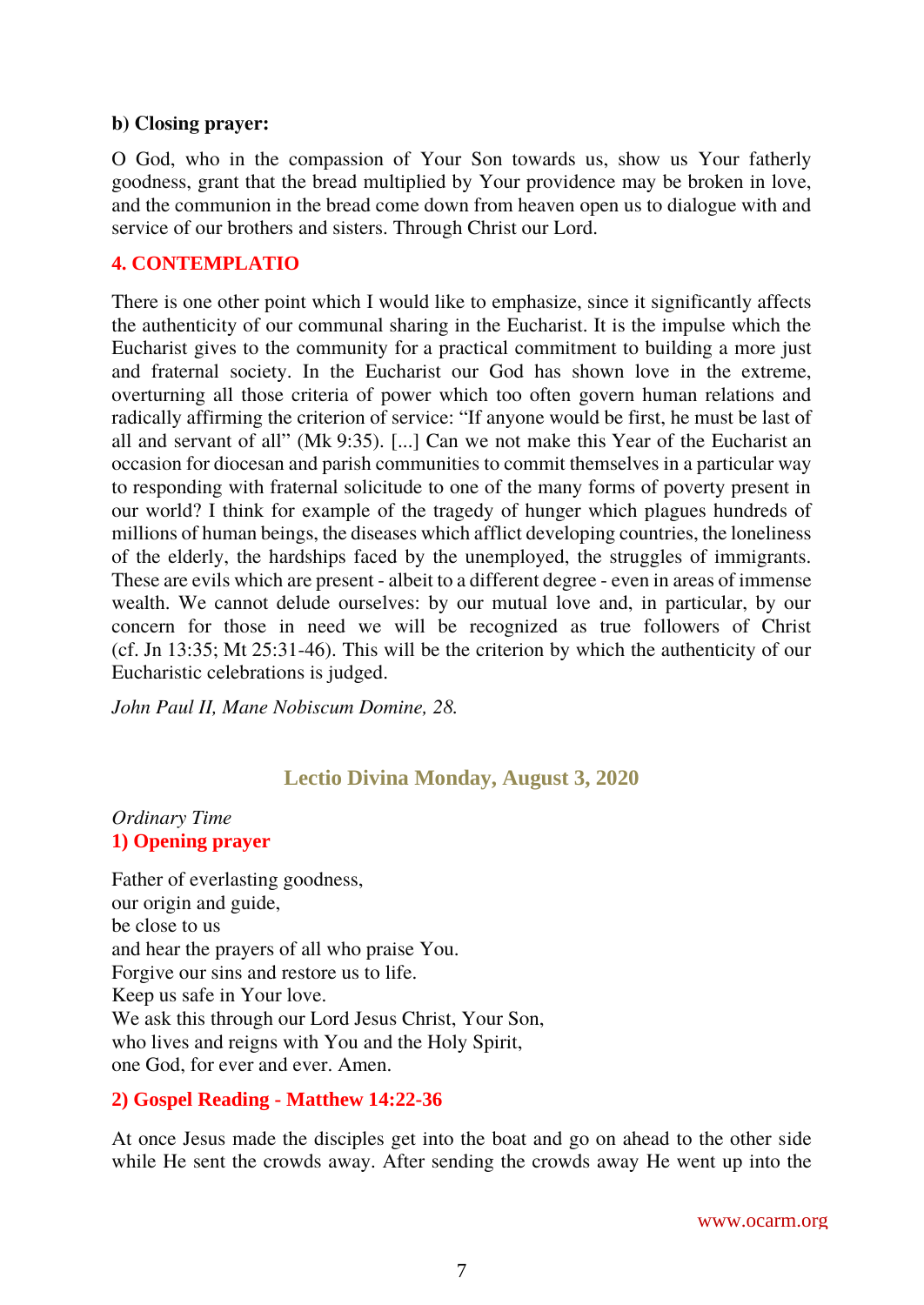**b) Closing prayer:**

O God, who in the compassion of Your Son towards us, show us Your fatherly goodness, grant that the bread multiplied by Your providence may be broken in love, and the communion in the bread come down from heaven open us to dialogue with and service of our brothers and sisters. Through Christ our Lord.

## 4. CONTEMPLATIO

There is one other point which I would like to emphasize, since it significantly affects the authenticity of our communal sharing in the Eucharist. It is the impulse which the Eucharist gives to the community for a practical commitment to building a more just and fraternal society. In the Eucharist our God has shown love in the extreme, overturning all those criteria of power which too often govern human relations and radically affirming the criterion of service: "If anyone would be first, he must be last of all and servant of all" (Mk 9:35). [...] Can we not make this Year of the Eucharist an occasion for diocesan and parish communities to commit themselves in a particular way to responding with fraternal solicitude to one of the many forms of poverty present in our world? I think for example of the tragedy of hunger which plagues hundreds of millions of human beings, the diseases which afflict developing countries, the loneliness of the elderly, the hardships faced by the unemployed, the struggles of immigrants. These are evils which are present - albeit to a different degree - even in areas of immense wealth. We cannot delude ourselves: by our mutual love and, in particular, by our concern for those in need we will be recognized as true followers of Christ (cf. Jn 13:35; Mt 25:31-46). This will be the criterion by which the authenticity of our Eucharistic celebrations is judged.

*John Paul II, Mane Nobiscum Domine, 28.*

# Lectio Divina Monday, August 3, 2020

*Ordinary Time*

## 1) Opening prayer

Father of everlasting goodness,
our origin and guide,
be close to us
and hear the prayers of all who praise You.
Forgive our sins and restore us to life.
Keep us safe in Your love.
We ask this through our Lord Jesus Christ, Your Son,
who lives and reigns with You and the Holy Spirit,
one God, for ever and ever. Amen.

## 2) Gospel Reading - Matthew 14:22-36

At once Jesus made the disciples get into the boat and go on ahead to the other side while He sent the crowds away. After sending the crowds away He went up into the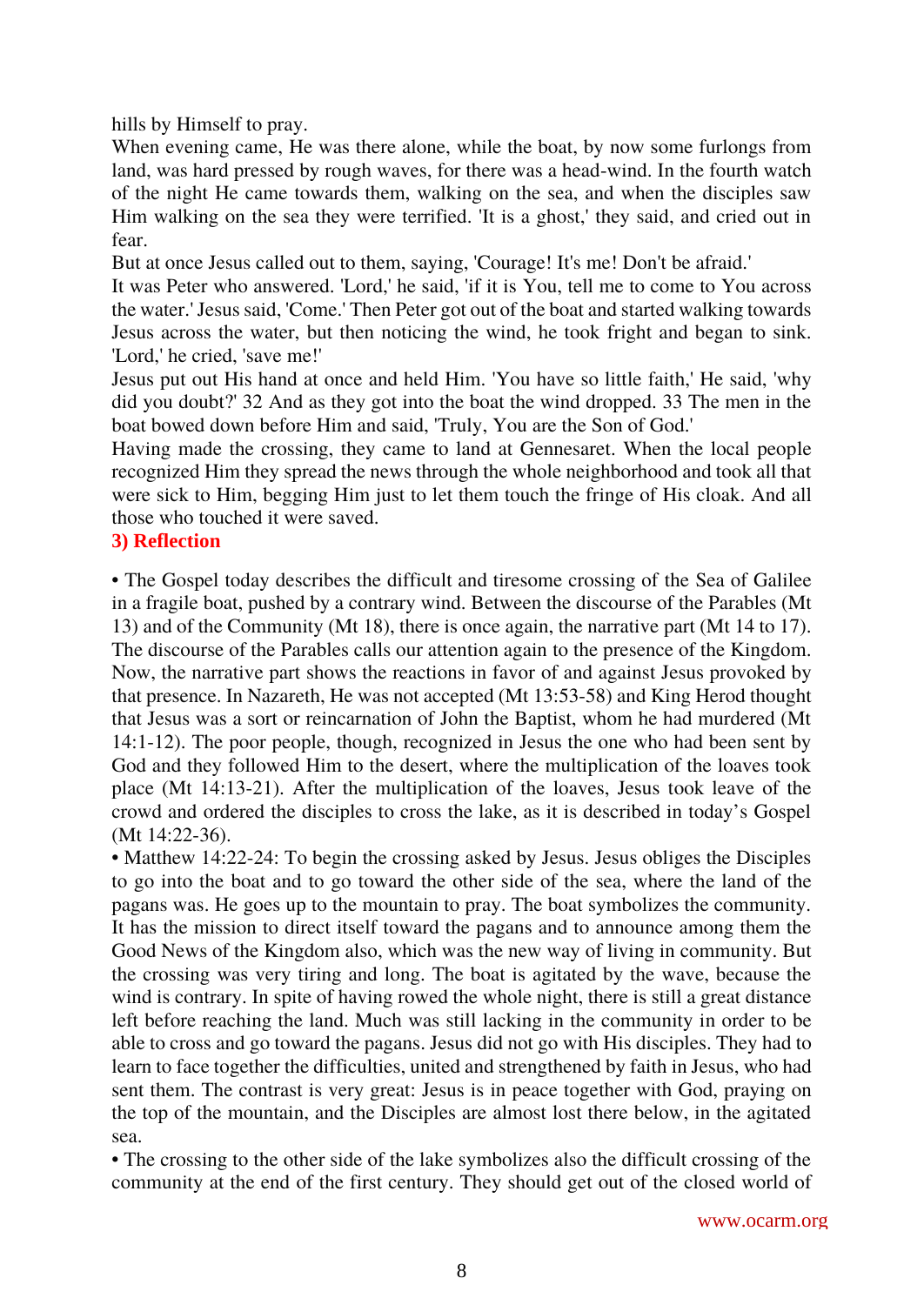hills by Himself to pray.

When evening came, He was there alone, while the boat, by now some furlongs from land, was hard pressed by rough waves, for there was a head-wind. In the fourth watch of the night He came towards them, walking on the sea, and when the disciples saw Him walking on the sea they were terrified. 'It is a ghost,' they said, and cried out in fear.

But at once Jesus called out to them, saying, 'Courage! It's me! Don't be afraid.'

It was Peter who answered. 'Lord,' he said, 'if it is You, tell me to come to You across the water.' Jesus said, 'Come.' Then Peter got out of the boat and started walking towards Jesus across the water, but then noticing the wind, he took fright and began to sink. 'Lord,' he cried, 'save me!'

Jesus put out His hand at once and held Him. 'You have so little faith,' He said, 'why did you doubt?' 32 And as they got into the boat the wind dropped. 33 The men in the boat bowed down before Him and said, 'Truly, You are the Son of God.'

Having made the crossing, they came to land at Gennesaret. When the local people recognized Him they spread the news through the whole neighborhood and took all that were sick to Him, begging Him just to let them touch the fringe of His cloak. And all those who touched it were saved.

**3) Reflection**

• The Gospel today describes the difficult and tiresome crossing of the Sea of Galilee in a fragile boat, pushed by a contrary wind. Between the discourse of the Parables (Mt 13) and of the Community (Mt 18), there is once again, the narrative part (Mt 14 to 17). The discourse of the Parables calls our attention again to the presence of the Kingdom. Now, the narrative part shows the reactions in favor of and against Jesus provoked by that presence. In Nazareth, He was not accepted (Mt 13:53-58) and King Herod thought that Jesus was a sort or reincarnation of John the Baptist, whom he had murdered (Mt 14:1-12). The poor people, though, recognized in Jesus the one who had been sent by God and they followed Him to the desert, where the multiplication of the loaves took place (Mt 14:13-21). After the multiplication of the loaves, Jesus took leave of the crowd and ordered the disciples to cross the lake, as it is described in today's Gospel (Mt 14:22-36).

• Matthew 14:22-24: To begin the crossing asked by Jesus. Jesus obliges the Disciples to go into the boat and to go toward the other side of the sea, where the land of the pagans was. He goes up to the mountain to pray. The boat symbolizes the community. It has the mission to direct itself toward the pagans and to announce among them the Good News of the Kingdom also, which was the new way of living in community. But the crossing was very tiring and long. The boat is agitated by the wave, because the wind is contrary. In spite of having rowed the whole night, there is still a great distance left before reaching the land. Much was still lacking in the community in order to be able to cross and go toward the pagans. Jesus did not go with His disciples. They had to learn to face together the difficulties, united and strengthened by faith in Jesus, who had sent them. The contrast is very great: Jesus is in peace together with God, praying on the top of the mountain, and the Disciples are almost lost there below, in the agitated sea.

• The crossing to the other side of the lake symbolizes also the difficult crossing of the community at the end of the first century. They should get out of the closed world of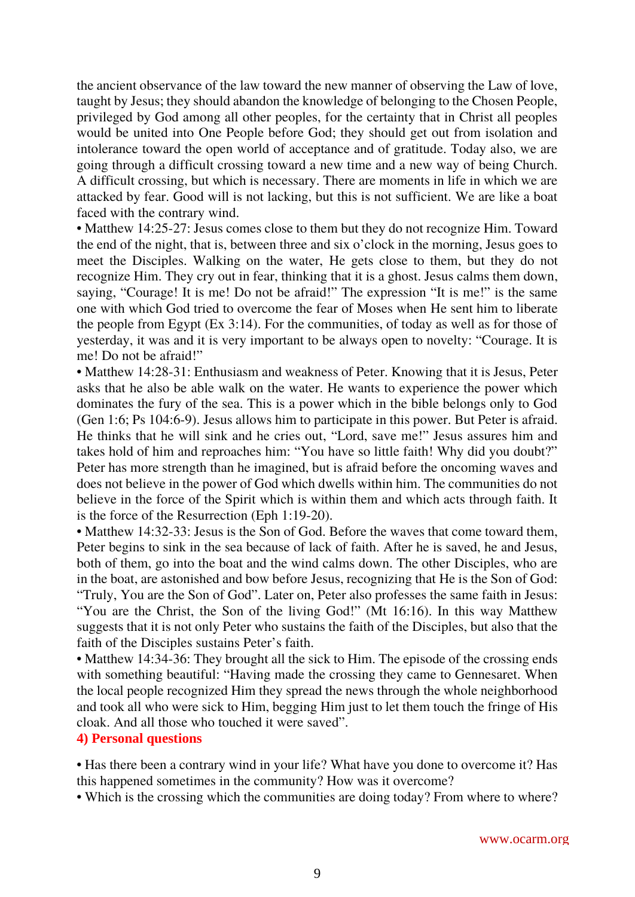the ancient observance of the law toward the new manner of observing the Law of love, taught by Jesus; they should abandon the knowledge of belonging to the Chosen People, privileged by God among all other peoples, for the certainty that in Christ all peoples would be united into One People before God; they should get out from isolation and intolerance toward the open world of acceptance and of gratitude. Today also, we are going through a difficult crossing toward a new time and a new way of being Church. A difficult crossing, but which is necessary. There are moments in life in which we are attacked by fear. Good will is not lacking, but this is not sufficient. We are like a boat faced with the contrary wind.

• Matthew 14:25-27: Jesus comes close to them but they do not recognize Him. Toward the end of the night, that is, between three and six o'clock in the morning, Jesus goes to meet the Disciples. Walking on the water, He gets close to them, but they do not recognize Him. They cry out in fear, thinking that it is a ghost. Jesus calms them down, saying, "Courage! It is me! Do not be afraid!" The expression "It is me!" is the same one with which God tried to overcome the fear of Moses when He sent him to liberate the people from Egypt (Ex 3:14). For the communities, of today as well as for those of yesterday, it was and it is very important to be always open to novelty: "Courage. It is me! Do not be afraid!"

• Matthew 14:28-31: Enthusiasm and weakness of Peter. Knowing that it is Jesus, Peter asks that he also be able walk on the water. He wants to experience the power which dominates the fury of the sea. This is a power which in the bible belongs only to God (Gen 1:6; Ps 104:6-9). Jesus allows him to participate in this power. But Peter is afraid. He thinks that he will sink and he cries out, "Lord, save me!" Jesus assures him and takes hold of him and reproaches him: "You have so little faith! Why did you doubt?" Peter has more strength than he imagined, but is afraid before the oncoming waves and does not believe in the power of God which dwells within him. The communities do not believe in the force of the Spirit which is within them and which acts through faith. It is the force of the Resurrection (Eph 1:19-20).

• Matthew 14:32-33: Jesus is the Son of God. Before the waves that come toward them, Peter begins to sink in the sea because of lack of faith. After he is saved, he and Jesus, both of them, go into the boat and the wind calms down. The other Disciples, who are in the boat, are astonished and bow before Jesus, recognizing that He is the Son of God: "Truly, You are the Son of God". Later on, Peter also professes the same faith in Jesus: "You are the Christ, the Son of the living God!" (Mt 16:16). In this way Matthew suggests that it is not only Peter who sustains the faith of the Disciples, but also that the faith of the Disciples sustains Peter's faith.

• Matthew 14:34-36: They brought all the sick to Him. The episode of the crossing ends with something beautiful: "Having made the crossing they came to Gennesaret. When the local people recognized Him they spread the news through the whole neighborhood and took all who were sick to Him, begging Him just to let them touch the fringe of His cloak. And all those who touched it were saved".

**4) Personal questions**

• Has there been a contrary wind in your life? What have you done to overcome it? Has this happened sometimes in the community? How was it overcome?

• Which is the crossing which the communities are doing today? From where to where?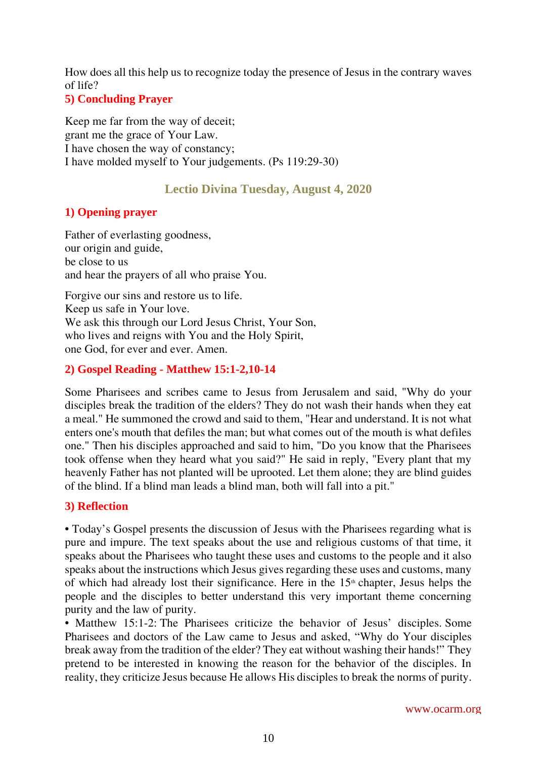How does all this help us to recognize today the presence of Jesus in the contrary waves of life?

### 5) Concluding Prayer

Keep me far from the way of deceit;
grant me the grace of Your Law.
I have chosen the way of constancy;
I have molded myself to Your judgements. (Ps 119:29-30)

## Lectio Divina Tuesday, August 4, 2020

### 1) Opening prayer

Father of everlasting goodness,
our origin and guide,
be close to us
and hear the prayers of all who praise You.

Forgive our sins and restore us to life.
Keep us safe in Your love.
We ask this through our Lord Jesus Christ, Your Son,
who lives and reigns with You and the Holy Spirit,
one God, for ever and ever. Amen.

### 2) Gospel Reading - Matthew 15:1-2,10-14

Some Pharisees and scribes came to Jesus from Jerusalem and said, "Why do your disciples break the tradition of the elders? They do not wash their hands when they eat a meal." He summoned the crowd and said to them, "Hear and understand. It is not what enters one's mouth that defiles the man; but what comes out of the mouth is what defiles one." Then his disciples approached and said to him, "Do you know that the Pharisees took offense when they heard what you said?" He said in reply, "Every plant that my heavenly Father has not planted will be uprooted. Let them alone; they are blind guides of the blind. If a blind man leads a blind man, both will fall into a pit."

### 3) Reflection

• Today's Gospel presents the discussion of Jesus with the Pharisees regarding what is pure and impure. The text speaks about the use and religious customs of that time, it speaks about the Pharisees who taught these uses and customs to the people and it also speaks about the instructions which Jesus gives regarding these uses and customs, many of which had already lost their significance. Here in the 15th chapter, Jesus helps the people and the disciples to better understand this very important theme concerning purity and the law of purity.

• Matthew 15:1-2: The Pharisees criticize the behavior of Jesus' disciples. Some Pharisees and doctors of the Law came to Jesus and asked, "Why do Your disciples break away from the tradition of the elder? They eat without washing their hands!" They pretend to be interested in knowing the reason for the behavior of the disciples. In reality, they criticize Jesus because He allows His disciples to break the norms of purity.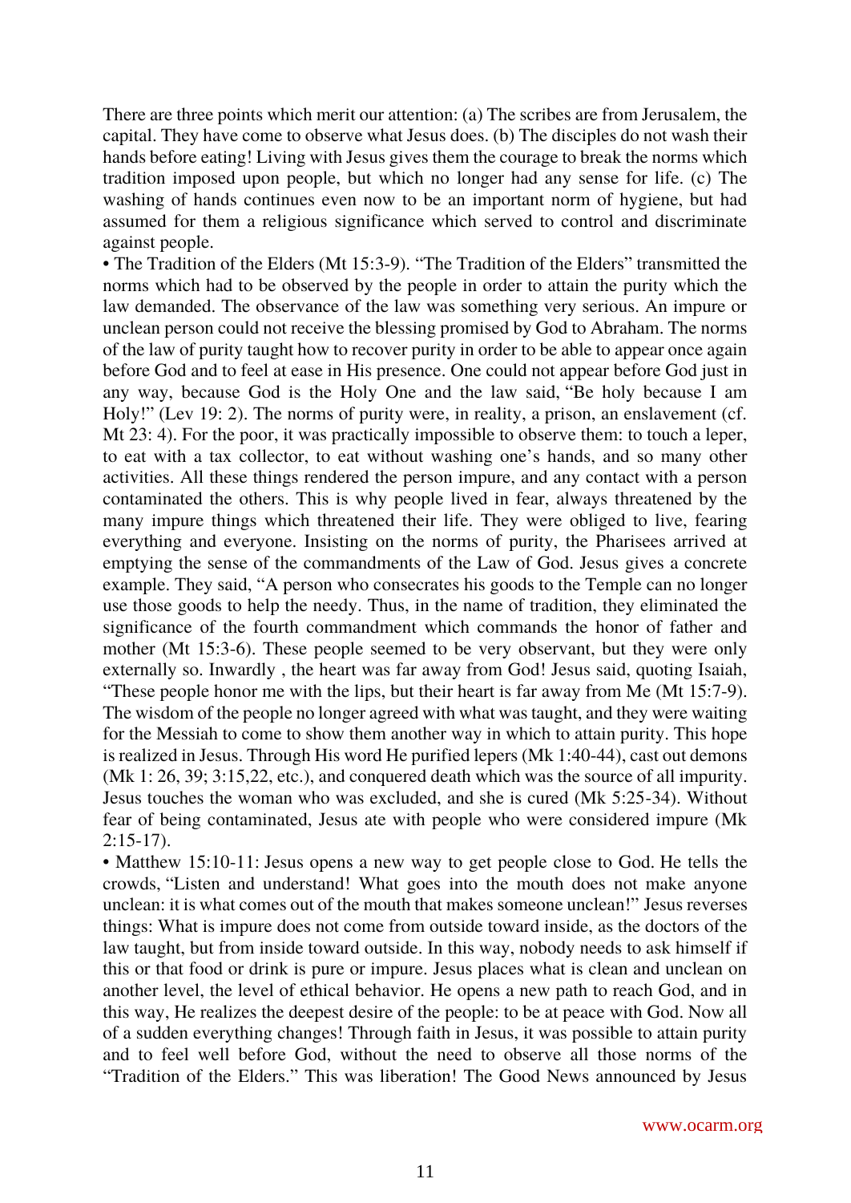There are three points which merit our attention: (a) The scribes are from Jerusalem, the capital. They have come to observe what Jesus does. (b) The disciples do not wash their hands before eating! Living with Jesus gives them the courage to break the norms which tradition imposed upon people, but which no longer had any sense for life. (c) The washing of hands continues even now to be an important norm of hygiene, but had assumed for them a religious significance which served to control and discriminate against people.

• The Tradition of the Elders (Mt 15:3-9). "The Tradition of the Elders" transmitted the norms which had to be observed by the people in order to attain the purity which the law demanded. The observance of the law was something very serious. An impure or unclean person could not receive the blessing promised by God to Abraham. The norms of the law of purity taught how to recover purity in order to be able to appear once again before God and to feel at ease in His presence. One could not appear before God just in any way, because God is the Holy One and the law said, "Be holy because I am Holy!" (Lev 19: 2). The norms of purity were, in reality, a prison, an enslavement (cf. Mt 23: 4). For the poor, it was practically impossible to observe them: to touch a leper, to eat with a tax collector, to eat without washing one's hands, and so many other activities. All these things rendered the person impure, and any contact with a person contaminated the others. This is why people lived in fear, always threatened by the many impure things which threatened their life. They were obliged to live, fearing everything and everyone. Insisting on the norms of purity, the Pharisees arrived at emptying the sense of the commandments of the Law of God. Jesus gives a concrete example. They said, "A person who consecrates his goods to the Temple can no longer use those goods to help the needy. Thus, in the name of tradition, they eliminated the significance of the fourth commandment which commands the honor of father and mother (Mt 15:3-6). These people seemed to be very observant, but they were only externally so. Inwardly , the heart was far away from God! Jesus said, quoting Isaiah, "These people honor me with the lips, but their heart is far away from Me (Mt 15:7-9). The wisdom of the people no longer agreed with what was taught, and they were waiting for the Messiah to come to show them another way in which to attain purity. This hope is realized in Jesus. Through His word He purified lepers (Mk 1:40-44), cast out demons (Mk 1: 26, 39; 3:15,22, etc.), and conquered death which was the source of all impurity. Jesus touches the woman who was excluded, and she is cured (Mk 5:25-34). Without fear of being contaminated, Jesus ate with people who were considered impure (Mk 2:15-17).

• Matthew 15:10-11: Jesus opens a new way to get people close to God. He tells the crowds, "Listen and understand! What goes into the mouth does not make anyone unclean: it is what comes out of the mouth that makes someone unclean!" Jesus reverses things: What is impure does not come from outside toward inside, as the doctors of the law taught, but from inside toward outside. In this way, nobody needs to ask himself if this or that food or drink is pure or impure. Jesus places what is clean and unclean on another level, the level of ethical behavior. He opens a new path to reach God, and in this way, He realizes the deepest desire of the people: to be at peace with God. Now all of a sudden everything changes! Through faith in Jesus, it was possible to attain purity and to feel well before God, without the need to observe all those norms of the "Tradition of the Elders." This was liberation! The Good News announced by Jesus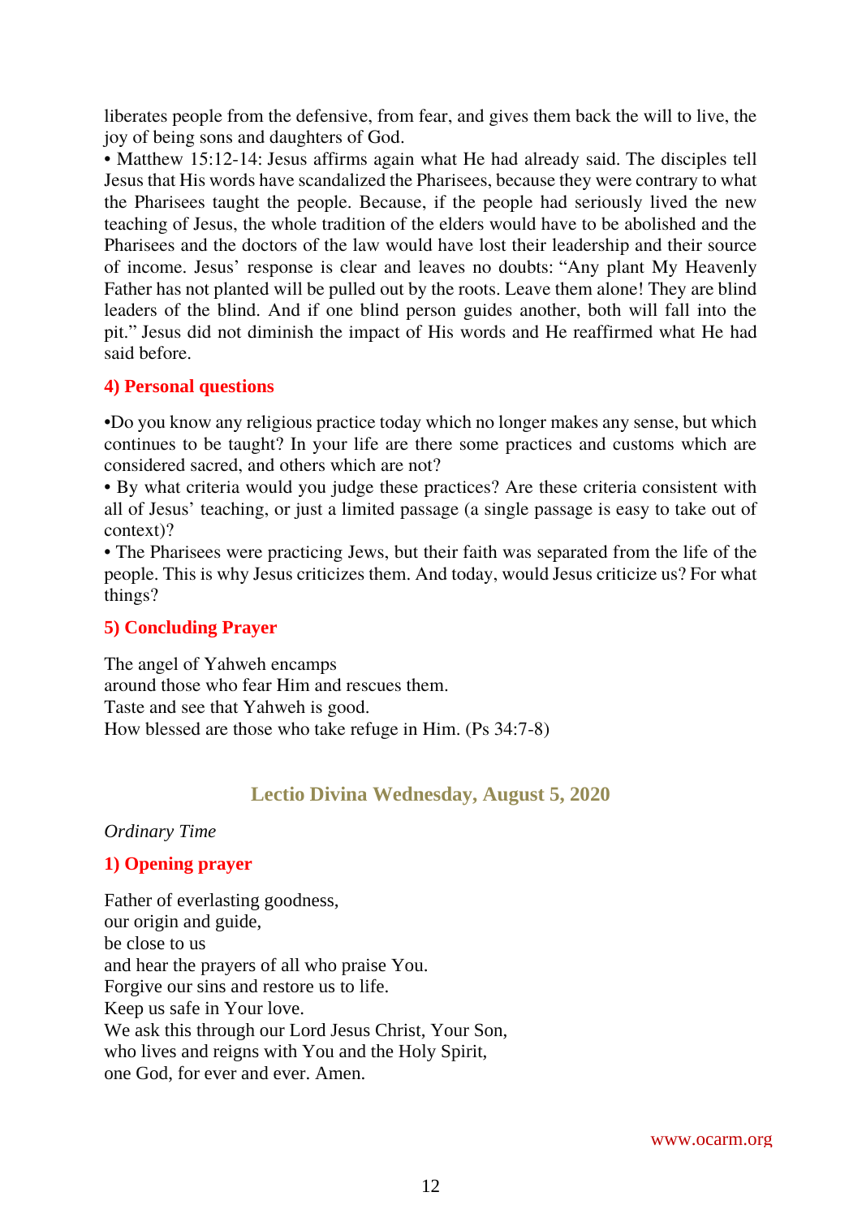liberates people from the defensive, from fear, and gives them back the will to live, the joy of being sons and daughters of God.

• Matthew 15:12-14: Jesus affirms again what He had already said. The disciples tell Jesus that His words have scandalized the Pharisees, because they were contrary to what the Pharisees taught the people. Because, if the people had seriously lived the new teaching of Jesus, the whole tradition of the elders would have to be abolished and the Pharisees and the doctors of the law would have lost their leadership and their source of income. Jesus' response is clear and leaves no doubts: "Any plant My Heavenly Father has not planted will be pulled out by the roots. Leave them alone! They are blind leaders of the blind. And if one blind person guides another, both will fall into the pit." Jesus did not diminish the impact of His words and He reaffirmed what He had said before.

### 4) Personal questions

•Do you know any religious practice today which no longer makes any sense, but which continues to be taught? In your life are there some practices and customs which are considered sacred, and others which are not?

• By what criteria would you judge these practices? Are these criteria consistent with all of Jesus' teaching, or just a limited passage (a single passage is easy to take out of context)?

• The Pharisees were practicing Jews, but their faith was separated from the life of the people. This is why Jesus criticizes them. And today, would Jesus criticize us? For what things?

### 5) Concluding Prayer

The angel of Yahweh encamps  
around those who fear Him and rescues them.  
Taste and see that Yahweh is good.  
How blessed are those who take refuge in Him. (Ps 34:7-8)

## Lectio Divina Wednesday, August 5, 2020

*Ordinary Time*

### 1) Opening prayer

Father of everlasting goodness,  
our origin and guide,  
be close to us  
and hear the prayers of all who praise You.  
Forgive our sins and restore us to life.  
Keep us safe in Your love.  
We ask this through our Lord Jesus Christ, Your Son,  
who lives and reigns with You and the Holy Spirit,  
one God, for ever and ever. Amen.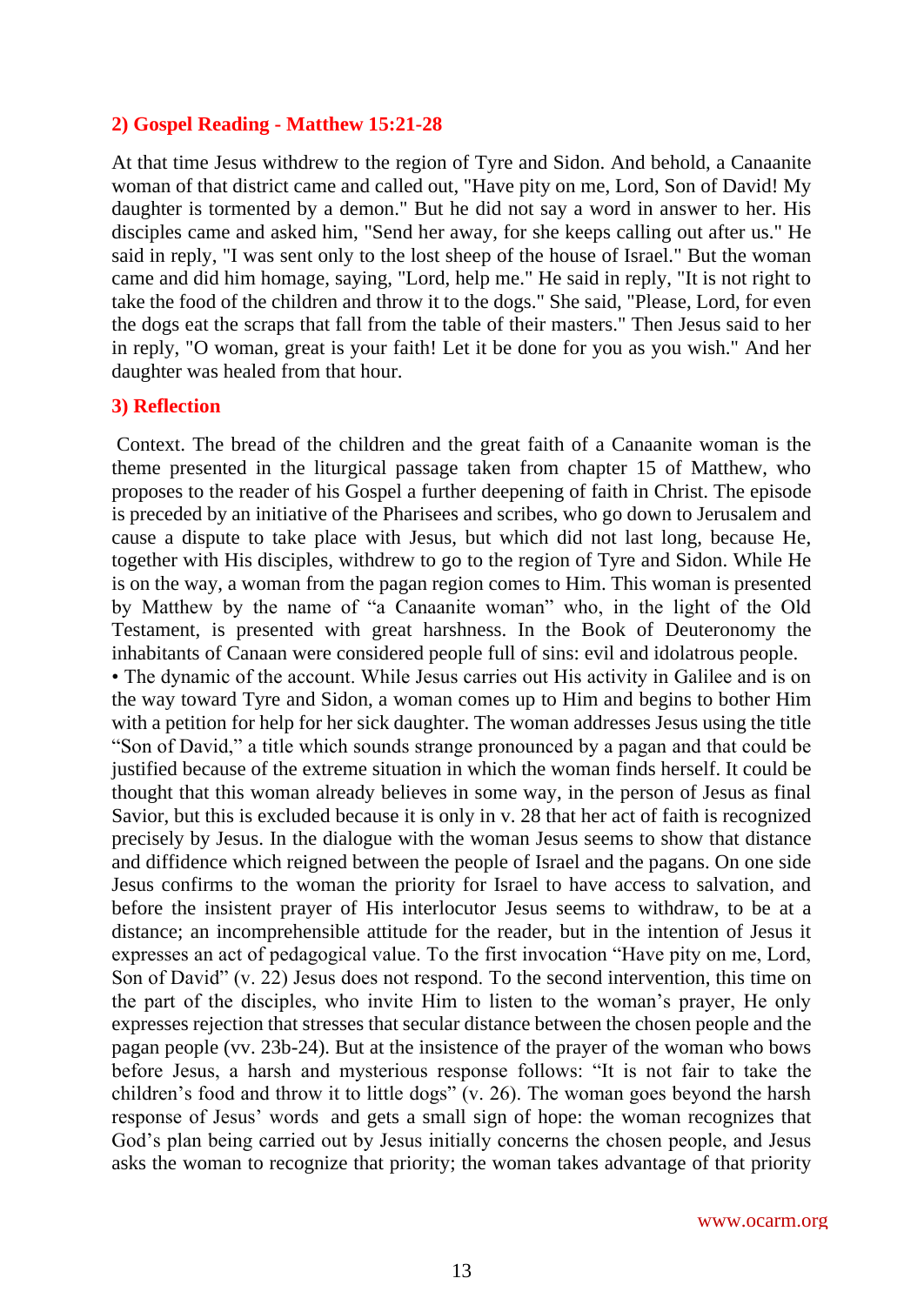## 2) Gospel Reading - Matthew 15:21-28

At that time Jesus withdrew to the region of Tyre and Sidon. And behold, a Canaanite woman of that district came and called out, "Have pity on me, Lord, Son of David! My daughter is tormented by a demon." But he did not say a word in answer to her. His disciples came and asked him, "Send her away, for she keeps calling out after us." He said in reply, "I was sent only to the lost sheep of the house of Israel." But the woman came and did him homage, saying, "Lord, help me." He said in reply, "It is not right to take the food of the children and throw it to the dogs." She said, "Please, Lord, for even the dogs eat the scraps that fall from the table of their masters." Then Jesus said to her in reply, "O woman, great is your faith! Let it be done for you as you wish." And her daughter was healed from that hour.

## 3) Reflection

Context. The bread of the children and the great faith of a Canaanite woman is the theme presented in the liturgical passage taken from chapter 15 of Matthew, who proposes to the reader of his Gospel a further deepening of faith in Christ. The episode is preceded by an initiative of the Pharisees and scribes, who go down to Jerusalem and cause a dispute to take place with Jesus, but which did not last long, because He, together with His disciples, withdrew to go to the region of Tyre and Sidon. While He is on the way, a woman from the pagan region comes to Him. This woman is presented by Matthew by the name of "a Canaanite woman" who, in the light of the Old Testament, is presented with great harshness. In the Book of Deuteronomy the inhabitants of Canaan were considered people full of sins: evil and idolatrous people.

• The dynamic of the account. While Jesus carries out His activity in Galilee and is on the way toward Tyre and Sidon, a woman comes up to Him and begins to bother Him with a petition for help for her sick daughter. The woman addresses Jesus using the title "Son of David," a title which sounds strange pronounced by a pagan and that could be justified because of the extreme situation in which the woman finds herself. It could be thought that this woman already believes in some way, in the person of Jesus as final Savior, but this is excluded because it is only in v. 28 that her act of faith is recognized precisely by Jesus. In the dialogue with the woman Jesus seems to show that distance and diffidence which reigned between the people of Israel and the pagans. On one side Jesus confirms to the woman the priority for Israel to have access to salvation, and before the insistent prayer of His interlocutor Jesus seems to withdraw, to be at a distance; an incomprehensible attitude for the reader, but in the intention of Jesus it expresses an act of pedagogical value. To the first invocation "Have pity on me, Lord, Son of David" (v. 22) Jesus does not respond. To the second intervention, this time on the part of the disciples, who invite Him to listen to the woman's prayer, He only expresses rejection that stresses that secular distance between the chosen people and the pagan people (vv. 23b-24). But at the insistence of the prayer of the woman who bows before Jesus, a harsh and mysterious response follows: "It is not fair to take the children's food and throw it to little dogs" (v. 26). The woman goes beyond the harsh response of Jesus' words and gets a small sign of hope: the woman recognizes that God's plan being carried out by Jesus initially concerns the chosen people, and Jesus asks the woman to recognize that priority; the woman takes advantage of that priority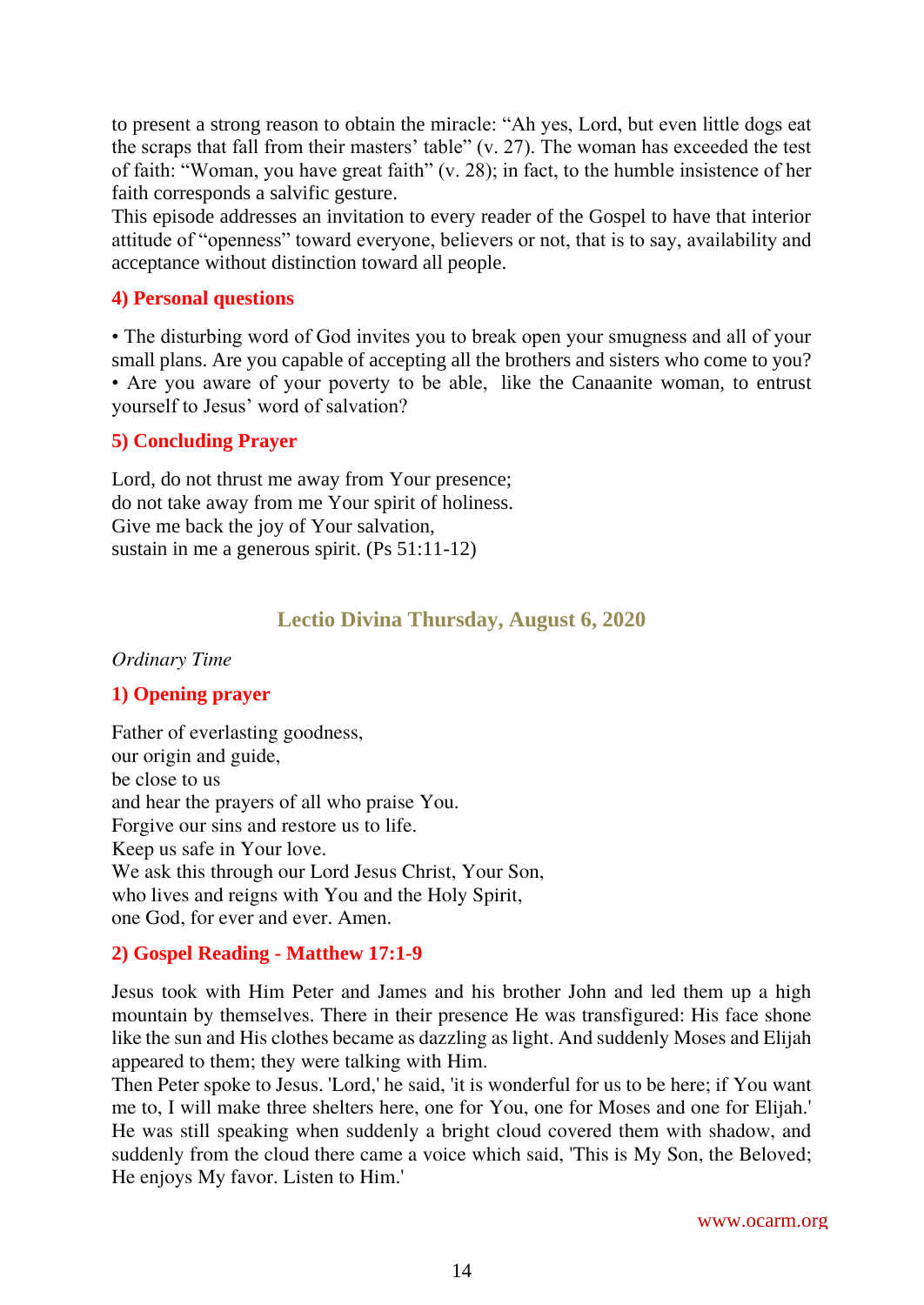to present a strong reason to obtain the miracle: “Ah yes, Lord, but even little dogs eat the scraps that fall from their masters’ table” (v. 27). The woman has exceeded the test of faith: “Woman, you have great faith” (v. 28); in fact, to the humble insistence of her faith corresponds a salvific gesture.
This episode addresses an invitation to every reader of the Gospel to have that interior attitude of “openness” toward everyone, believers or not, that is to say, availability and acceptance without distinction toward all people.

### 4) Personal questions

• The disturbing word of God invites you to break open your smugness and all of your small plans. Are you capable of accepting all the brothers and sisters who come to you?
• Are you aware of your poverty to be able, like the Canaanite woman, to entrust yourself to Jesus’ word of salvation?

### 5) Concluding Prayer

Lord, do not thrust me away from Your presence;
do not take away from me Your spirit of holiness.
Give me back the joy of Your salvation,
sustain in me a generous spirit. (Ps 51:11-12)

## Lectio Divina Thursday, August 6, 2020

*Ordinary Time*

### 1) Opening prayer

Father of everlasting goodness,
our origin and guide,
be close to us
and hear the prayers of all who praise You.
Forgive our sins and restore us to life.
Keep us safe in Your love.
We ask this through our Lord Jesus Christ, Your Son,
who lives and reigns with You and the Holy Spirit,
one God, for ever and ever. Amen.

### 2) Gospel Reading - Matthew 17:1-9

Jesus took with Him Peter and James and his brother John and led them up a high mountain by themselves. There in their presence He was transfigured: His face shone like the sun and His clothes became as dazzling as light. And suddenly Moses and Elijah appeared to them; they were talking with Him.
Then Peter spoke to Jesus. 'Lord,' he said, 'it is wonderful for us to be here; if You want me to, I will make three shelters here, one for You, one for Moses and one for Elijah.' He was still speaking when suddenly a bright cloud covered them with shadow, and suddenly from the cloud there came a voice which said, 'This is My Son, the Beloved; He enjoys My favor. Listen to Him.'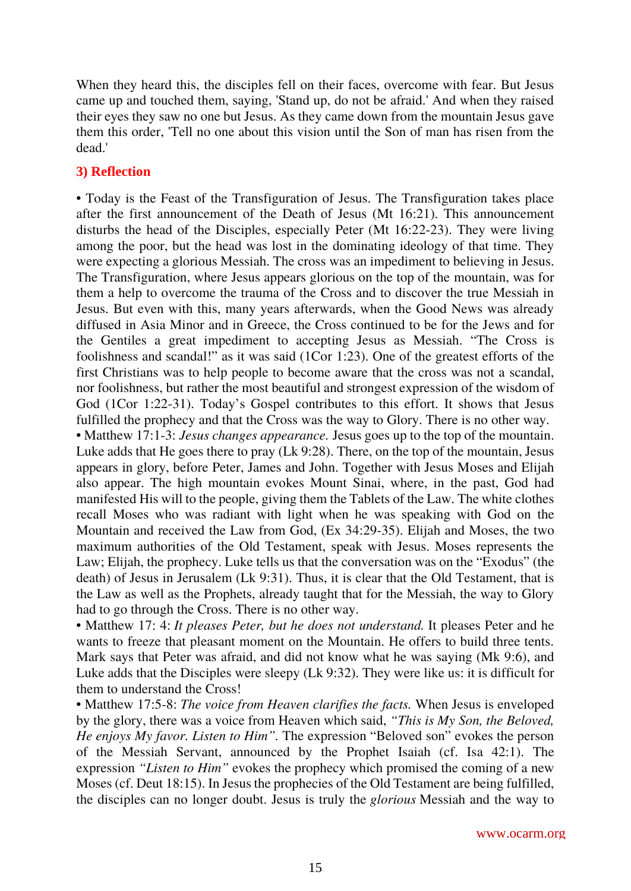When they heard this, the disciples fell on their faces, overcome with fear. But Jesus came up and touched them, saying, 'Stand up, do not be afraid.' And when they raised their eyes they saw no one but Jesus. As they came down from the mountain Jesus gave them this order, 'Tell no one about this vision until the Son of man has risen from the dead.'

### 3) Reflection

• Today is the Feast of the Transfiguration of Jesus. The Transfiguration takes place after the first announcement of the Death of Jesus (Mt 16:21). This announcement disturbs the head of the Disciples, especially Peter (Mt 16:22-23). They were living among the poor, but the head was lost in the dominating ideology of that time. They were expecting a glorious Messiah. The cross was an impediment to believing in Jesus. The Transfiguration, where Jesus appears glorious on the top of the mountain, was for them a help to overcome the trauma of the Cross and to discover the true Messiah in Jesus. But even with this, many years afterwards, when the Good News was already diffused in Asia Minor and in Greece, the Cross continued to be for the Jews and for the Gentiles a great impediment to accepting Jesus as Messiah. "The Cross is foolishness and scandal!" as it was said (1Cor 1:23). One of the greatest efforts of the first Christians was to help people to become aware that the cross was not a scandal, nor foolishness, but rather the most beautiful and strongest expression of the wisdom of God (1Cor 1:22-31). Today's Gospel contributes to this effort. It shows that Jesus fulfilled the prophecy and that the Cross was the way to Glory. There is no other way.

• Matthew 17:1-3: *Jesus changes appearance.* Jesus goes up to the top of the mountain. Luke adds that He goes there to pray (Lk 9:28). There, on the top of the mountain, Jesus appears in glory, before Peter, James and John. Together with Jesus Moses and Elijah also appear. The high mountain evokes Mount Sinai, where, in the past, God had manifested His will to the people, giving them the Tablets of the Law. The white clothes recall Moses who was radiant with light when he was speaking with God on the Mountain and received the Law from God, (Ex 34:29-35). Elijah and Moses, the two maximum authorities of the Old Testament, speak with Jesus. Moses represents the Law; Elijah, the prophecy. Luke tells us that the conversation was on the "Exodus" (the death) of Jesus in Jerusalem (Lk 9:31). Thus, it is clear that the Old Testament, that is the Law as well as the Prophets, already taught that for the Messiah, the way to Glory had to go through the Cross. There is no other way.

• Matthew 17: 4: *It pleases Peter, but he does not understand.* It pleases Peter and he wants to freeze that pleasant moment on the Mountain. He offers to build three tents. Mark says that Peter was afraid, and did not know what he was saying (Mk 9:6), and Luke adds that the Disciples were sleepy (Lk 9:32). They were like us: it is difficult for them to understand the Cross!

• Matthew 17:5-8: *The voice from Heaven clarifies the facts.* When Jesus is enveloped by the glory, there was a voice from Heaven which said, *"This is My Son, the Beloved, He enjoys My favor. Listen to Him".* The expression "Beloved son" evokes the person of the Messiah Servant, announced by the Prophet Isaiah (cf. Isa 42:1). The expression *"Listen to Him"* evokes the prophecy which promised the coming of a new Moses (cf. Deut 18:15). In Jesus the prophecies of the Old Testament are being fulfilled, the disciples can no longer doubt. Jesus is truly the *glorious* Messiah and the way to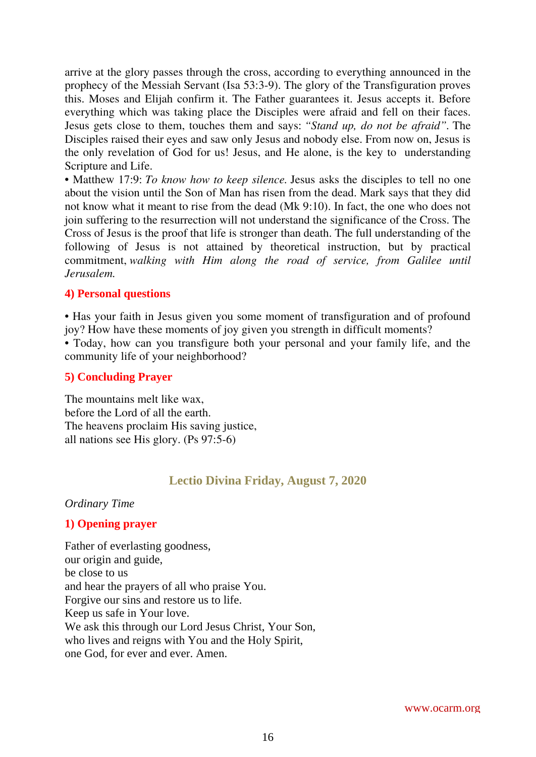arrive at the glory passes through the cross, according to everything announced in the prophecy of the Messiah Servant (Isa 53:3-9). The glory of the Transfiguration proves this. Moses and Elijah confirm it. The Father guarantees it. Jesus accepts it. Before everything which was taking place the Disciples were afraid and fell on their faces. Jesus gets close to them, touches them and says: *"Stand up, do not be afraid"*. The Disciples raised their eyes and saw only Jesus and nobody else. From now on, Jesus is the only revelation of God for us! Jesus, and He alone, is the key to understanding Scripture and Life.

• Matthew 17:9: *To know how to keep silence.* Jesus asks the disciples to tell no one about the vision until the Son of Man has risen from the dead. Mark says that they did not know what it meant to rise from the dead (Mk 9:10). In fact, the one who does not join suffering to the resurrection will not understand the significance of the Cross. The Cross of Jesus is the proof that life is stronger than death. The full understanding of the following of Jesus is not attained by theoretical instruction, but by practical commitment, *walking with Him along the road of service, from Galilee until Jerusalem.*

### 4) Personal questions

• Has your faith in Jesus given you some moment of transfiguration and of profound joy? How have these moments of joy given you strength in difficult moments?
• Today, how can you transfigure both your personal and your family life, and the community life of your neighborhood?

### 5) Concluding Prayer

The mountains melt like wax,
before the Lord of all the earth.
The heavens proclaim His saving justice,
all nations see His glory. (Ps 97:5-6)

## Lectio Divina Friday, August 7, 2020

*Ordinary Time*

### 1) Opening prayer

Father of everlasting goodness,
our origin and guide,
be close to us
and hear the prayers of all who praise You.
Forgive our sins and restore us to life.
Keep us safe in Your love.
We ask this through our Lord Jesus Christ, Your Son,
who lives and reigns with You and the Holy Spirit,
one God, for ever and ever. Amen.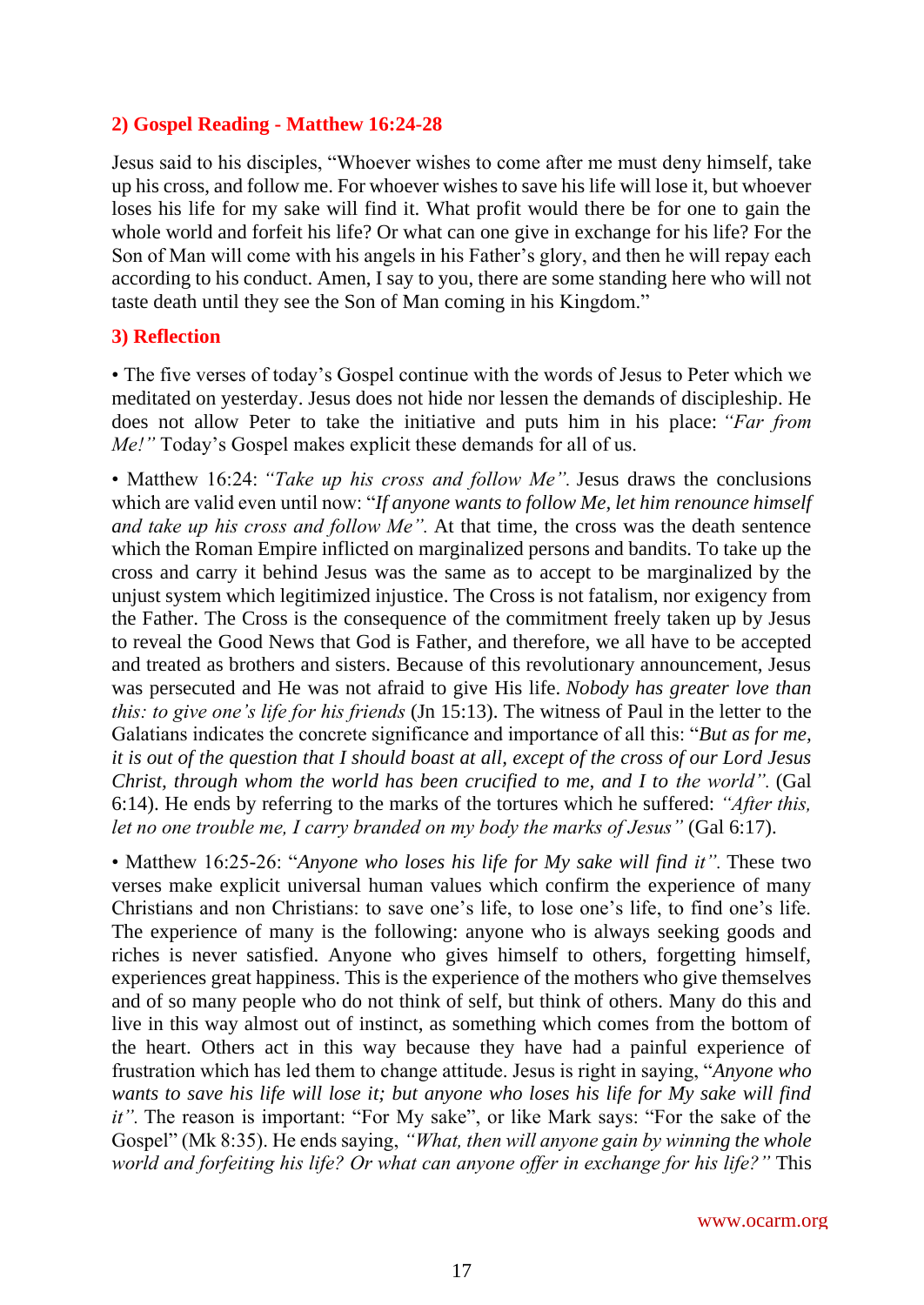## 2) Gospel Reading - Matthew 16:24-28

Jesus said to his disciples, "Whoever wishes to come after me must deny himself, take up his cross, and follow me. For whoever wishes to save his life will lose it, but whoever loses his life for my sake will find it. What profit would there be for one to gain the whole world and forfeit his life? Or what can one give in exchange for his life? For the Son of Man will come with his angels in his Father's glory, and then he will repay each according to his conduct. Amen, I say to you, there are some standing here who will not taste death until they see the Son of Man coming in his Kingdom."

## 3) Reflection

• The five verses of today's Gospel continue with the words of Jesus to Peter which we meditated on yesterday. Jesus does not hide nor lessen the demands of discipleship. He does not allow Peter to take the initiative and puts him in his place: *"Far from Me!"* Today's Gospel makes explicit these demands for all of us.

• Matthew 16:24: *"Take up his cross and follow Me".* Jesus draws the conclusions which are valid even until now: "*If anyone wants to follow Me, let him renounce himself and take up his cross and follow Me".* At that time, the cross was the death sentence which the Roman Empire inflicted on marginalized persons and bandits. To take up the cross and carry it behind Jesus was the same as to accept to be marginalized by the unjust system which legitimized injustice. The Cross is not fatalism, nor exigency from the Father. The Cross is the consequence of the commitment freely taken up by Jesus to reveal the Good News that God is Father, and therefore, we all have to be accepted and treated as brothers and sisters. Because of this revolutionary announcement, Jesus was persecuted and He was not afraid to give His life. *Nobody has greater love than this: to give one's life for his friends* (Jn 15:13). The witness of Paul in the letter to the Galatians indicates the concrete significance and importance of all this: "*But as for me, it is out of the question that I should boast at all, except of the cross of our Lord Jesus Christ, through whom the world has been crucified to me, and I to the world".* (Gal 6:14). He ends by referring to the marks of the tortures which he suffered: *"After this, let no one trouble me, I carry branded on my body the marks of Jesus"* (Gal 6:17).

• Matthew 16:25-26: "*Anyone who loses his life for My sake will find it".* These two verses make explicit universal human values which confirm the experience of many Christians and non Christians: to save one's life, to lose one's life, to find one's life. The experience of many is the following: anyone who is always seeking goods and riches is never satisfied. Anyone who gives himself to others, forgetting himself, experiences great happiness. This is the experience of the mothers who give themselves and of so many people who do not think of self, but think of others. Many do this and live in this way almost out of instinct, as something which comes from the bottom of the heart. Others act in this way because they have had a painful experience of frustration which has led them to change attitude. Jesus is right in saying, "*Anyone who wants to save his life will lose it; but anyone who loses his life for My sake will find it".* The reason is important: "For My sake", or like Mark says: "For the sake of the Gospel" (Mk 8:35). He ends saying, *"What, then will anyone gain by winning the whole world and forfeiting his life? Or what can anyone offer in exchange for his life?"* This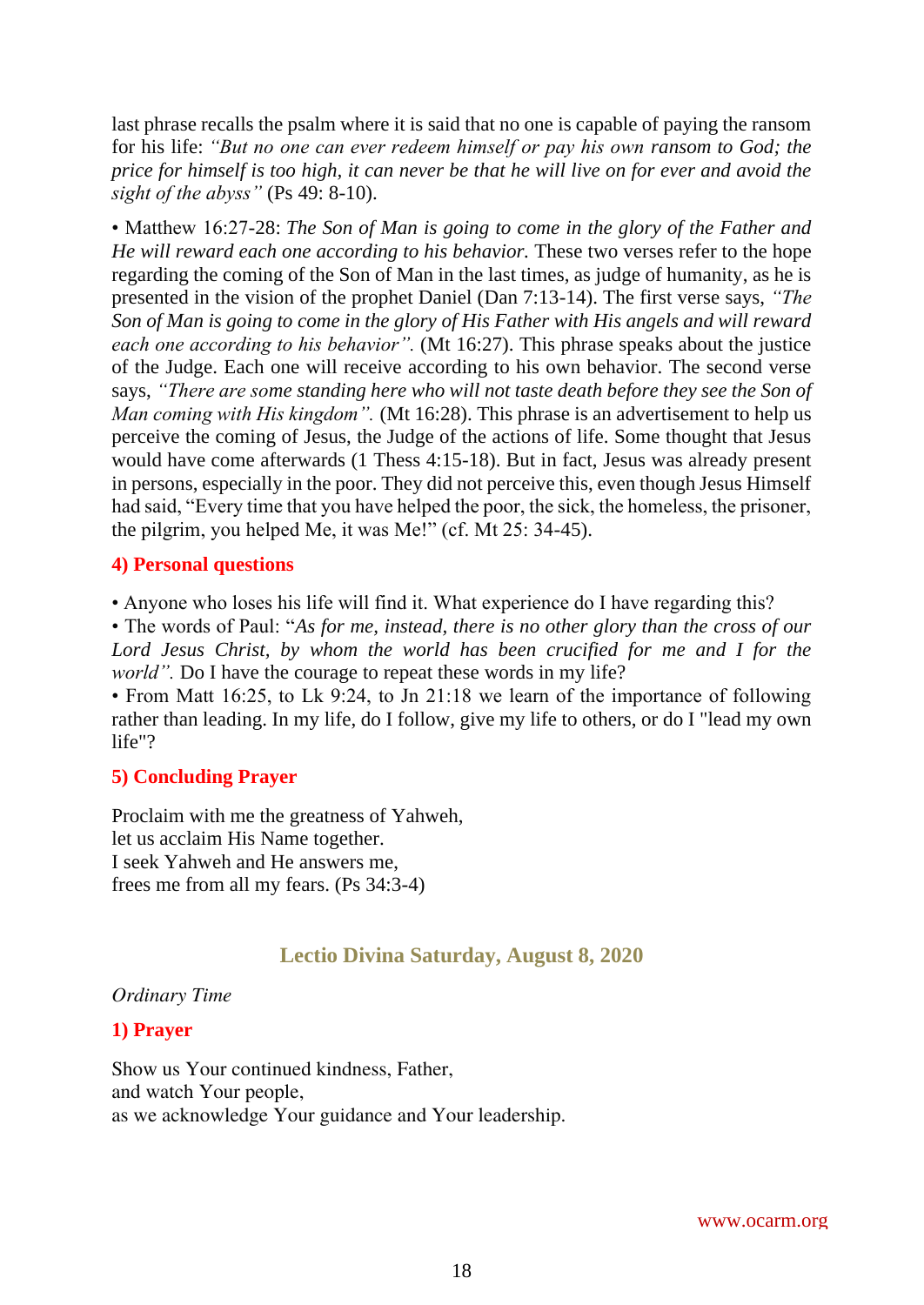last phrase recalls the psalm where it is said that no one is capable of paying the ransom for his life: *"But no one can ever redeem himself or pay his own ransom to God; the price for himself is too high, it can never be that he will live on for ever and avoid the sight of the abyss"* (Ps 49: 8-10).

• Matthew 16:27-28: *The Son of Man is going to come in the glory of the Father and He will reward each one according to his behavior.* These two verses refer to the hope regarding the coming of the Son of Man in the last times, as judge of humanity, as he is presented in the vision of the prophet Daniel (Dan 7:13-14). The first verse says, *"The Son of Man is going to come in the glory of His Father with His angels and will reward each one according to his behavior".* (Mt 16:27). This phrase speaks about the justice of the Judge. Each one will receive according to his own behavior. The second verse says, *"There are some standing here who will not taste death before they see the Son of Man coming with His kingdom".* (Mt 16:28). This phrase is an advertisement to help us perceive the coming of Jesus, the Judge of the actions of life. Some thought that Jesus would have come afterwards (1 Thess 4:15-18). But in fact, Jesus was already present in persons, especially in the poor. They did not perceive this, even though Jesus Himself had said, "Every time that you have helped the poor, the sick, the homeless, the prisoner, the pilgrim, you helped Me, it was Me!" (cf. Mt 25: 34-45).

### 4) Personal questions

• Anyone who loses his life will find it. What experience do I have regarding this?
• The words of Paul: "*As for me, instead, there is no other glory than the cross of our Lord Jesus Christ, by whom the world has been crucified for me and I for the world".* Do I have the courage to repeat these words in my life?
• From Matt 16:25, to Lk 9:24, to Jn 21:18 we learn of the importance of following rather than leading. In my life, do I follow, give my life to others, or do I "lead my own life"?

### 5) Concluding Prayer

Proclaim with me the greatness of Yahweh,
let us acclaim His Name together.
I seek Yahweh and He answers me,
frees me from all my fears. (Ps 34:3-4)

## Lectio Divina Saturday, August 8, 2020

*Ordinary Time*

### 1) Prayer

Show us Your continued kindness, Father,
and watch Your people,
as we acknowledge Your guidance and Your leadership.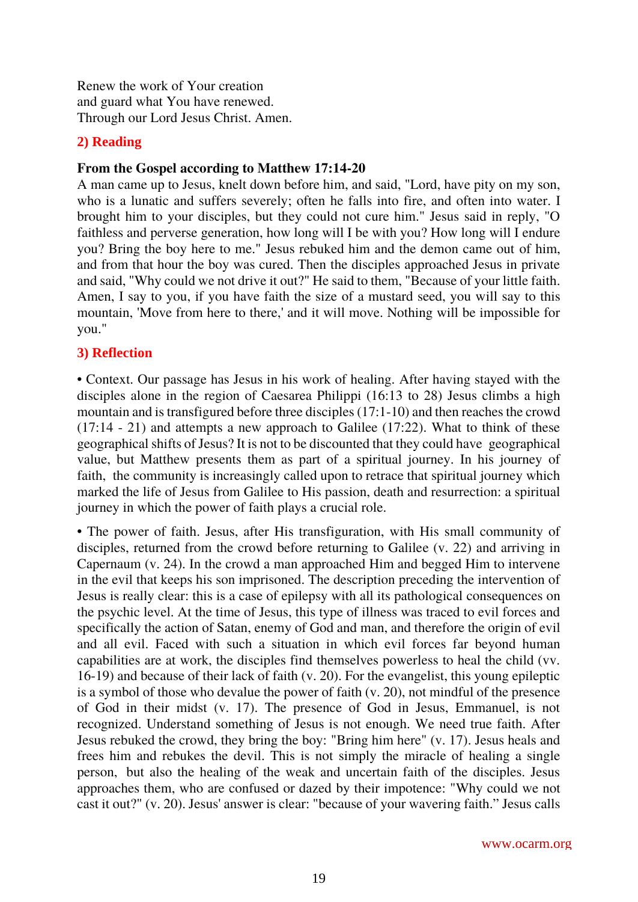Renew the work of Your creation
and guard what You have renewed.
Through our Lord Jesus Christ. Amen.

## 2) Reading

**From the Gospel according to Matthew 17:14-20**

A man came up to Jesus, knelt down before him, and said, "Lord, have pity on my son, who is a lunatic and suffers severely; often he falls into fire, and often into water. I brought him to your disciples, but they could not cure him." Jesus said in reply, "O faithless and perverse generation, how long will I be with you? How long will I endure you? Bring the boy here to me." Jesus rebuked him and the demon came out of him, and from that hour the boy was cured. Then the disciples approached Jesus in private and said, "Why could we not drive it out?" He said to them, "Because of your little faith. Amen, I say to you, if you have faith the size of a mustard seed, you will say to this mountain, 'Move from here to there,' and it will move. Nothing will be impossible for you."

## 3) Reflection

• Context. Our passage has Jesus in his work of healing. After having stayed with the disciples alone in the region of Caesarea Philippi (16:13 to 28) Jesus climbs a high mountain and is transfigured before three disciples (17:1-10) and then reaches the crowd (17:14 - 21) and attempts a new approach to Galilee (17:22). What to think of these geographical shifts of Jesus? It is not to be discounted that they could have geographical value, but Matthew presents them as part of a spiritual journey. In his journey of faith, the community is increasingly called upon to retrace that spiritual journey which marked the life of Jesus from Galilee to His passion, death and resurrection: a spiritual journey in which the power of faith plays a crucial role.

• The power of faith. Jesus, after His transfiguration, with His small community of disciples, returned from the crowd before returning to Galilee (v. 22) and arriving in Capernaum (v. 24). In the crowd a man approached Him and begged Him to intervene in the evil that keeps his son imprisoned. The description preceding the intervention of Jesus is really clear: this is a case of epilepsy with all its pathological consequences on the psychic level. At the time of Jesus, this type of illness was traced to evil forces and specifically the action of Satan, enemy of God and man, and therefore the origin of evil and all evil. Faced with such a situation in which evil forces far beyond human capabilities are at work, the disciples find themselves powerless to heal the child (vv. 16-19) and because of their lack of faith (v. 20). For the evangelist, this young epileptic is a symbol of those who devalue the power of faith (v. 20), not mindful of the presence of God in their midst (v. 17). The presence of God in Jesus, Emmanuel, is not recognized. Understand something of Jesus is not enough. We need true faith. After Jesus rebuked the crowd, they bring the boy: "Bring him here" (v. 17). Jesus heals and frees him and rebukes the devil. This is not simply the miracle of healing a single person, but also the healing of the weak and uncertain faith of the disciples. Jesus approaches them, who are confused or dazed by their impotence: "Why could we not cast it out?" (v. 20). Jesus' answer is clear: "because of your wavering faith." Jesus calls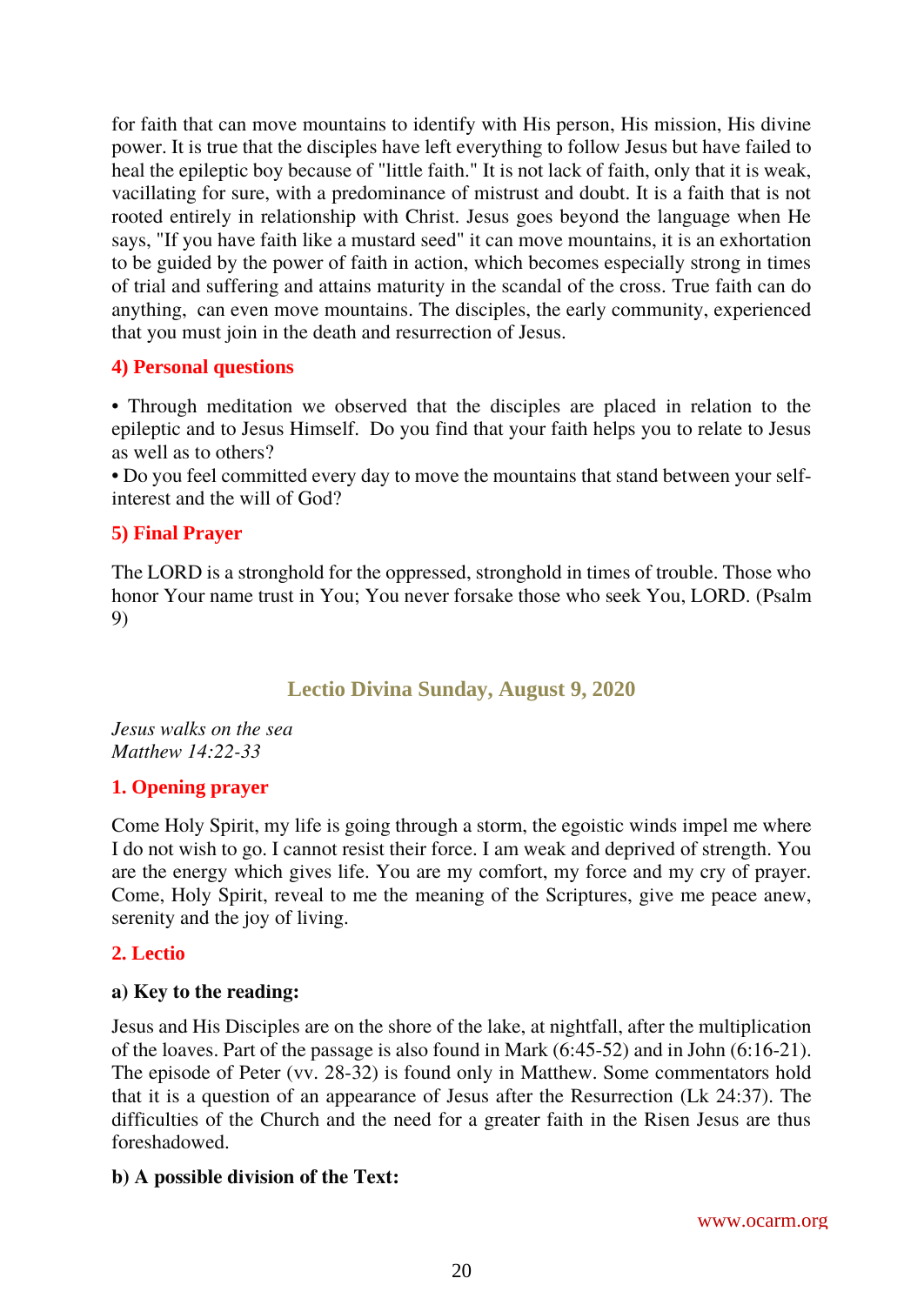for faith that can move mountains to identify with His person, His mission, His divine power. It is true that the disciples have left everything to follow Jesus but have failed to heal the epileptic boy because of "little faith." It is not lack of faith, only that it is weak, vacillating for sure, with a predominance of mistrust and doubt. It is a faith that is not rooted entirely in relationship with Christ. Jesus goes beyond the language when He says, "If you have faith like a mustard seed" it can move mountains, it is an exhortation to be guided by the power of faith in action, which becomes especially strong in times of trial and suffering and attains maturity in the scandal of the cross. True faith can do anything, can even move mountains. The disciples, the early community, experienced that you must join in the death and resurrection of Jesus.

### 4) Personal questions

• Through meditation we observed that the disciples are placed in relation to the epileptic and to Jesus Himself. Do you find that your faith helps you to relate to Jesus as well as to others?

• Do you feel committed every day to move the mountains that stand between your self-interest and the will of God?

### 5) Final Prayer

The LORD is a stronghold for the oppressed, stronghold in times of trouble. Those who honor Your name trust in You; You never forsake those who seek You, LORD. (Psalm 9)

## Lectio Divina Sunday, August 9, 2020

*Jesus walks on the sea*
*Matthew 14:22-33*

### 1. Opening prayer

Come Holy Spirit, my life is going through a storm, the egoistic winds impel me where I do not wish to go. I cannot resist their force. I am weak and deprived of strength. You are the energy which gives life. You are my comfort, my force and my cry of prayer. Come, Holy Spirit, reveal to me the meaning of the Scriptures, give me peace anew, serenity and the joy of living.

### 2. Lectio

**a) Key to the reading:**

Jesus and His Disciples are on the shore of the lake, at nightfall, after the multiplication of the loaves. Part of the passage is also found in Mark (6:45-52) and in John (6:16-21). The episode of Peter (vv. 28-32) is found only in Matthew. Some commentators hold that it is a question of an appearance of Jesus after the Resurrection (Lk 24:37). The difficulties of the Church and the need for a greater faith in the Risen Jesus are thus foreshadowed.

**b) A possible division of the Text:**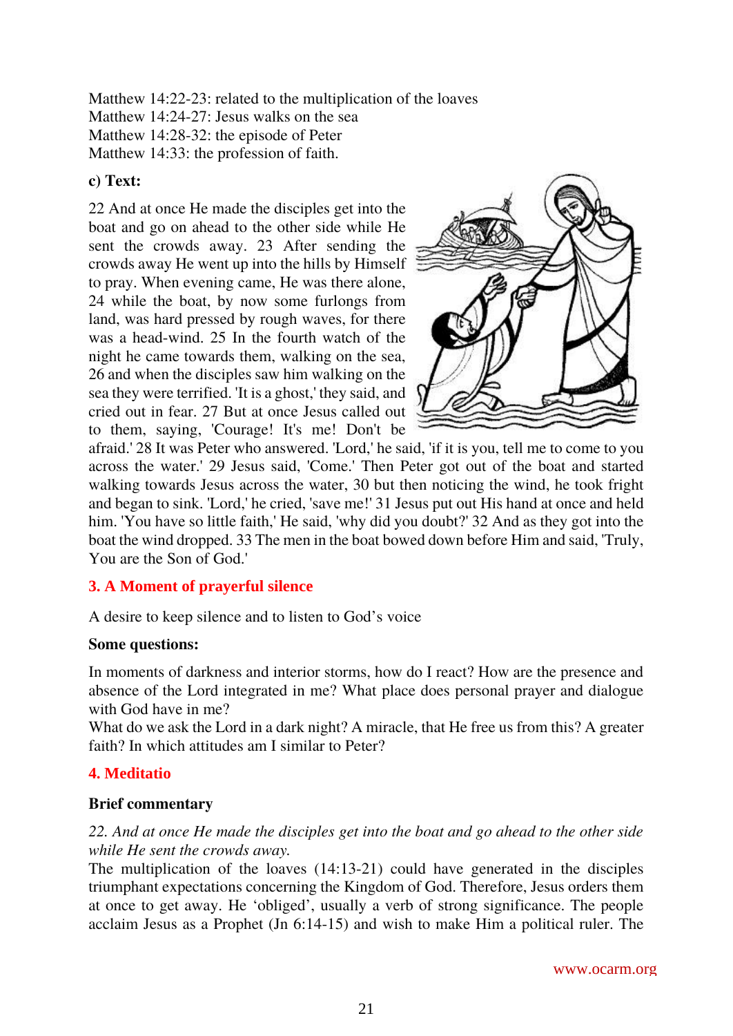Matthew 14:22-23: related to the multiplication of the loaves
Matthew 14:24-27: Jesus walks on the sea
Matthew 14:28-32: the episode of Peter
Matthew 14:33: the profession of faith.

**c) Text:**

22 And at once He made the disciples get into the boat and go on ahead to the other side while He sent the crowds away. 23 After sending the crowds away He went up into the hills by Himself to pray. When evening came, He was there alone, 24 while the boat, by now some furlongs from land, was hard pressed by rough waves, for there was a head-wind. 25 In the fourth watch of the night he came towards them, walking on the sea, 26 and when the disciples saw him walking on the sea they were terrified. 'It is a ghost,' they said, and cried out in fear. 27 But at once Jesus called out to them, saying, 'Courage! It's me! Don't be afraid.' 28 It was Peter who answered. 'Lord,' he said, 'if it is you, tell me to come to you across the water.' 29 Jesus said, 'Come.' Then Peter got out of the boat and started walking towards Jesus across the water, 30 but then noticing the wind, he took fright and began to sink. 'Lord,' he cried, 'save me!' 31 Jesus put out His hand at once and held him. 'You have so little faith,' He said, 'why did you doubt?' 32 And as they got into the boat the wind dropped. 33 The men in the boat bowed down before Him and said, 'Truly, You are the Son of God.'

## 3. A Moment of prayerful silence

A desire to keep silence and to listen to God's voice

**Some questions:**

In moments of darkness and interior storms, how do I react? How are the presence and absence of the Lord integrated in me? What place does personal prayer and dialogue with God have in me?
What do we ask the Lord in a dark night? A miracle, that He free us from this? A greater faith? In which attitudes am I similar to Peter?

## 4. Meditatio

**Brief commentary**

*22. And at once He made the disciples get into the boat and go ahead to the other side while He sent the crowds away.*
The multiplication of the loaves (14:13-21) could have generated in the disciples triumphant expectations concerning the Kingdom of God. Therefore, Jesus orders them at once to get away. He 'obliged', usually a verb of strong significance. The people acclaim Jesus as a Prophet (Jn 6:14-15) and wish to make Him a political ruler. The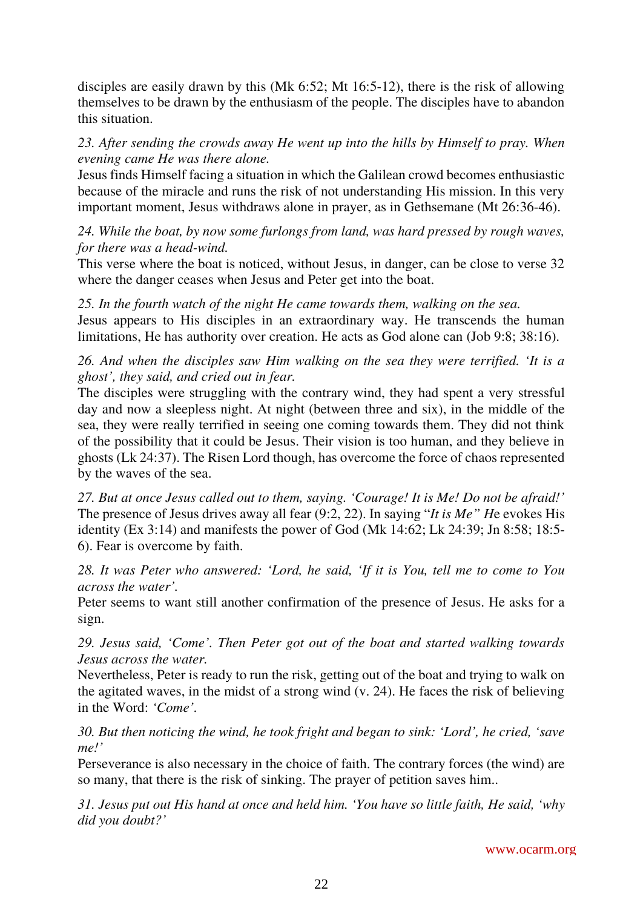disciples are easily drawn by this (Mk 6:52; Mt 16:5-12), there is the risk of allowing themselves to be drawn by the enthusiasm of the people. The disciples have to abandon this situation.

*23. After sending the crowds away He went up into the hills by Himself to pray. When evening came He was there alone.*
Jesus finds Himself facing a situation in which the Galilean crowd becomes enthusiastic because of the miracle and runs the risk of not understanding His mission. In this very important moment, Jesus withdraws alone in prayer, as in Gethsemane (Mt 26:36-46).

*24. While the boat, by now some furlongs from land, was hard pressed by rough waves, for there was a head-wind.*
This verse where the boat is noticed, without Jesus, in danger, can be close to verse 32 where the danger ceases when Jesus and Peter get into the boat.

*25. In the fourth watch of the night He came towards them, walking on the sea.*
Jesus appears to His disciples in an extraordinary way. He transcends the human limitations, He has authority over creation. He acts as God alone can (Job 9:8; 38:16).

*26. And when the disciples saw Him walking on the sea they were terrified. 'It is a ghost', they said, and cried out in fear.*
The disciples were struggling with the contrary wind, they had spent a very stressful day and now a sleepless night. At night (between three and six), in the middle of the sea, they were really terrified in seeing one coming towards them. They did not think of the possibility that it could be Jesus. Their vision is too human, and they believe in ghosts (Lk 24:37). The Risen Lord though, has overcome the force of chaos represented by the waves of the sea.

*27. But at once Jesus called out to them, saying. 'Courage! It is Me! Do not be afraid!'*
The presence of Jesus drives away all fear (9:2, 22). In saying "*It is Me" H*e evokes His identity (Ex 3:14) and manifests the power of God (Mk 14:62; Lk 24:39; Jn 8:58; 18:5-6). Fear is overcome by faith.

*28. It was Peter who answered: 'Lord, he said, 'If it is You, tell me to come to You across the water'.*
Peter seems to want still another confirmation of the presence of Jesus. He asks for a sign.

*29. Jesus said, 'Come'. Then Peter got out of the boat and started walking towards Jesus across the water.*
Nevertheless, Peter is ready to run the risk, getting out of the boat and trying to walk on the agitated waves, in the midst of a strong wind (v. 24). He faces the risk of believing in the Word: *'Come'.*

*30. But then noticing the wind, he took fright and began to sink: 'Lord', he cried, 'save me!'*
Perseverance is also necessary in the choice of faith. The contrary forces (the wind) are so many, that there is the risk of sinking. The prayer of petition saves him..

*31. Jesus put out His hand at once and held him. 'You have so little faith, He said, 'why did you doubt?'*

www.ocarm.org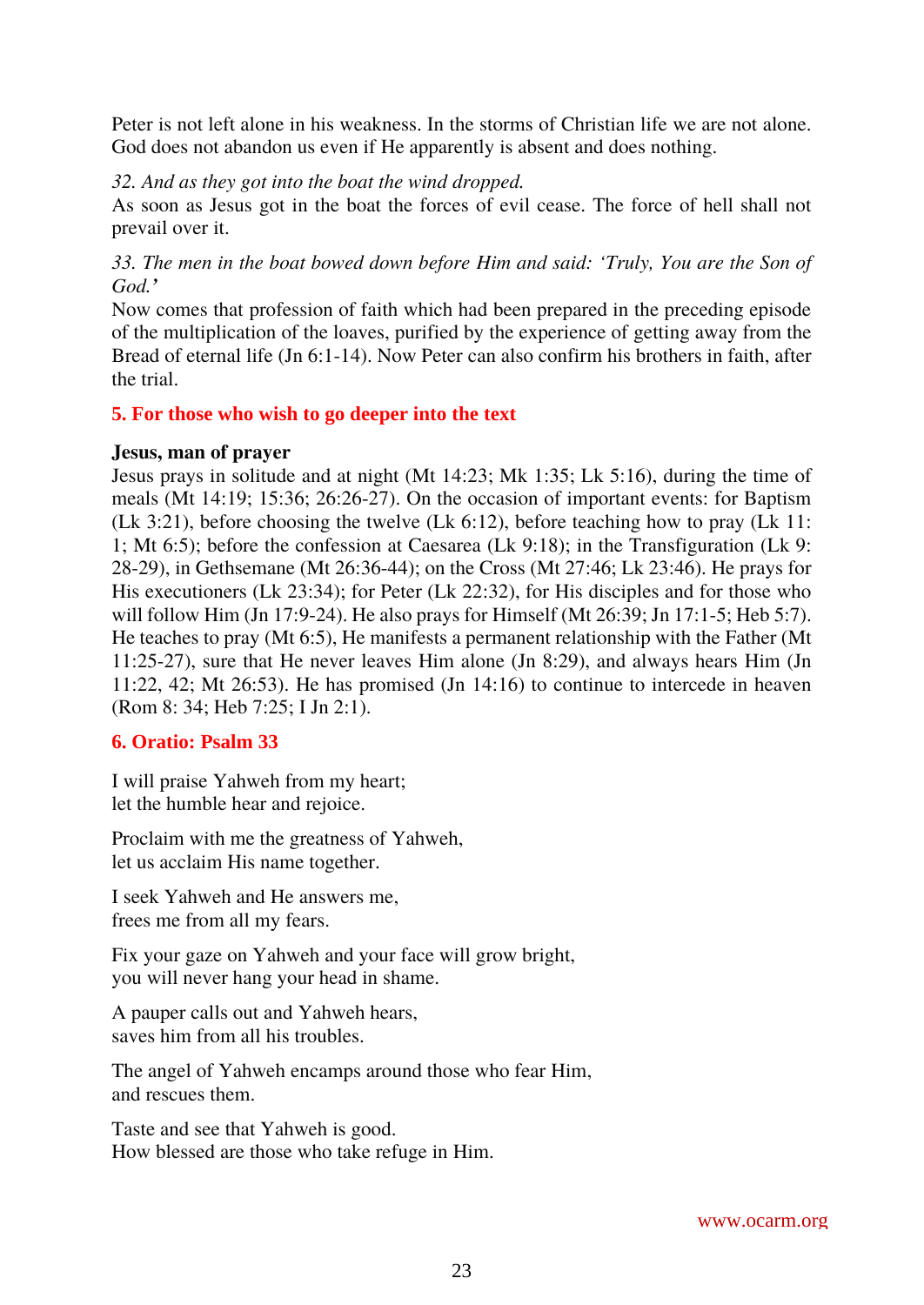Peter is not left alone in his weakness. In the storms of Christian life we are not alone. God does not abandon us even if He apparently is absent and does nothing.

*32. And as they got into the boat the wind dropped.*
As soon as Jesus got in the boat the forces of evil cease. The force of hell shall not prevail over it.

*33. The men in the boat bowed down before Him and said: 'Truly, You are the Son of God.'*
Now comes that profession of faith which had been prepared in the preceding episode of the multiplication of the loaves, purified by the experience of getting away from the Bread of eternal life (Jn 6:1-14). Now Peter can also confirm his brothers in faith, after the trial.

## 5. For those who wish to go deeper into the text

**Jesus, man of prayer**
Jesus prays in solitude and at night (Mt 14:23; Mk 1:35; Lk 5:16), during the time of meals (Mt 14:19; 15:36; 26:26-27). On the occasion of important events: for Baptism (Lk 3:21), before choosing the twelve (Lk 6:12), before teaching how to pray (Lk 11: 1; Mt 6:5); before the confession at Caesarea (Lk 9:18); in the Transfiguration (Lk 9: 28-29), in Gethsemane (Mt 26:36-44); on the Cross (Mt 27:46; Lk 23:46). He prays for His executioners (Lk 23:34); for Peter (Lk 22:32), for His disciples and for those who will follow Him (Jn 17:9-24). He also prays for Himself (Mt 26:39; Jn 17:1-5; Heb 5:7). He teaches to pray (Mt 6:5), He manifests a permanent relationship with the Father (Mt 11:25-27), sure that He never leaves Him alone (Jn 8:29), and always hears Him (Jn 11:22, 42; Mt 26:53). He has promised (Jn 14:16) to continue to intercede in heaven (Rom 8: 34; Heb 7:25; I Jn 2:1).

## 6. Oratio: Psalm 33

I will praise Yahweh from my heart;
let the humble hear and rejoice.

Proclaim with me the greatness of Yahweh,
let us acclaim His name together.

I seek Yahweh and He answers me,
frees me from all my fears.

Fix your gaze on Yahweh and your face will grow bright,
you will never hang your head in shame.

A pauper calls out and Yahweh hears,
saves him from all his troubles.

The angel of Yahweh encamps around those who fear Him,
and rescues them.

Taste and see that Yahweh is good.
How blessed are those who take refuge in Him.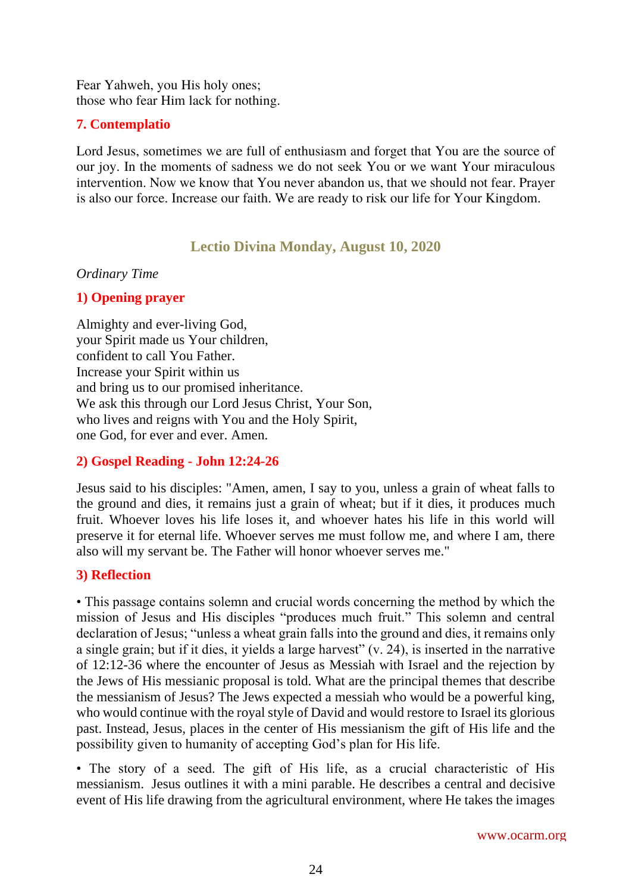Fear Yahweh, you His holy ones;
those who fear Him lack for nothing.

### 7. Contemplatio

Lord Jesus, sometimes we are full of enthusiasm and forget that You are the source of our joy. In the moments of sadness we do not seek You or we want Your miraculous intervention. Now we know that You never abandon us, that we should not fear. Prayer is also our force. Increase our faith. We are ready to risk our life for Your Kingdom.

## Lectio Divina Monday, August 10, 2020

*Ordinary Time*

### 1) Opening prayer

Almighty and ever-living God,
your Spirit made us Your children,
confident to call You Father.
Increase your Spirit within us
and bring us to our promised inheritance.
We ask this through our Lord Jesus Christ, Your Son,
who lives and reigns with You and the Holy Spirit,
one God, for ever and ever. Amen.

### 2) Gospel Reading - John 12:24-26

Jesus said to his disciples: "Amen, amen, I say to you, unless a grain of wheat falls to the ground and dies, it remains just a grain of wheat; but if it dies, it produces much fruit. Whoever loves his life loses it, and whoever hates his life in this world will preserve it for eternal life. Whoever serves me must follow me, and where I am, there also will my servant be. The Father will honor whoever serves me."

### 3) Reflection

• This passage contains solemn and crucial words concerning the method by which the mission of Jesus and His disciples "produces much fruit." This solemn and central declaration of Jesus; "unless a wheat grain falls into the ground and dies, it remains only a single grain; but if it dies, it yields a large harvest" (v. 24), is inserted in the narrative of 12:12-36 where the encounter of Jesus as Messiah with Israel and the rejection by the Jews of His messianic proposal is told. What are the principal themes that describe the messianism of Jesus? The Jews expected a messiah who would be a powerful king, who would continue with the royal style of David and would restore to Israel its glorious past. Instead, Jesus, places in the center of His messianism the gift of His life and the possibility given to humanity of accepting God's plan for His life.

• The story of a seed. The gift of His life, as a crucial characteristic of His messianism. Jesus outlines it with a mini parable. He describes a central and decisive event of His life drawing from the agricultural environment, where He takes the images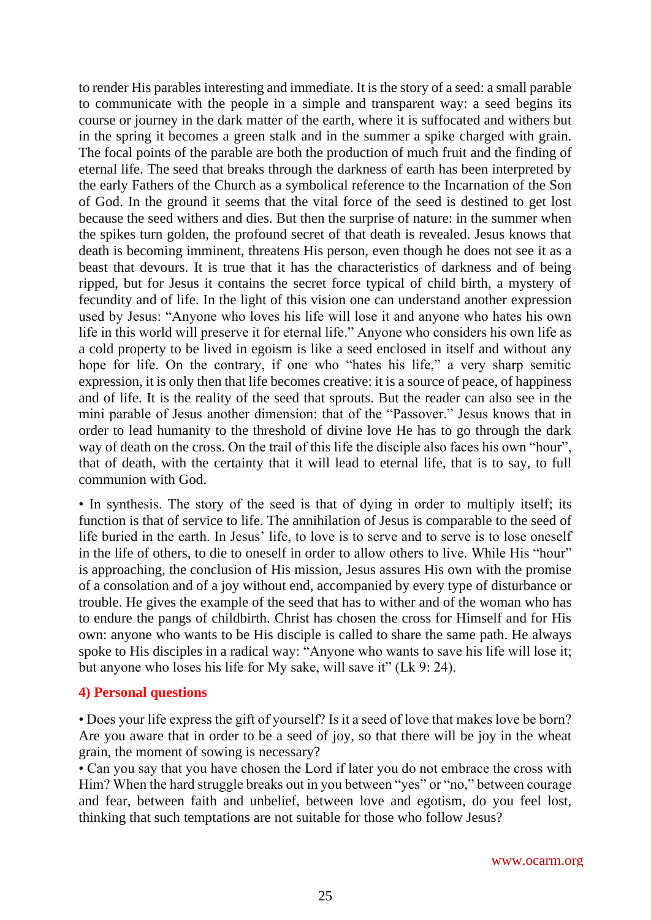to render His parables interesting and immediate. It is the story of a seed: a small parable to communicate with the people in a simple and transparent way: a seed begins its course or journey in the dark matter of the earth, where it is suffocated and withers but in the spring it becomes a green stalk and in the summer a spike charged with grain. The focal points of the parable are both the production of much fruit and the finding of eternal life. The seed that breaks through the darkness of earth has been interpreted by the early Fathers of the Church as a symbolical reference to the Incarnation of the Son of God. In the ground it seems that the vital force of the seed is destined to get lost because the seed withers and dies. But then the surprise of nature: in the summer when the spikes turn golden, the profound secret of that death is revealed. Jesus knows that death is becoming imminent, threatens His person, even though he does not see it as a beast that devours. It is true that it has the characteristics of darkness and of being ripped, but for Jesus it contains the secret force typical of child birth, a mystery of fecundity and of life. In the light of this vision one can understand another expression used by Jesus: "Anyone who loves his life will lose it and anyone who hates his own life in this world will preserve it for eternal life." Anyone who considers his own life as a cold property to be lived in egoism is like a seed enclosed in itself and without any hope for life. On the contrary, if one who "hates his life," a very sharp semitic expression, it is only then that life becomes creative: it is a source of peace, of happiness and of life. It is the reality of the seed that sprouts. But the reader can also see in the mini parable of Jesus another dimension: that of the "Passover." Jesus knows that in order to lead humanity to the threshold of divine love He has to go through the dark way of death on the cross. On the trail of this life the disciple also faces his own "hour", that of death, with the certainty that it will lead to eternal life, that is to say, to full communion with God.

• In synthesis. The story of the seed is that of dying in order to multiply itself; its function is that of service to life. The annihilation of Jesus is comparable to the seed of life buried in the earth. In Jesus' life, to love is to serve and to serve is to lose oneself in the life of others, to die to oneself in order to allow others to live. While His "hour" is approaching, the conclusion of His mission, Jesus assures His own with the promise of a consolation and of a joy without end, accompanied by every type of disturbance or trouble. He gives the example of the seed that has to wither and of the woman who has to endure the pangs of childbirth. Christ has chosen the cross for Himself and for His own: anyone who wants to be His disciple is called to share the same path. He always spoke to His disciples in a radical way: "Anyone who wants to save his life will lose it; but anyone who loses his life for My sake, will save it" (Lk 9: 24).

## 4) Personal questions

• Does your life express the gift of yourself? Is it a seed of love that makes love be born? Are you aware that in order to be a seed of joy, so that there will be joy in the wheat grain, the moment of sowing is necessary?
• Can you say that you have chosen the Lord if later you do not embrace the cross with Him? When the hard struggle breaks out in you between "yes" or "no," between courage and fear, between faith and unbelief, between love and egotism, do you feel lost, thinking that such temptations are not suitable for those who follow Jesus?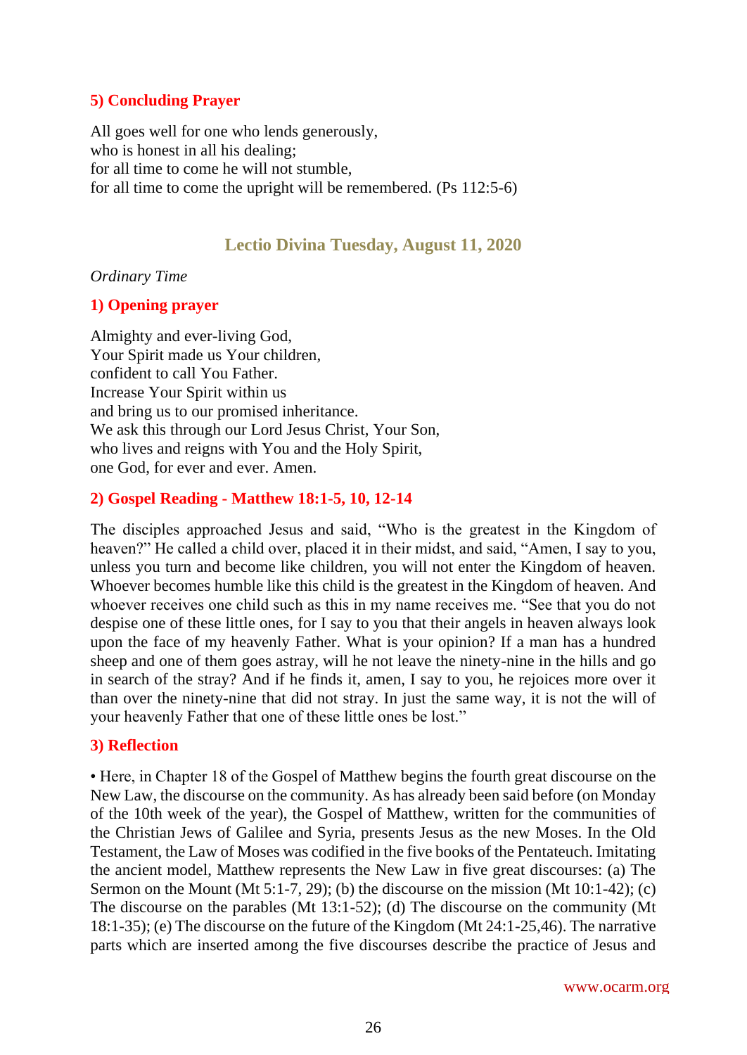### 5) Concluding Prayer

All goes well for one who lends generously,
who is honest in all his dealing;
for all time to come he will not stumble,
for all time to come the upright will be remembered. (Ps 112:5-6)

## Lectio Divina Tuesday, August 11, 2020

*Ordinary Time*

### 1) Opening prayer

Almighty and ever-living God,
Your Spirit made us Your children,
confident to call You Father.
Increase Your Spirit within us
and bring us to our promised inheritance.
We ask this through our Lord Jesus Christ, Your Son,
who lives and reigns with You and the Holy Spirit,
one God, for ever and ever. Amen.

### 2) Gospel Reading - Matthew 18:1-5, 10, 12-14

The disciples approached Jesus and said, "Who is the greatest in the Kingdom of heaven?" He called a child over, placed it in their midst, and said, "Amen, I say to you, unless you turn and become like children, you will not enter the Kingdom of heaven. Whoever becomes humble like this child is the greatest in the Kingdom of heaven. And whoever receives one child such as this in my name receives me. "See that you do not despise one of these little ones, for I say to you that their angels in heaven always look upon the face of my heavenly Father. What is your opinion? If a man has a hundred sheep and one of them goes astray, will he not leave the ninety-nine in the hills and go in search of the stray? And if he finds it, amen, I say to you, he rejoices more over it than over the ninety-nine that did not stray. In just the same way, it is not the will of your heavenly Father that one of these little ones be lost."

### 3) Reflection

• Here, in Chapter 18 of the Gospel of Matthew begins the fourth great discourse on the New Law, the discourse on the community. As has already been said before (on Monday of the 10th week of the year), the Gospel of Matthew, written for the communities of the Christian Jews of Galilee and Syria, presents Jesus as the new Moses. In the Old Testament, the Law of Moses was codified in the five books of the Pentateuch. Imitating the ancient model, Matthew represents the New Law in five great discourses: (a) The Sermon on the Mount (Mt 5:1-7, 29); (b) the discourse on the mission (Mt 10:1-42); (c) The discourse on the parables (Mt 13:1-52); (d) The discourse on the community (Mt 18:1-35); (e) The discourse on the future of the Kingdom (Mt 24:1-25,46). The narrative parts which are inserted among the five discourses describe the practice of Jesus and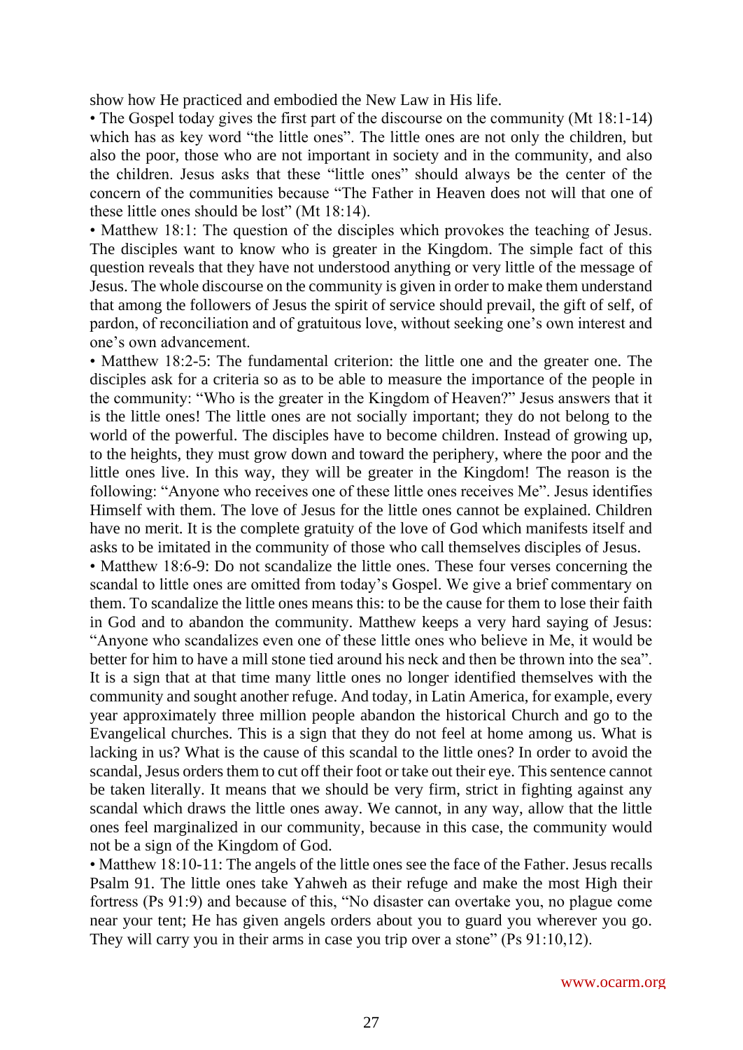show how He practiced and embodied the New Law in His life.

• The Gospel today gives the first part of the discourse on the community (Mt 18:1-14) which has as key word "the little ones". The little ones are not only the children, but also the poor, those who are not important in society and in the community, and also the children. Jesus asks that these "little ones" should always be the center of the concern of the communities because "The Father in Heaven does not will that one of these little ones should be lost" (Mt 18:14).

• Matthew 18:1: The question of the disciples which provokes the teaching of Jesus. The disciples want to know who is greater in the Kingdom. The simple fact of this question reveals that they have not understood anything or very little of the message of Jesus. The whole discourse on the community is given in order to make them understand that among the followers of Jesus the spirit of service should prevail, the gift of self, of pardon, of reconciliation and of gratuitous love, without seeking one's own interest and one's own advancement.

• Matthew 18:2-5: The fundamental criterion: the little one and the greater one. The disciples ask for a criteria so as to be able to measure the importance of the people in the community: "Who is the greater in the Kingdom of Heaven?" Jesus answers that it is the little ones! The little ones are not socially important; they do not belong to the world of the powerful. The disciples have to become children. Instead of growing up, to the heights, they must grow down and toward the periphery, where the poor and the little ones live. In this way, they will be greater in the Kingdom! The reason is the following: "Anyone who receives one of these little ones receives Me". Jesus identifies Himself with them. The love of Jesus for the little ones cannot be explained. Children have no merit. It is the complete gratuity of the love of God which manifests itself and asks to be imitated in the community of those who call themselves disciples of Jesus.

• Matthew 18:6-9: Do not scandalize the little ones. These four verses concerning the scandal to little ones are omitted from today's Gospel. We give a brief commentary on them. To scandalize the little ones means this: to be the cause for them to lose their faith in God and to abandon the community. Matthew keeps a very hard saying of Jesus: "Anyone who scandalizes even one of these little ones who believe in Me, it would be better for him to have a mill stone tied around his neck and then be thrown into the sea". It is a sign that at that time many little ones no longer identified themselves with the community and sought another refuge. And today, in Latin America, for example, every year approximately three million people abandon the historical Church and go to the Evangelical churches. This is a sign that they do not feel at home among us. What is lacking in us? What is the cause of this scandal to the little ones? In order to avoid the scandal, Jesus orders them to cut off their foot or take out their eye. This sentence cannot be taken literally. It means that we should be very firm, strict in fighting against any scandal which draws the little ones away. We cannot, in any way, allow that the little ones feel marginalized in our community, because in this case, the community would not be a sign of the Kingdom of God.

• Matthew 18:10-11: The angels of the little ones see the face of the Father. Jesus recalls Psalm 91. The little ones take Yahweh as their refuge and make the most High their fortress (Ps 91:9) and because of this, "No disaster can overtake you, no plague come near your tent; He has given angels orders about you to guard you wherever you go. They will carry you in their arms in case you trip over a stone" (Ps 91:10,12).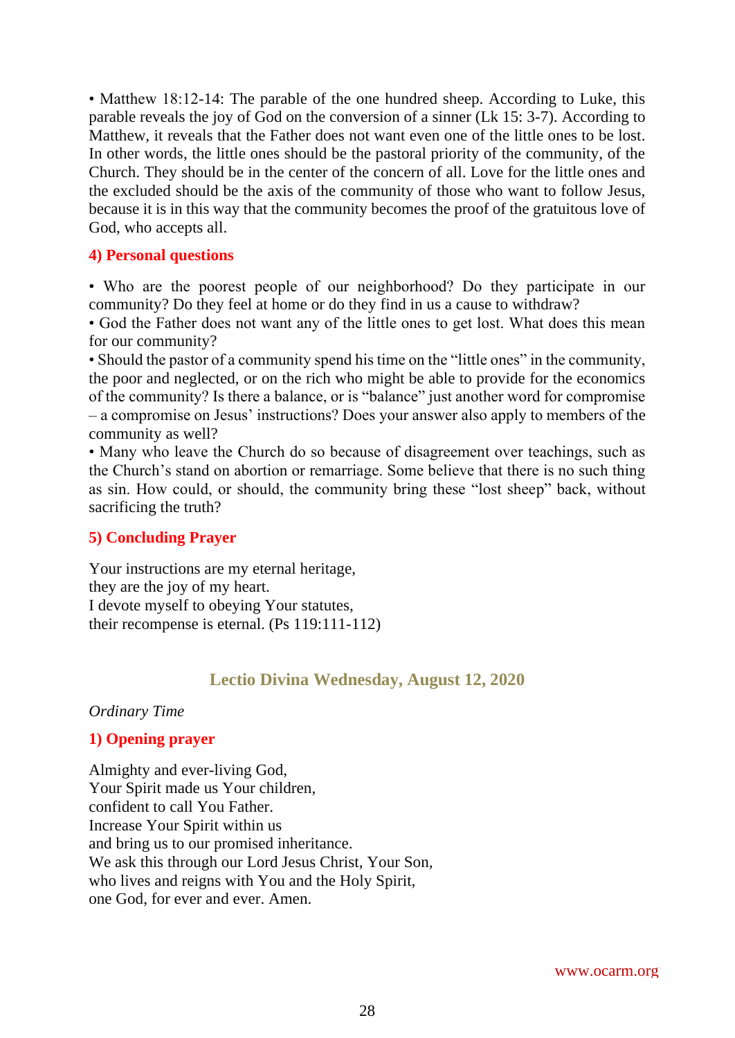• Matthew 18:12-14: The parable of the one hundred sheep. According to Luke, this parable reveals the joy of God on the conversion of a sinner (Lk 15: 3-7). According to Matthew, it reveals that the Father does not want even one of the little ones to be lost. In other words, the little ones should be the pastoral priority of the community, of the Church. They should be in the center of the concern of all. Love for the little ones and the excluded should be the axis of the community of those who want to follow Jesus, because it is in this way that the community becomes the proof of the gratuitous love of God, who accepts all.

### 4) Personal questions

• Who are the poorest people of our neighborhood? Do they participate in our community? Do they feel at home or do they find in us a cause to withdraw?
• God the Father does not want any of the little ones to get lost. What does this mean for our community?
• Should the pastor of a community spend his time on the "little ones" in the community, the poor and neglected, or on the rich who might be able to provide for the economics of the community? Is there a balance, or is "balance" just another word for compromise – a compromise on Jesus' instructions? Does your answer also apply to members of the community as well?
• Many who leave the Church do so because of disagreement over teachings, such as the Church's stand on abortion or remarriage. Some believe that there is no such thing as sin. How could, or should, the community bring these "lost sheep" back, without sacrificing the truth?

### 5) Concluding Prayer

Your instructions are my eternal heritage,
they are the joy of my heart.
I devote myself to obeying Your statutes,
their recompense is eternal. (Ps 119:111-112)

## Lectio Divina Wednesday, August 12, 2020

*Ordinary Time*

### 1) Opening prayer

Almighty and ever-living God,
Your Spirit made us Your children,
confident to call You Father.
Increase Your Spirit within us
and bring us to our promised inheritance.
We ask this through our Lord Jesus Christ, Your Son,
who lives and reigns with You and the Holy Spirit,
one God, for ever and ever. Amen.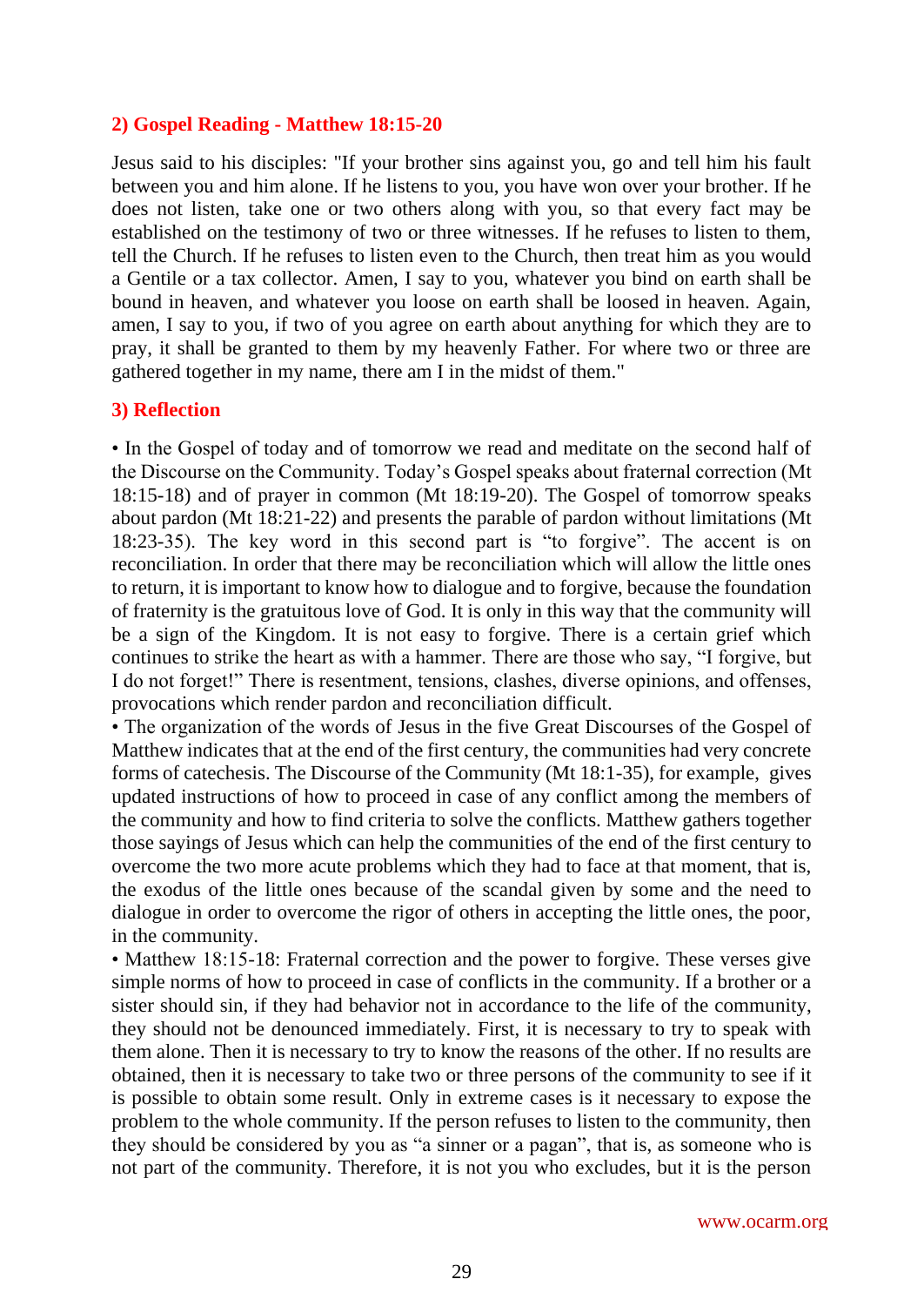## 2) Gospel Reading - Matthew 18:15-20

Jesus said to his disciples: "If your brother sins against you, go and tell him his fault between you and him alone. If he listens to you, you have won over your brother. If he does not listen, take one or two others along with you, so that every fact may be established on the testimony of two or three witnesses. If he refuses to listen to them, tell the Church. If he refuses to listen even to the Church, then treat him as you would a Gentile or a tax collector. Amen, I say to you, whatever you bind on earth shall be bound in heaven, and whatever you loose on earth shall be loosed in heaven. Again, amen, I say to you, if two of you agree on earth about anything for which they are to pray, it shall be granted to them by my heavenly Father. For where two or three are gathered together in my name, there am I in the midst of them."

## 3) Reflection

• In the Gospel of today and of tomorrow we read and meditate on the second half of the Discourse on the Community. Today's Gospel speaks about fraternal correction (Mt 18:15-18) and of prayer in common (Mt 18:19-20). The Gospel of tomorrow speaks about pardon (Mt 18:21-22) and presents the parable of pardon without limitations (Mt 18:23-35). The key word in this second part is "to forgive". The accent is on reconciliation. In order that there may be reconciliation which will allow the little ones to return, it is important to know how to dialogue and to forgive, because the foundation of fraternity is the gratuitous love of God. It is only in this way that the community will be a sign of the Kingdom. It is not easy to forgive. There is a certain grief which continues to strike the heart as with a hammer. There are those who say, "I forgive, but I do not forget!" There is resentment, tensions, clashes, diverse opinions, and offenses, provocations which render pardon and reconciliation difficult.

• The organization of the words of Jesus in the five Great Discourses of the Gospel of Matthew indicates that at the end of the first century, the communities had very concrete forms of catechesis. The Discourse of the Community (Mt 18:1-35), for example, gives updated instructions of how to proceed in case of any conflict among the members of the community and how to find criteria to solve the conflicts. Matthew gathers together those sayings of Jesus which can help the communities of the end of the first century to overcome the two more acute problems which they had to face at that moment, that is, the exodus of the little ones because of the scandal given by some and the need to dialogue in order to overcome the rigor of others in accepting the little ones, the poor, in the community.

• Matthew 18:15-18: Fraternal correction and the power to forgive. These verses give simple norms of how to proceed in case of conflicts in the community. If a brother or a sister should sin, if they had behavior not in accordance to the life of the community, they should not be denounced immediately. First, it is necessary to try to speak with them alone. Then it is necessary to try to know the reasons of the other. If no results are obtained, then it is necessary to take two or three persons of the community to see if it is possible to obtain some result. Only in extreme cases is it necessary to expose the problem to the whole community. If the person refuses to listen to the community, then they should be considered by you as "a sinner or a pagan", that is, as someone who is not part of the community. Therefore, it is not you who excludes, but it is the person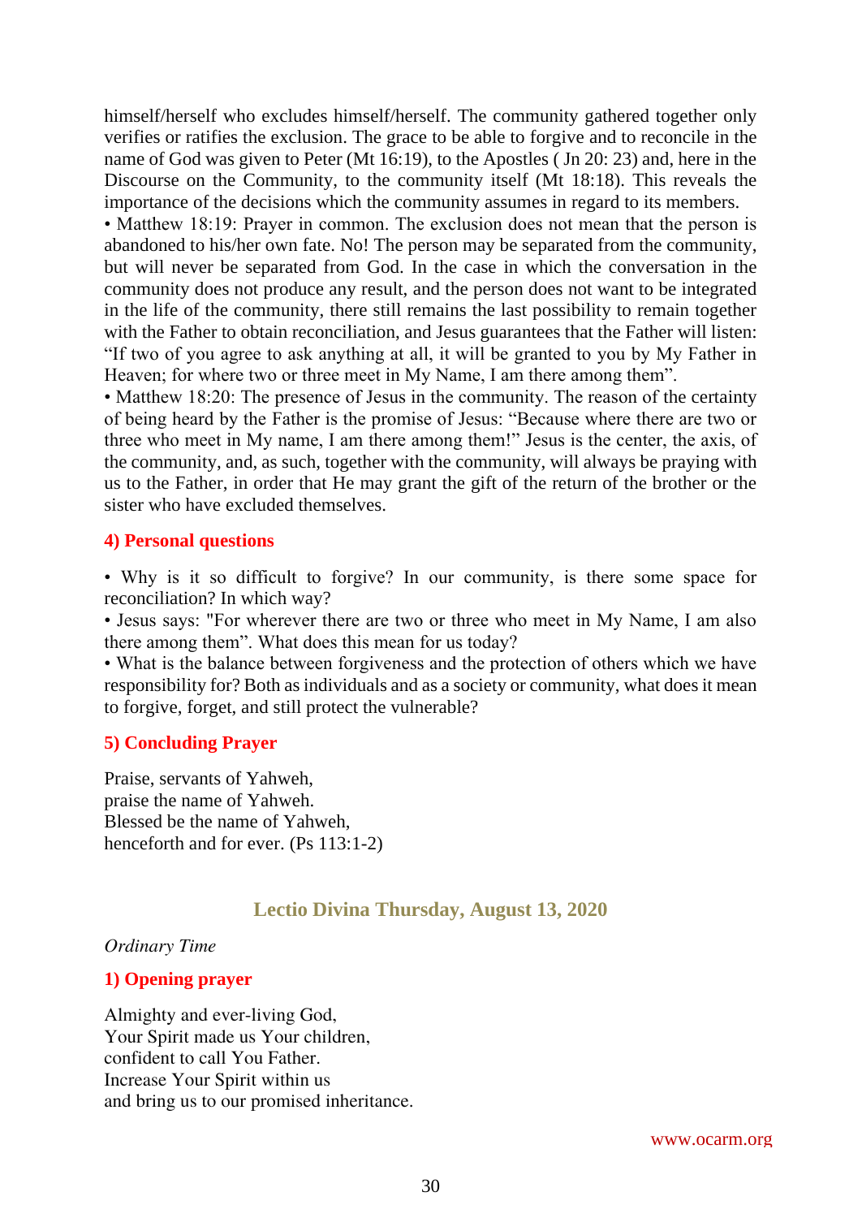himself/herself who excludes himself/herself. The community gathered together only verifies or ratifies the exclusion. The grace to be able to forgive and to reconcile in the name of God was given to Peter (Mt 16:19), to the Apostles ( Jn 20: 23) and, here in the Discourse on the Community, to the community itself (Mt 18:18). This reveals the importance of the decisions which the community assumes in regard to its members.

• Matthew 18:19: Prayer in common. The exclusion does not mean that the person is abandoned to his/her own fate. No! The person may be separated from the community, but will never be separated from God. In the case in which the conversation in the community does not produce any result, and the person does not want to be integrated in the life of the community, there still remains the last possibility to remain together with the Father to obtain reconciliation, and Jesus guarantees that the Father will listen: "If two of you agree to ask anything at all, it will be granted to you by My Father in Heaven; for where two or three meet in My Name, I am there among them".

• Matthew 18:20: The presence of Jesus in the community. The reason of the certainty of being heard by the Father is the promise of Jesus: "Because where there are two or three who meet in My name, I am there among them!" Jesus is the center, the axis, of the community, and, as such, together with the community, will always be praying with us to the Father, in order that He may grant the gift of the return of the brother or the sister who have excluded themselves.

### 4) Personal questions

• Why is it so difficult to forgive? In our community, is there some space for reconciliation? In which way?

• Jesus says: "For wherever there are two or three who meet in My Name, I am also there among them". What does this mean for us today?

• What is the balance between forgiveness and the protection of others which we have responsibility for? Both as individuals and as a society or community, what does it mean to forgive, forget, and still protect the vulnerable?

### 5) Concluding Prayer

Praise, servants of Yahweh,
praise the name of Yahweh.
Blessed be the name of Yahweh,
henceforth and for ever. (Ps 113:1-2)

## Lectio Divina Thursday, August 13, 2020

*Ordinary Time*

### 1) Opening prayer

Almighty and ever-living God,
Your Spirit made us Your children,
confident to call You Father.
Increase Your Spirit within us
and bring us to our promised inheritance.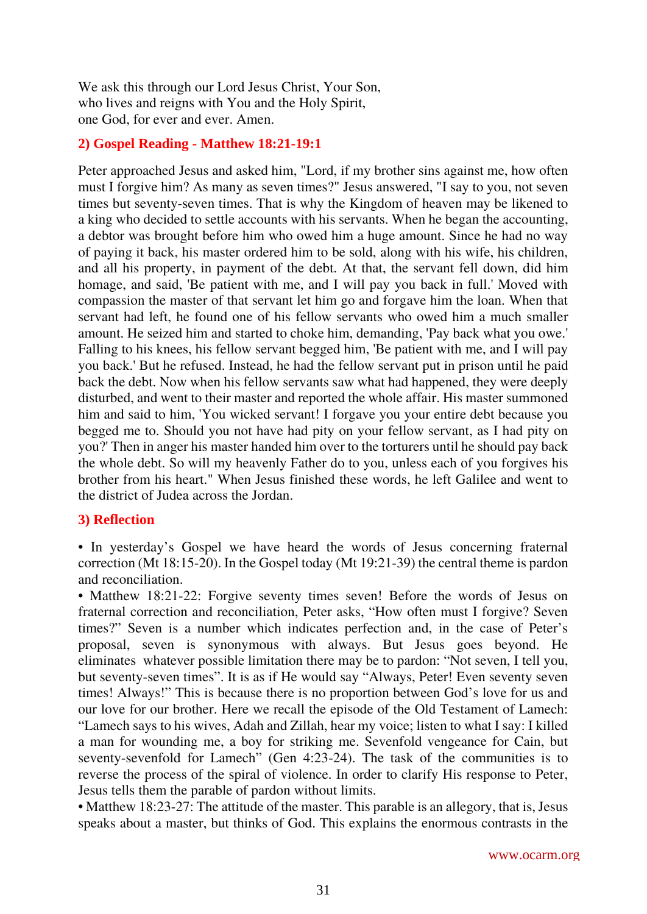We ask this through our Lord Jesus Christ, Your Son,
who lives and reigns with You and the Holy Spirit,
one God, for ever and ever. Amen.

## 2) Gospel Reading - Matthew 18:21-19:1

Peter approached Jesus and asked him, "Lord, if my brother sins against me, how often must I forgive him? As many as seven times?" Jesus answered, "I say to you, not seven times but seventy-seven times. That is why the Kingdom of heaven may be likened to a king who decided to settle accounts with his servants. When he began the accounting, a debtor was brought before him who owed him a huge amount. Since he had no way of paying it back, his master ordered him to be sold, along with his wife, his children, and all his property, in payment of the debt. At that, the servant fell down, did him homage, and said, 'Be patient with me, and I will pay you back in full.' Moved with compassion the master of that servant let him go and forgave him the loan. When that servant had left, he found one of his fellow servants who owed him a much smaller amount. He seized him and started to choke him, demanding, 'Pay back what you owe.' Falling to his knees, his fellow servant begged him, 'Be patient with me, and I will pay you back.' But he refused. Instead, he had the fellow servant put in prison until he paid back the debt. Now when his fellow servants saw what had happened, they were deeply disturbed, and went to their master and reported the whole affair. His master summoned him and said to him, 'You wicked servant! I forgave you your entire debt because you begged me to. Should you not have had pity on your fellow servant, as I had pity on you?' Then in anger his master handed him over to the torturers until he should pay back the whole debt. So will my heavenly Father do to you, unless each of you forgives his brother from his heart." When Jesus finished these words, he left Galilee and went to the district of Judea across the Jordan.

## 3) Reflection

• In yesterday's Gospel we have heard the words of Jesus concerning fraternal correction (Mt 18:15-20). In the Gospel today (Mt 19:21-39) the central theme is pardon and reconciliation.

• Matthew 18:21-22: Forgive seventy times seven! Before the words of Jesus on fraternal correction and reconciliation, Peter asks, "How often must I forgive? Seven times?" Seven is a number which indicates perfection and, in the case of Peter's proposal, seven is synonymous with always. But Jesus goes beyond. He eliminates whatever possible limitation there may be to pardon: "Not seven, I tell you, but seventy-seven times". It is as if He would say "Always, Peter! Even seventy seven times! Always!" This is because there is no proportion between God's love for us and our love for our brother. Here we recall the episode of the Old Testament of Lamech: "Lamech says to his wives, Adah and Zillah, hear my voice; listen to what I say: I killed a man for wounding me, a boy for striking me. Sevenfold vengeance for Cain, but seventy-sevenfold for Lamech" (Gen 4:23-24). The task of the communities is to reverse the process of the spiral of violence. In order to clarify His response to Peter, Jesus tells them the parable of pardon without limits.

• Matthew 18:23-27: The attitude of the master. This parable is an allegory, that is, Jesus speaks about a master, but thinks of God. This explains the enormous contrasts in the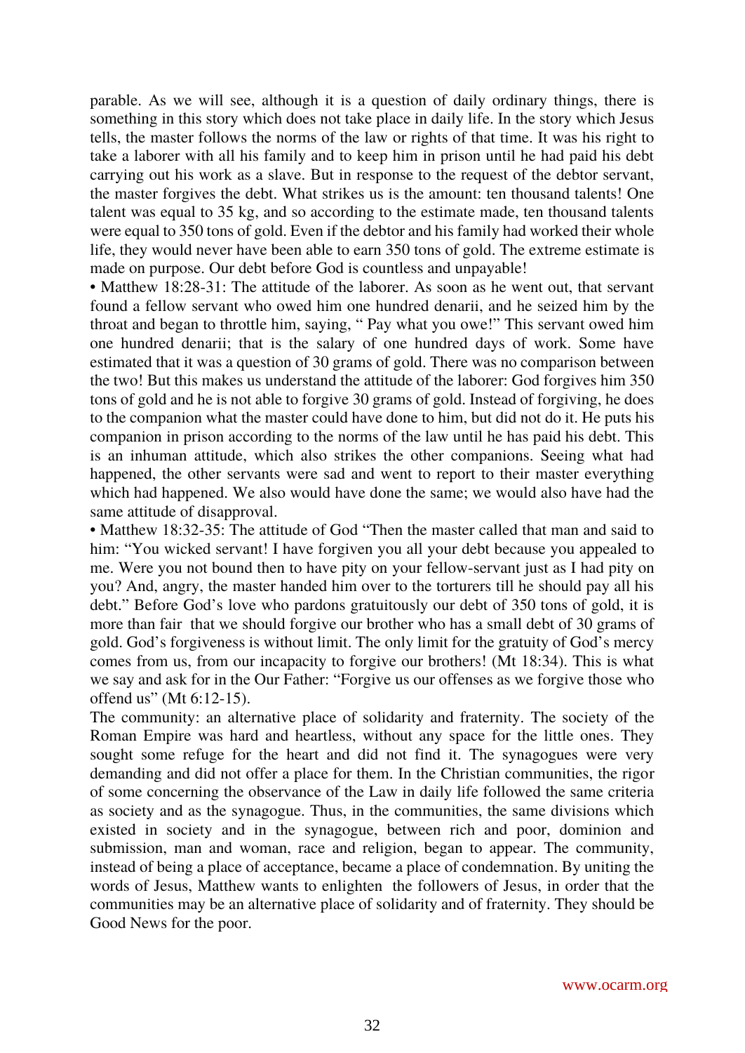parable. As we will see, although it is a question of daily ordinary things, there is something in this story which does not take place in daily life. In the story which Jesus tells, the master follows the norms of the law or rights of that time. It was his right to take a laborer with all his family and to keep him in prison until he had paid his debt carrying out his work as a slave. But in response to the request of the debtor servant, the master forgives the debt. What strikes us is the amount: ten thousand talents! One talent was equal to 35 kg, and so according to the estimate made, ten thousand talents were equal to 350 tons of gold. Even if the debtor and his family had worked their whole life, they would never have been able to earn 350 tons of gold. The extreme estimate is made on purpose. Our debt before God is countless and unpayable!

- Matthew 18:28-31: The attitude of the laborer. As soon as he went out, that servant found a fellow servant who owed him one hundred denarii, and he seized him by the throat and began to throttle him, saying, " Pay what you owe!" This servant owed him one hundred denarii; that is the salary of one hundred days of work. Some have estimated that it was a question of 30 grams of gold. There was no comparison between the two! But this makes us understand the attitude of the laborer: God forgives him 350 tons of gold and he is not able to forgive 30 grams of gold. Instead of forgiving, he does to the companion what the master could have done to him, but did not do it. He puts his companion in prison according to the norms of the law until he has paid his debt. This is an inhuman attitude, which also strikes the other companions. Seeing what had happened, the other servants were sad and went to report to their master everything which had happened. We also would have done the same; we would also have had the same attitude of disapproval.
- Matthew 18:32-35: The attitude of God "Then the master called that man and said to him: "You wicked servant! I have forgiven you all your debt because you appealed to me. Were you not bound then to have pity on your fellow-servant just as I had pity on you? And, angry, the master handed him over to the torturers till he should pay all his debt." Before God's love who pardons gratuitously our debt of 350 tons of gold, it is more than fair that we should forgive our brother who has a small debt of 30 grams of gold. God's forgiveness is without limit. The only limit for the gratuity of God's mercy comes from us, from our incapacity to forgive our brothers! (Mt 18:34). This is what we say and ask for in the Our Father: "Forgive us our offenses as we forgive those who offend us" (Mt 6:12-15).

The community: an alternative place of solidarity and fraternity. The society of the Roman Empire was hard and heartless, without any space for the little ones. They sought some refuge for the heart and did not find it. The synagogues were very demanding and did not offer a place for them. In the Christian communities, the rigor of some concerning the observance of the Law in daily life followed the same criteria as society and as the synagogue. Thus, in the communities, the same divisions which existed in society and in the synagogue, between rich and poor, dominion and submission, man and woman, race and religion, began to appear. The community, instead of being a place of acceptance, became a place of condemnation. By uniting the words of Jesus, Matthew wants to enlighten the followers of Jesus, in order that the communities may be an alternative place of solidarity and of fraternity. They should be Good News for the poor.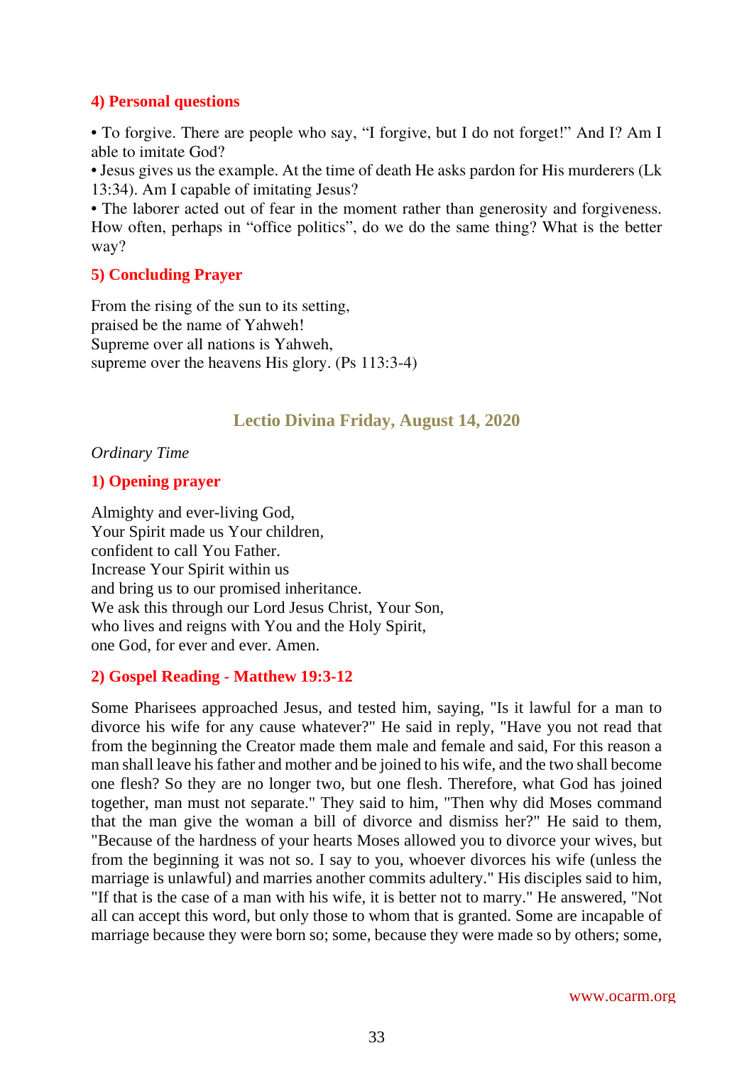## 4) Personal questions

• To forgive. There are people who say, “I forgive, but I do not forget!” And I? Am I able to imitate God?
• Jesus gives us the example. At the time of death He asks pardon for His murderers (Lk 13:34). Am I capable of imitating Jesus?
• The laborer acted out of fear in the moment rather than generosity and forgiveness. How often, perhaps in “office politics”, do we do the same thing? What is the better way?

## 5) Concluding Prayer

From the rising of the sun to its setting,
praised be the name of Yahweh!
Supreme over all nations is Yahweh,
supreme over the heavens His glory. (Ps 113:3-4)

# Lectio Divina Friday, August 14, 2020

*Ordinary Time*

## 1) Opening prayer

Almighty and ever-living God,
Your Spirit made us Your children,
confident to call You Father.
Increase Your Spirit within us
and bring us to our promised inheritance.
We ask this through our Lord Jesus Christ, Your Son,
who lives and reigns with You and the Holy Spirit,
one God, for ever and ever. Amen.

## 2) Gospel Reading - Matthew 19:3-12

Some Pharisees approached Jesus, and tested him, saying, "Is it lawful for a man to divorce his wife for any cause whatever?" He said in reply, "Have you not read that from the beginning the Creator made them male and female and said, For this reason a man shall leave his father and mother and be joined to his wife, and the two shall become one flesh? So they are no longer two, but one flesh. Therefore, what God has joined together, man must not separate." They said to him, "Then why did Moses command that the man give the woman a bill of divorce and dismiss her?" He said to them, "Because of the hardness of your hearts Moses allowed you to divorce your wives, but from the beginning it was not so. I say to you, whoever divorces his wife (unless the marriage is unlawful) and marries another commits adultery." His disciples said to him, "If that is the case of a man with his wife, it is better not to marry." He answered, "Not all can accept this word, but only those to whom that is granted. Some are incapable of marriage because they were born so; some, because they were made so by others; some,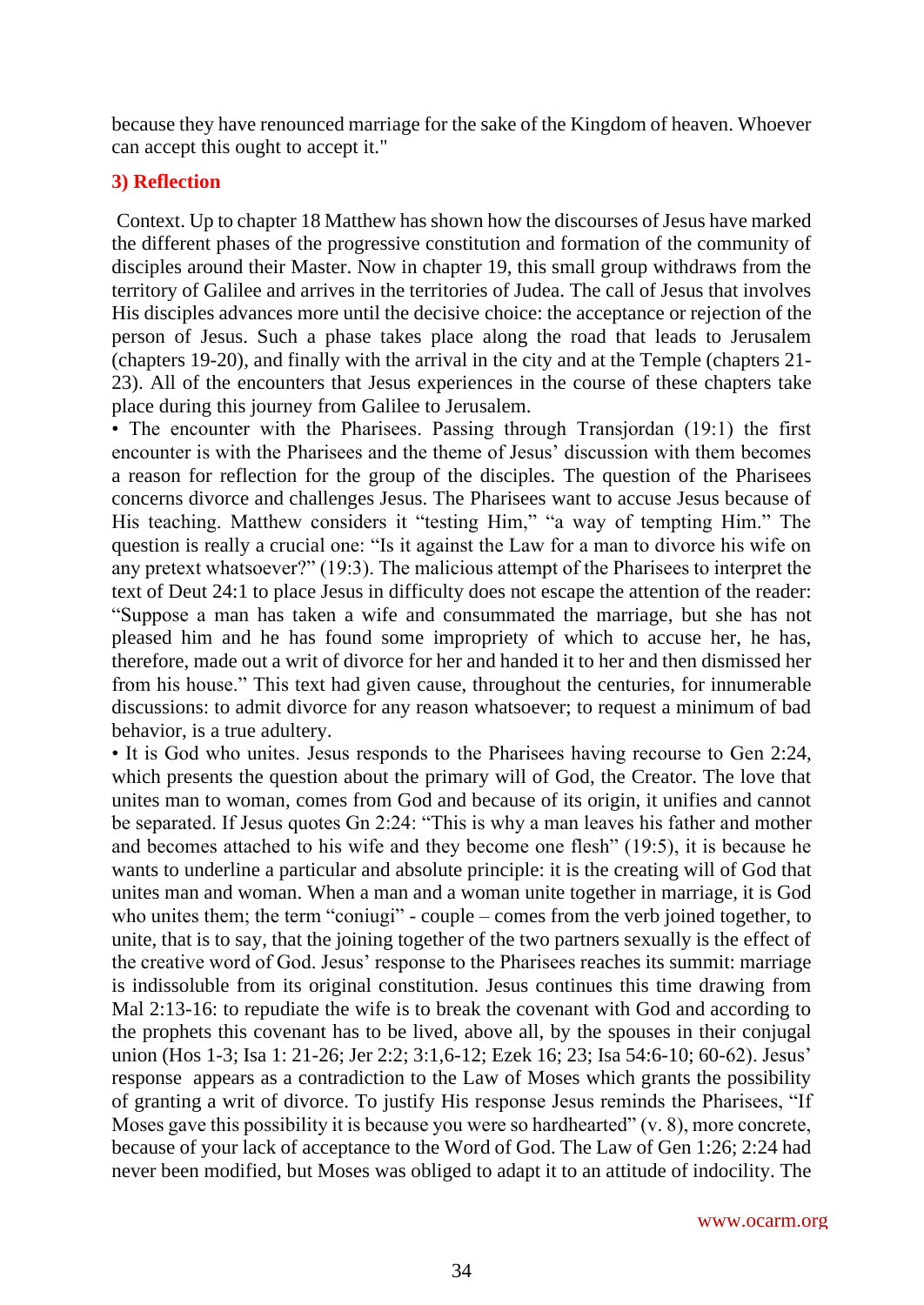because they have renounced marriage for the sake of the Kingdom of heaven. Whoever can accept this ought to accept it."

## 3) Reflection

Context. Up to chapter 18 Matthew has shown how the discourses of Jesus have marked the different phases of the progressive constitution and formation of the community of disciples around their Master. Now in chapter 19, this small group withdraws from the territory of Galilee and arrives in the territories of Judea. The call of Jesus that involves His disciples advances more until the decisive choice: the acceptance or rejection of the person of Jesus. Such a phase takes place along the road that leads to Jerusalem (chapters 19-20), and finally with the arrival in the city and at the Temple (chapters 21-23). All of the encounters that Jesus experiences in the course of these chapters take place during this journey from Galilee to Jerusalem.

• The encounter with the Pharisees. Passing through Transjordan (19:1) the first encounter is with the Pharisees and the theme of Jesus' discussion with them becomes a reason for reflection for the group of the disciples. The question of the Pharisees concerns divorce and challenges Jesus. The Pharisees want to accuse Jesus because of His teaching. Matthew considers it "testing Him," "a way of tempting Him." The question is really a crucial one: "Is it against the Law for a man to divorce his wife on any pretext whatsoever?" (19:3). The malicious attempt of the Pharisees to interpret the text of Deut 24:1 to place Jesus in difficulty does not escape the attention of the reader: "Suppose a man has taken a wife and consummated the marriage, but she has not pleased him and he has found some impropriety of which to accuse her, he has, therefore, made out a writ of divorce for her and handed it to her and then dismissed her from his house." This text had given cause, throughout the centuries, for innumerable discussions: to admit divorce for any reason whatsoever; to request a minimum of bad behavior, is a true adultery.

• It is God who unites. Jesus responds to the Pharisees having recourse to Gen 2:24, which presents the question about the primary will of God, the Creator. The love that unites man to woman, comes from God and because of its origin, it unifies and cannot be separated. If Jesus quotes Gn 2:24: "This is why a man leaves his father and mother and becomes attached to his wife and they become one flesh" (19:5), it is because he wants to underline a particular and absolute principle: it is the creating will of God that unites man and woman. When a man and a woman unite together in marriage, it is God who unites them; the term "coniugi" - couple – comes from the verb joined together, to unite, that is to say, that the joining together of the two partners sexually is the effect of the creative word of God. Jesus' response to the Pharisees reaches its summit: marriage is indissoluble from its original constitution. Jesus continues this time drawing from Mal 2:13-16: to repudiate the wife is to break the covenant with God and according to the prophets this covenant has to be lived, above all, by the spouses in their conjugal union (Hos 1-3; Isa 1: 21-26; Jer 2:2; 3:1,6-12; Ezek 16; 23; Isa 54:6-10; 60-62). Jesus' response appears as a contradiction to the Law of Moses which grants the possibility of granting a writ of divorce. To justify His response Jesus reminds the Pharisees, "If Moses gave this possibility it is because you were so hardhearted" (v. 8), more concrete, because of your lack of acceptance to the Word of God. The Law of Gen 1:26; 2:24 had never been modified, but Moses was obliged to adapt it to an attitude of indocility. The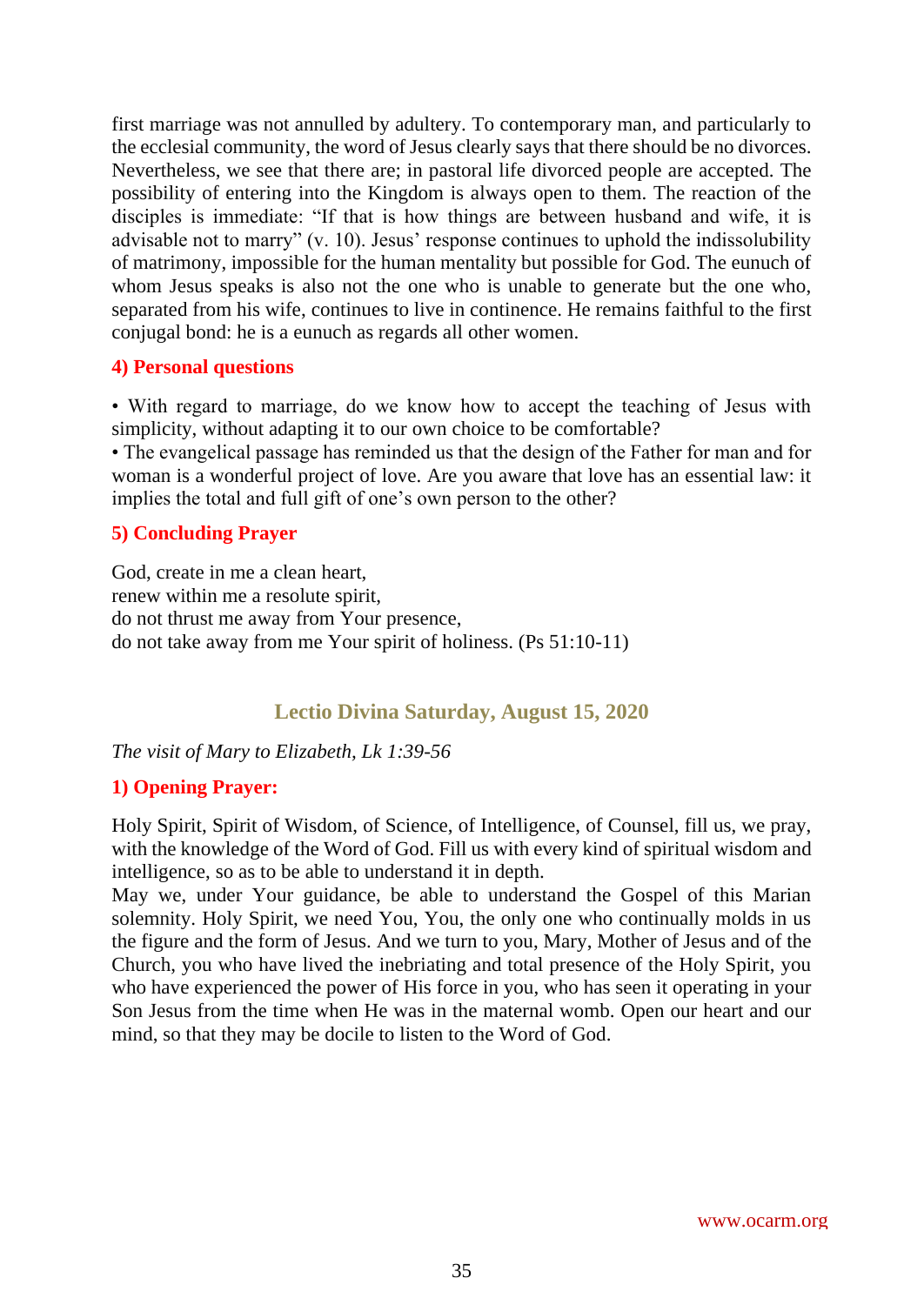first marriage was not annulled by adultery. To contemporary man, and particularly to the ecclesial community, the word of Jesus clearly says that there should be no divorces. Nevertheless, we see that there are; in pastoral life divorced people are accepted. The possibility of entering into the Kingdom is always open to them. The reaction of the disciples is immediate: "If that is how things are between husband and wife, it is advisable not to marry" (v. 10). Jesus' response continues to uphold the indissolubility of matrimony, impossible for the human mentality but possible for God. The eunuch of whom Jesus speaks is also not the one who is unable to generate but the one who, separated from his wife, continues to live in continence. He remains faithful to the first conjugal bond: he is a eunuch as regards all other women.

### 4) Personal questions

• With regard to marriage, do we know how to accept the teaching of Jesus with simplicity, without adapting it to our own choice to be comfortable?
• The evangelical passage has reminded us that the design of the Father for man and for woman is a wonderful project of love. Are you aware that love has an essential law: it implies the total and full gift of one's own person to the other?

### 5) Concluding Prayer

God, create in me a clean heart,
renew within me a resolute spirit,
do not thrust me away from Your presence,
do not take away from me Your spirit of holiness. (Ps 51:10-11)

## Lectio Divina Saturday, August 15, 2020

*The visit of Mary to Elizabeth, Lk 1:39-56*

### 1) Opening Prayer:

Holy Spirit, Spirit of Wisdom, of Science, of Intelligence, of Counsel, fill us, we pray, with the knowledge of the Word of God. Fill us with every kind of spiritual wisdom and intelligence, so as to be able to understand it in depth.
May we, under Your guidance, be able to understand the Gospel of this Marian solemnity. Holy Spirit, we need You, You, the only one who continually molds in us the figure and the form of Jesus. And we turn to you, Mary, Mother of Jesus and of the Church, you who have lived the inebriating and total presence of the Holy Spirit, you who have experienced the power of His force in you, who has seen it operating in your Son Jesus from the time when He was in the maternal womb. Open our heart and our mind, so that they may be docile to listen to the Word of God.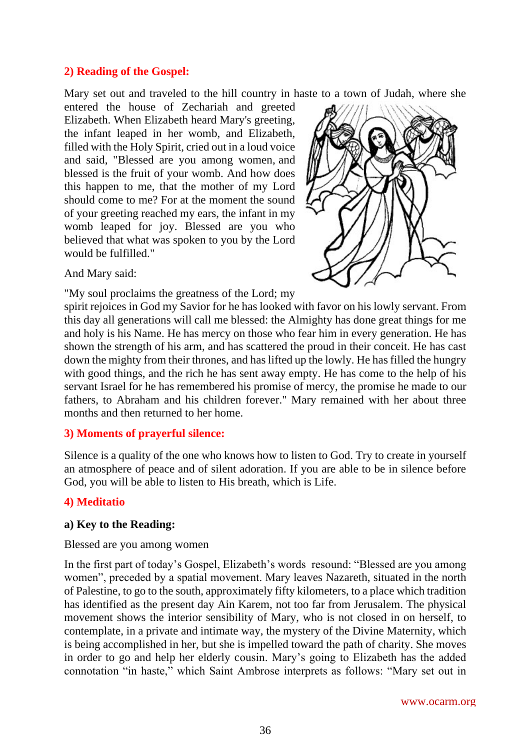## 2) Reading of the Gospel:

Mary set out and traveled to the hill country in haste to a town of Judah, where she entered the house of Zechariah and greeted Elizabeth. When Elizabeth heard Mary's greeting, the infant leaped in her womb, and Elizabeth, filled with the Holy Spirit, cried out in a loud voice and said, "Blessed are you among women, and blessed is the fruit of your womb. And how does this happen to me, that the mother of my Lord should come to me? For at the moment the sound of your greeting reached my ears, the infant in my womb leaped for joy. Blessed are you who believed that what was spoken to you by the Lord would be fulfilled."

And Mary said:

"My soul proclaims the greatness of the Lord; my spirit rejoices in God my Savior for he has looked with favor on his lowly servant. From this day all generations will call me blessed: the Almighty has done great things for me and holy is his Name. He has mercy on those who fear him in every generation. He has shown the strength of his arm, and has scattered the proud in their conceit. He has cast down the mighty from their thrones, and has lifted up the lowly. He has filled the hungry with good things, and the rich he has sent away empty. He has come to the help of his servant Israel for he has remembered his promise of mercy, the promise he made to our fathers, to Abraham and his children forever." Mary remained with her about three months and then returned to her home.

## 3) Moments of prayerful silence:

Silence is a quality of the one who knows how to listen to God. Try to create in yourself an atmosphere of peace and of silent adoration. If you are able to be in silence before God, you will be able to listen to His breath, which is Life.

## 4) Meditatio

### a) Key to the Reading:

Blessed are you among women

In the first part of today's Gospel, Elizabeth's words resound: "Blessed are you among women", preceded by a spatial movement. Mary leaves Nazareth, situated in the north of Palestine, to go to the south, approximately fifty kilometers, to a place which tradition has identified as the present day Ain Karem, not too far from Jerusalem. The physical movement shows the interior sensibility of Mary, who is not closed in on herself, to contemplate, in a private and intimate way, the mystery of the Divine Maternity, which is being accomplished in her, but she is impelled toward the path of charity. She moves in order to go and help her elderly cousin. Mary's going to Elizabeth has the added connotation "in haste," which Saint Ambrose interprets as follows: "Mary set out in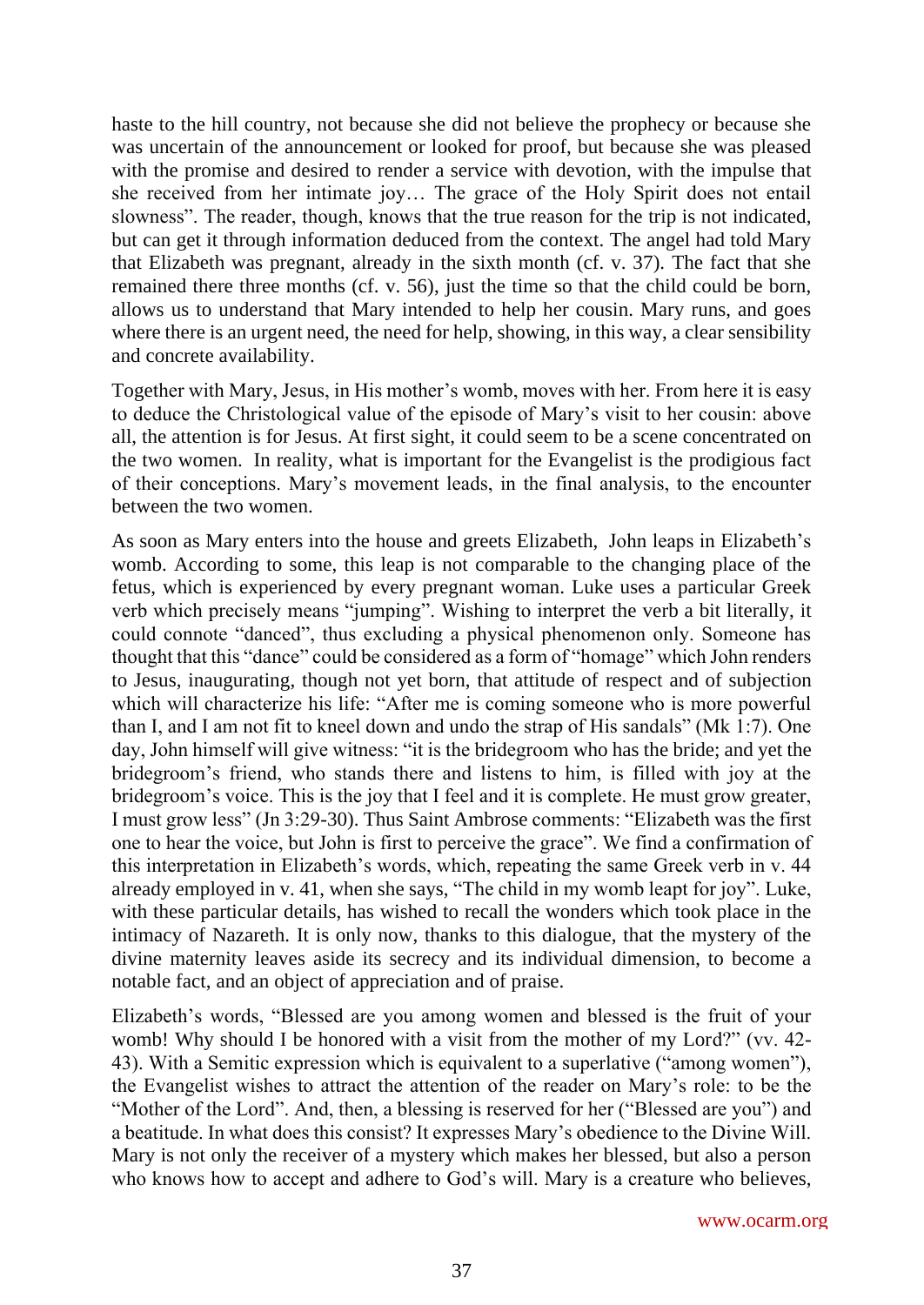haste to the hill country, not because she did not believe the prophecy or because she was uncertain of the announcement or looked for proof, but because she was pleased with the promise and desired to render a service with devotion, with the impulse that she received from her intimate joy… The grace of the Holy Spirit does not entail slowness". The reader, though, knows that the true reason for the trip is not indicated, but can get it through information deduced from the context. The angel had told Mary that Elizabeth was pregnant, already in the sixth month (cf. v. 37). The fact that she remained there three months (cf. v. 56), just the time so that the child could be born, allows us to understand that Mary intended to help her cousin. Mary runs, and goes where there is an urgent need, the need for help, showing, in this way, a clear sensibility and concrete availability.

Together with Mary, Jesus, in His mother's womb, moves with her. From here it is easy to deduce the Christological value of the episode of Mary's visit to her cousin: above all, the attention is for Jesus. At first sight, it could seem to be a scene concentrated on the two women. In reality, what is important for the Evangelist is the prodigious fact of their conceptions. Mary's movement leads, in the final analysis, to the encounter between the two women.

As soon as Mary enters into the house and greets Elizabeth, John leaps in Elizabeth's womb. According to some, this leap is not comparable to the changing place of the fetus, which is experienced by every pregnant woman. Luke uses a particular Greek verb which precisely means "jumping". Wishing to interpret the verb a bit literally, it could connote "danced", thus excluding a physical phenomenon only. Someone has thought that this "dance" could be considered as a form of "homage" which John renders to Jesus, inaugurating, though not yet born, that attitude of respect and of subjection which will characterize his life: "After me is coming someone who is more powerful than I, and I am not fit to kneel down and undo the strap of His sandals" (Mk 1:7). One day, John himself will give witness: "it is the bridegroom who has the bride; and yet the bridegroom's friend, who stands there and listens to him, is filled with joy at the bridegroom's voice. This is the joy that I feel and it is complete. He must grow greater, I must grow less" (Jn 3:29-30). Thus Saint Ambrose comments: "Elizabeth was the first one to hear the voice, but John is first to perceive the grace". We find a confirmation of this interpretation in Elizabeth's words, which, repeating the same Greek verb in v. 44 already employed in v. 41, when she says, "The child in my womb leapt for joy". Luke, with these particular details, has wished to recall the wonders which took place in the intimacy of Nazareth. It is only now, thanks to this dialogue, that the mystery of the divine maternity leaves aside its secrecy and its individual dimension, to become a notable fact, and an object of appreciation and of praise.

Elizabeth's words, "Blessed are you among women and blessed is the fruit of your womb! Why should I be honored with a visit from the mother of my Lord?" (vv. 42-43). With a Semitic expression which is equivalent to a superlative ("among women"), the Evangelist wishes to attract the attention of the reader on Mary's role: to be the "Mother of the Lord". And, then, a blessing is reserved for her ("Blessed are you") and a beatitude. In what does this consist? It expresses Mary's obedience to the Divine Will. Mary is not only the receiver of a mystery which makes her blessed, but also a person who knows how to accept and adhere to God's will. Mary is a creature who believes,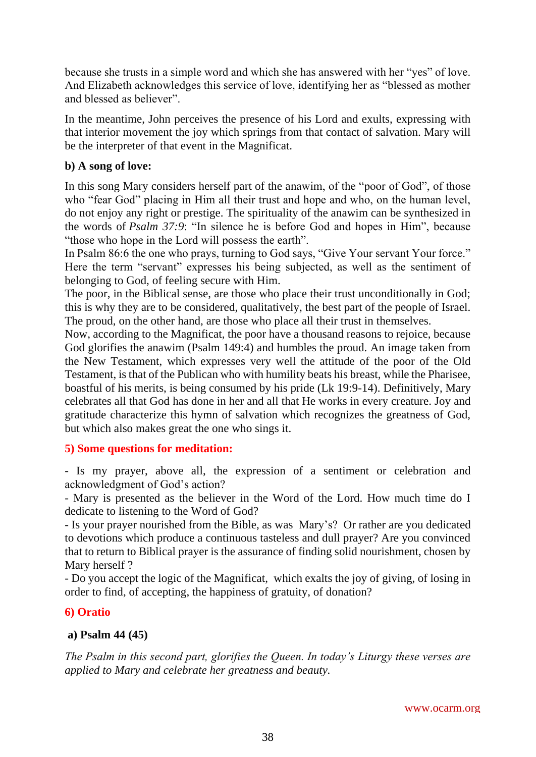because she trusts in a simple word and which she has answered with her "yes" of love. And Elizabeth acknowledges this service of love, identifying her as "blessed as mother and blessed as believer".

In the meantime, John perceives the presence of his Lord and exults, expressing with that interior movement the joy which springs from that contact of salvation. Mary will be the interpreter of that event in the Magnificat.

**b) A song of love:**

In this song Mary considers herself part of the anawim, of the "poor of God", of those who "fear God" placing in Him all their trust and hope and who, on the human level, do not enjoy any right or prestige. The spirituality of the anawim can be synthesized in the words of *Psalm 37:9*: "In silence he is before God and hopes in Him", because "those who hope in the Lord will possess the earth".
In Psalm 86:6 the one who prays, turning to God says, "Give Your servant Your force." Here the term "servant" expresses his being subjected, as well as the sentiment of belonging to God, of feeling secure with Him.
The poor, in the Biblical sense, are those who place their trust unconditionally in God; this is why they are to be considered, qualitatively, the best part of the people of Israel. The proud, on the other hand, are those who place all their trust in themselves.
Now, according to the Magnificat, the poor have a thousand reasons to rejoice, because God glorifies the anawim (Psalm 149:4) and humbles the proud. An image taken from the New Testament, which expresses very well the attitude of the poor of the Old Testament, is that of the Publican who with humility beats his breast, while the Pharisee, boastful of his merits, is being consumed by his pride (Lk 19:9-14). Definitively, Mary celebrates all that God has done in her and all that He works in every creature. Joy and gratitude characterize this hymn of salvation which recognizes the greatness of God, but which also makes great the one who sings it.

## 5) Some questions for meditation:

- Is my prayer, above all, the expression of a sentiment or celebration and acknowledgment of God's action?
- Mary is presented as the believer in the Word of the Lord. How much time do I dedicate to listening to the Word of God?
- Is your prayer nourished from the Bible, as was Mary's? Or rather are you dedicated to devotions which produce a continuous tasteless and dull prayer? Are you convinced that to return to Biblical prayer is the assurance of finding solid nourishment, chosen by Mary herself ?
- Do you accept the logic of the Magnificat, which exalts the joy of giving, of losing in order to find, of accepting, the happiness of gratuity, of donation?

## 6) Oratio

**a) Psalm 44 (45)**

*The Psalm in this second part, glorifies the Queen. In today's Liturgy these verses are applied to Mary and celebrate her greatness and beauty.*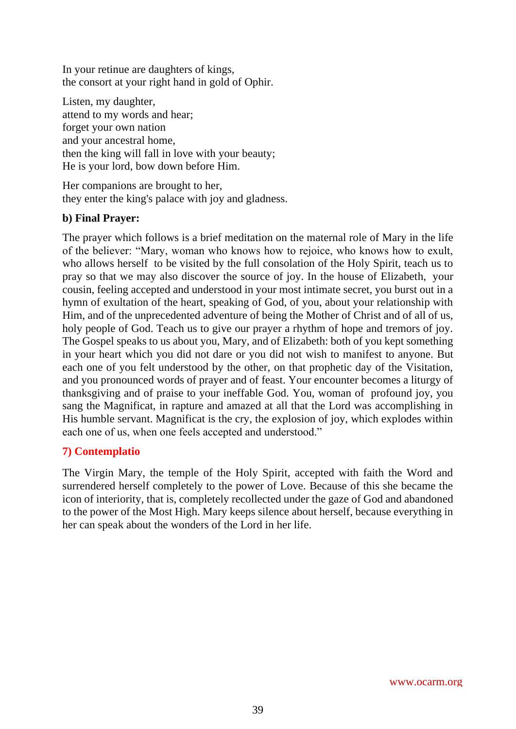In your retinue are daughters of kings,  
the consort at your right hand in gold of Ophir.

Listen, my daughter,  
attend to my words and hear;  
forget your own nation  
and your ancestral home,  
then the king will fall in love with your beauty;  
He is your lord, bow down before Him.

Her companions are brought to her,  
they enter the king's palace with joy and gladness.

**b) Final Prayer:**

The prayer which follows is a brief meditation on the maternal role of Mary in the life of the believer: "Mary, woman who knows how to rejoice, who knows how to exult, who allows herself to be visited by the full consolation of the Holy Spirit, teach us to pray so that we may also discover the source of joy. In the house of Elizabeth, your cousin, feeling accepted and understood in your most intimate secret, you burst out in a hymn of exultation of the heart, speaking of God, of you, about your relationship with Him, and of the unprecedented adventure of being the Mother of Christ and of all of us, holy people of God. Teach us to give our prayer a rhythm of hope and tremors of joy. The Gospel speaks to us about you, Mary, and of Elizabeth: both of you kept something in your heart which you did not dare or you did not wish to manifest to anyone. But each one of you felt understood by the other, on that prophetic day of the Visitation, and you pronounced words of prayer and of feast. Your encounter becomes a liturgy of thanksgiving and of praise to your ineffable God. You, woman of profound joy, you sang the Magnificat, in rapture and amazed at all that the Lord was accomplishing in His humble servant. Magnificat is the cry, the explosion of joy, which explodes within each one of us, when one feels accepted and understood."

## 7) Contemplatio

The Virgin Mary, the temple of the Holy Spirit, accepted with faith the Word and surrendered herself completely to the power of Love. Because of this she became the icon of interiority, that is, completely recollected under the gaze of God and abandoned to the power of the Most High. Mary keeps silence about herself, because everything in her can speak about the wonders of the Lord in her life.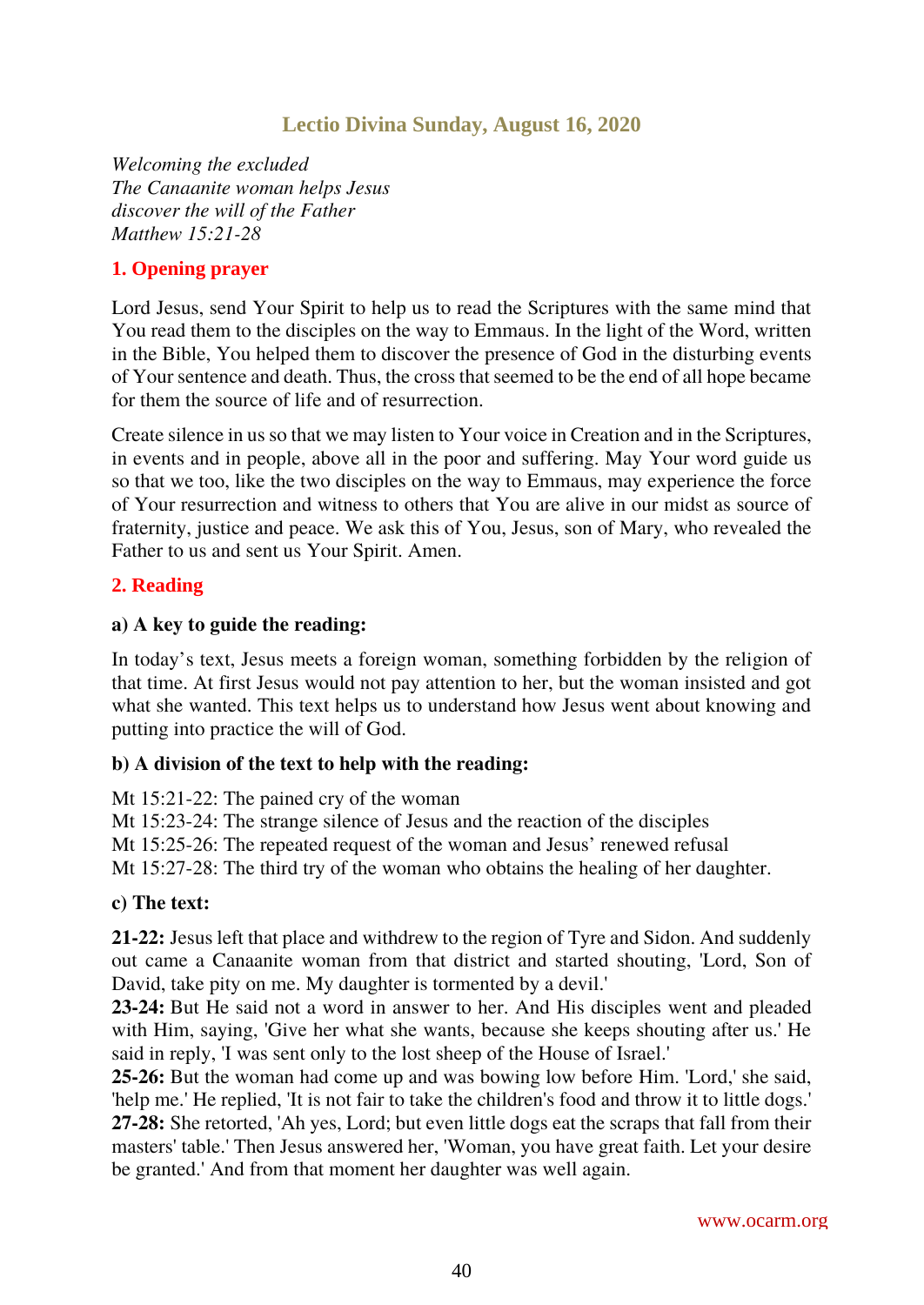# Lectio Divina Sunday, August 16, 2020

*Welcoming the excluded*
*The Canaanite woman helps Jesus*
*discover the will of the Father*
*Matthew 15:21-28*

## 1. Opening prayer

Lord Jesus, send Your Spirit to help us to read the Scriptures with the same mind that You read them to the disciples on the way to Emmaus. In the light of the Word, written in the Bible, You helped them to discover the presence of God in the disturbing events of Your sentence and death. Thus, the cross that seemed to be the end of all hope became for them the source of life and of resurrection.

Create silence in us so that we may listen to Your voice in Creation and in the Scriptures, in events and in people, above all in the poor and suffering. May Your word guide us so that we too, like the two disciples on the way to Emmaus, may experience the force of Your resurrection and witness to others that You are alive in our midst as source of fraternity, justice and peace. We ask this of You, Jesus, son of Mary, who revealed the Father to us and sent us Your Spirit. Amen.

## 2. Reading

### a) A key to guide the reading:

In today's text, Jesus meets a foreign woman, something forbidden by the religion of that time. At first Jesus would not pay attention to her, but the woman insisted and got what she wanted. This text helps us to understand how Jesus went about knowing and putting into practice the will of God.

### b) A division of the text to help with the reading:

Mt 15:21-22: The pained cry of the woman
Mt 15:23-24: The strange silence of Jesus and the reaction of the disciples
Mt 15:25-26: The repeated request of the woman and Jesus' renewed refusal
Mt 15:27-28: The third try of the woman who obtains the healing of her daughter.

### c) The text:

**21-22:** Jesus left that place and withdrew to the region of Tyre and Sidon. And suddenly out came a Canaanite woman from that district and started shouting, 'Lord, Son of David, take pity on me. My daughter is tormented by a devil.'
**23-24:** But He said not a word in answer to her. And His disciples went and pleaded with Him, saying, 'Give her what she wants, because she keeps shouting after us.' He said in reply, 'I was sent only to the lost sheep of the House of Israel.'
**25-26:** But the woman had come up and was bowing low before Him. 'Lord,' she said, 'help me.' He replied, 'It is not fair to take the children's food and throw it to little dogs.'
**27-28:** She retorted, 'Ah yes, Lord; but even little dogs eat the scraps that fall from their masters' table.' Then Jesus answered her, 'Woman, you have great faith. Let your desire be granted.' And from that moment her daughter was well again.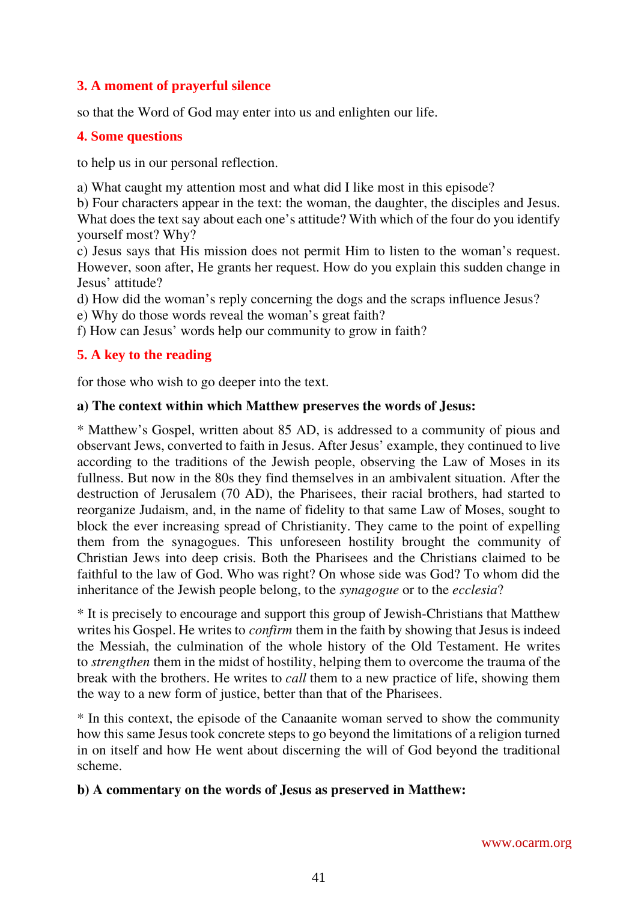## 3. A moment of prayerful silence

so that the Word of God may enter into us and enlighten our life.

## 4. Some questions

to help us in our personal reflection.

a) What caught my attention most and what did I like most in this episode?
b) Four characters appear in the text: the woman, the daughter, the disciples and Jesus. What does the text say about each one's attitude? With which of the four do you identify yourself most? Why?
c) Jesus says that His mission does not permit Him to listen to the woman's request. However, soon after, He grants her request. How do you explain this sudden change in Jesus' attitude?
d) How did the woman's reply concerning the dogs and the scraps influence Jesus?
e) Why do those words reveal the woman's great faith?
f) How can Jesus' words help our community to grow in faith?

## 5. A key to the reading

for those who wish to go deeper into the text.

**a) The context within which Matthew preserves the words of Jesus:**

* Matthew's Gospel, written about 85 AD, is addressed to a community of pious and observant Jews, converted to faith in Jesus. After Jesus' example, they continued to live according to the traditions of the Jewish people, observing the Law of Moses in its fullness. But now in the 80s they find themselves in an ambivalent situation. After the destruction of Jerusalem (70 AD), the Pharisees, their racial brothers, had started to reorganize Judaism, and, in the name of fidelity to that same Law of Moses, sought to block the ever increasing spread of Christianity. They came to the point of expelling them from the synagogues. This unforeseen hostility brought the community of Christian Jews into deep crisis. Both the Pharisees and the Christians claimed to be faithful to the law of God. Who was right? On whose side was God? To whom did the inheritance of the Jewish people belong, to the *synagogue* or to the *ecclesia*?

* It is precisely to encourage and support this group of Jewish-Christians that Matthew writes his Gospel. He writes to *confirm* them in the faith by showing that Jesus is indeed the Messiah, the culmination of the whole history of the Old Testament. He writes to *strengthen* them in the midst of hostility, helping them to overcome the trauma of the break with the brothers. He writes to *call* them to a new practice of life, showing them the way to a new form of justice, better than that of the Pharisees.

* In this context, the episode of the Canaanite woman served to show the community how this same Jesus took concrete steps to go beyond the limitations of a religion turned in on itself and how He went about discerning the will of God beyond the traditional scheme.

**b) A commentary on the words of Jesus as preserved in Matthew:**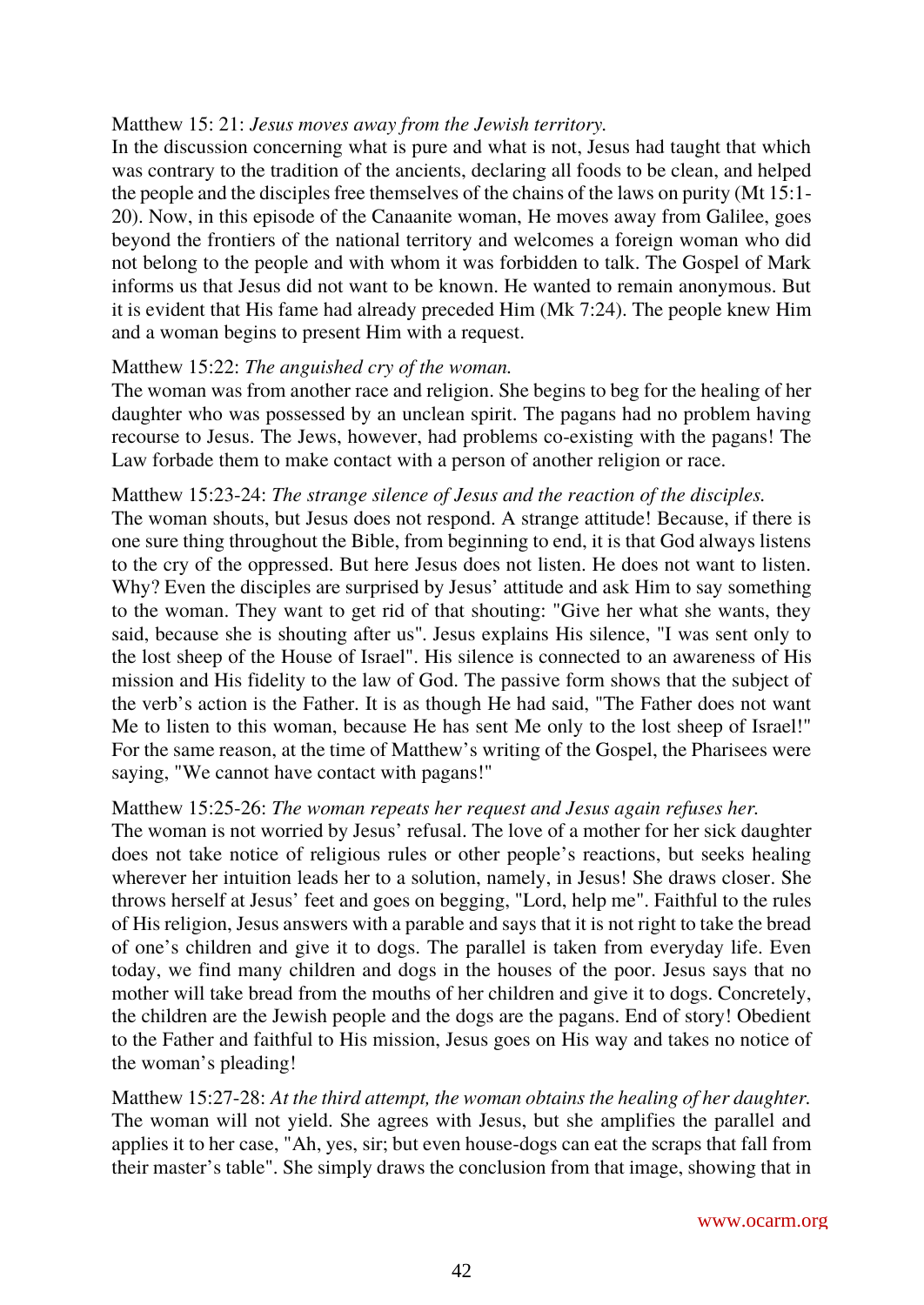Matthew 15: 21: *Jesus moves away from the Jewish territory.*
In the discussion concerning what is pure and what is not, Jesus had taught that which was contrary to the tradition of the ancients, declaring all foods to be clean, and helped the people and the disciples free themselves of the chains of the laws on purity (Mt 15:1-20). Now, in this episode of the Canaanite woman, He moves away from Galilee, goes beyond the frontiers of the national territory and welcomes a foreign woman who did not belong to the people and with whom it was forbidden to talk. The Gospel of Mark informs us that Jesus did not want to be known. He wanted to remain anonymous. But it is evident that His fame had already preceded Him (Mk 7:24). The people knew Him and a woman begins to present Him with a request.

Matthew 15:22: *The anguished cry of the woman.*
The woman was from another race and religion. She begins to beg for the healing of her daughter who was possessed by an unclean spirit. The pagans had no problem having recourse to Jesus. The Jews, however, had problems co-existing with the pagans! The Law forbade them to make contact with a person of another religion or race.

Matthew 15:23-24: *The strange silence of Jesus and the reaction of the disciples.*
The woman shouts, but Jesus does not respond. A strange attitude! Because, if there is one sure thing throughout the Bible, from beginning to end, it is that God always listens to the cry of the oppressed. But here Jesus does not listen. He does not want to listen. Why? Even the disciples are surprised by Jesus' attitude and ask Him to say something to the woman. They want to get rid of that shouting: "Give her what she wants, they said, because she is shouting after us". Jesus explains His silence, "I was sent only to the lost sheep of the House of Israel". His silence is connected to an awareness of His mission and His fidelity to the law of God. The passive form shows that the subject of the verb's action is the Father. It is as though He had said, "The Father does not want Me to listen to this woman, because He has sent Me only to the lost sheep of Israel!" For the same reason, at the time of Matthew's writing of the Gospel, the Pharisees were saying, "We cannot have contact with pagans!"

Matthew 15:25-26: *The woman repeats her request and Jesus again refuses her.*
The woman is not worried by Jesus' refusal. The love of a mother for her sick daughter does not take notice of religious rules or other people's reactions, but seeks healing wherever her intuition leads her to a solution, namely, in Jesus! She draws closer. She throws herself at Jesus' feet and goes on begging, "Lord, help me". Faithful to the rules of His religion, Jesus answers with a parable and says that it is not right to take the bread of one's children and give it to dogs. The parallel is taken from everyday life. Even today, we find many children and dogs in the houses of the poor. Jesus says that no mother will take bread from the mouths of her children and give it to dogs. Concretely, the children are the Jewish people and the dogs are the pagans. End of story! Obedient to the Father and faithful to His mission, Jesus goes on His way and takes no notice of the woman's pleading!

Matthew 15:27-28: *At the third attempt, the woman obtains the healing of her daughter.*
The woman will not yield. She agrees with Jesus, but she amplifies the parallel and applies it to her case, "Ah, yes, sir; but even house-dogs can eat the scraps that fall from their master's table". She simply draws the conclusion from that image, showing that in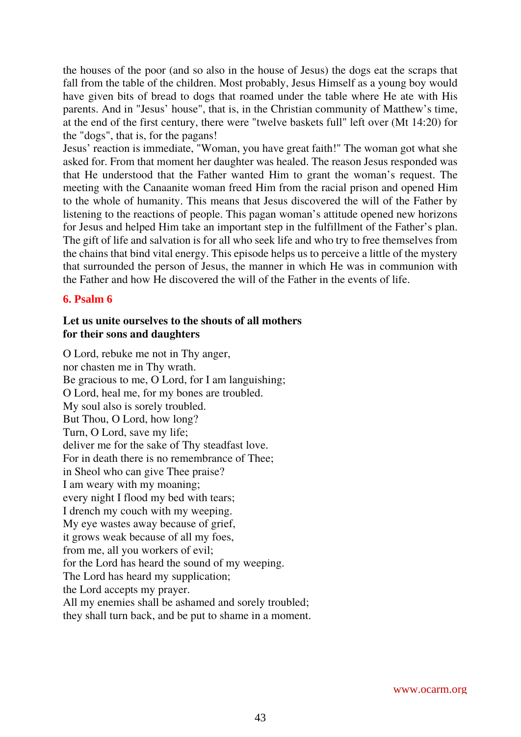the houses of the poor (and so also in the house of Jesus) the dogs eat the scraps that fall from the table of the children. Most probably, Jesus Himself as a young boy would have given bits of bread to dogs that roamed under the table where He ate with His parents. And in "Jesus' house", that is, in the Christian community of Matthew's time, at the end of the first century, there were "twelve baskets full" left over (Mt 14:20) for the "dogs", that is, for the pagans!

Jesus' reaction is immediate, "Woman, you have great faith!" The woman got what she asked for. From that moment her daughter was healed. The reason Jesus responded was that He understood that the Father wanted Him to grant the woman's request. The meeting with the Canaanite woman freed Him from the racial prison and opened Him to the whole of humanity. This means that Jesus discovered the will of the Father by listening to the reactions of people. This pagan woman's attitude opened new horizons for Jesus and helped Him take an important step in the fulfillment of the Father's plan. The gift of life and salvation is for all who seek life and who try to free themselves from the chains that bind vital energy. This episode helps us to perceive a little of the mystery that surrounded the person of Jesus, the manner in which He was in communion with the Father and how He discovered the will of the Father in the events of life.

## 6. Psalm 6

**Let us unite ourselves to the shouts of all mothers for their sons and daughters**

O Lord, rebuke me not in Thy anger,
nor chasten me in Thy wrath.
Be gracious to me, O Lord, for I am languishing;
O Lord, heal me, for my bones are troubled.
My soul also is sorely troubled.
But Thou, O Lord, how long?
Turn, O Lord, save my life;
deliver me for the sake of Thy steadfast love.
For in death there is no remembrance of Thee;
in Sheol who can give Thee praise?
I am weary with my moaning;
every night I flood my bed with tears;
I drench my couch with my weeping.
My eye wastes away because of grief,
it grows weak because of all my foes,
from me, all you workers of evil;
for the Lord has heard the sound of my weeping.
The Lord has heard my supplication;
the Lord accepts my prayer.
All my enemies shall be ashamed and sorely troubled;
they shall turn back, and be put to shame in a moment.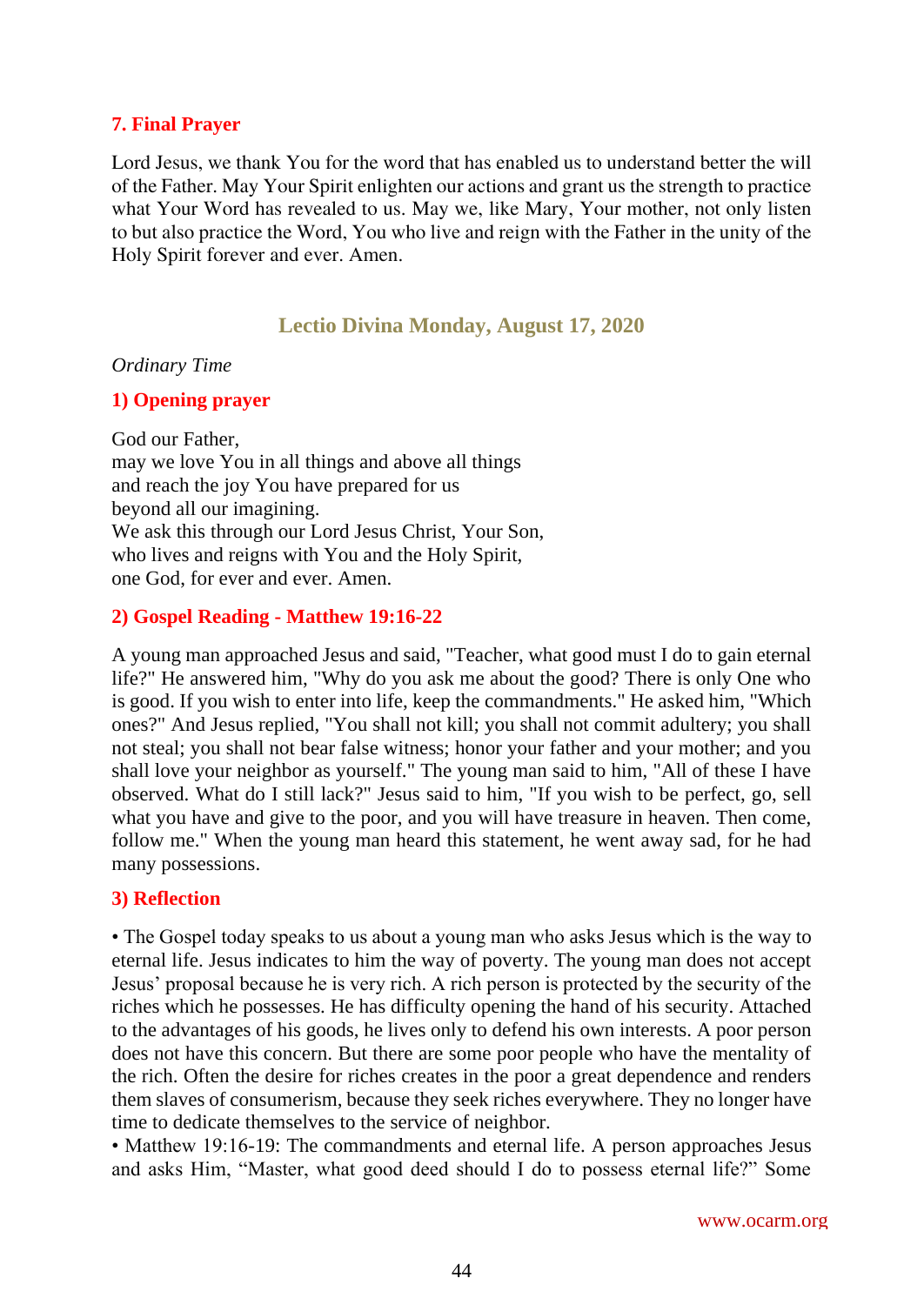### 7. Final Prayer

Lord Jesus, we thank You for the word that has enabled us to understand better the will of the Father. May Your Spirit enlighten our actions and grant us the strength to practice what Your Word has revealed to us. May we, like Mary, Your mother, not only listen to but also practice the Word, You who live and reign with the Father in the unity of the Holy Spirit forever and ever. Amen.

## Lectio Divina Monday, August 17, 2020

*Ordinary Time*

### 1) Opening prayer

God our Father,
may we love You in all things and above all things
and reach the joy You have prepared for us
beyond all our imagining.
We ask this through our Lord Jesus Christ, Your Son,
who lives and reigns with You and the Holy Spirit,
one God, for ever and ever. Amen.

### 2) Gospel Reading - Matthew 19:16-22

A young man approached Jesus and said, "Teacher, what good must I do to gain eternal life?" He answered him, "Why do you ask me about the good? There is only One who is good. If you wish to enter into life, keep the commandments." He asked him, "Which ones?" And Jesus replied, "You shall not kill; you shall not commit adultery; you shall not steal; you shall not bear false witness; honor your father and your mother; and you shall love your neighbor as yourself." The young man said to him, "All of these I have observed. What do I still lack?" Jesus said to him, "If you wish to be perfect, go, sell what you have and give to the poor, and you will have treasure in heaven. Then come, follow me." When the young man heard this statement, he went away sad, for he had many possessions.

### 3) Reflection

• The Gospel today speaks to us about a young man who asks Jesus which is the way to eternal life. Jesus indicates to him the way of poverty. The young man does not accept Jesus' proposal because he is very rich. A rich person is protected by the security of the riches which he possesses. He has difficulty opening the hand of his security. Attached to the advantages of his goods, he lives only to defend his own interests. A poor person does not have this concern. But there are some poor people who have the mentality of the rich. Often the desire for riches creates in the poor a great dependence and renders them slaves of consumerism, because they seek riches everywhere. They no longer have time to dedicate themselves to the service of neighbor.
• Matthew 19:16-19: The commandments and eternal life. A person approaches Jesus and asks Him, "Master, what good deed should I do to possess eternal life?" Some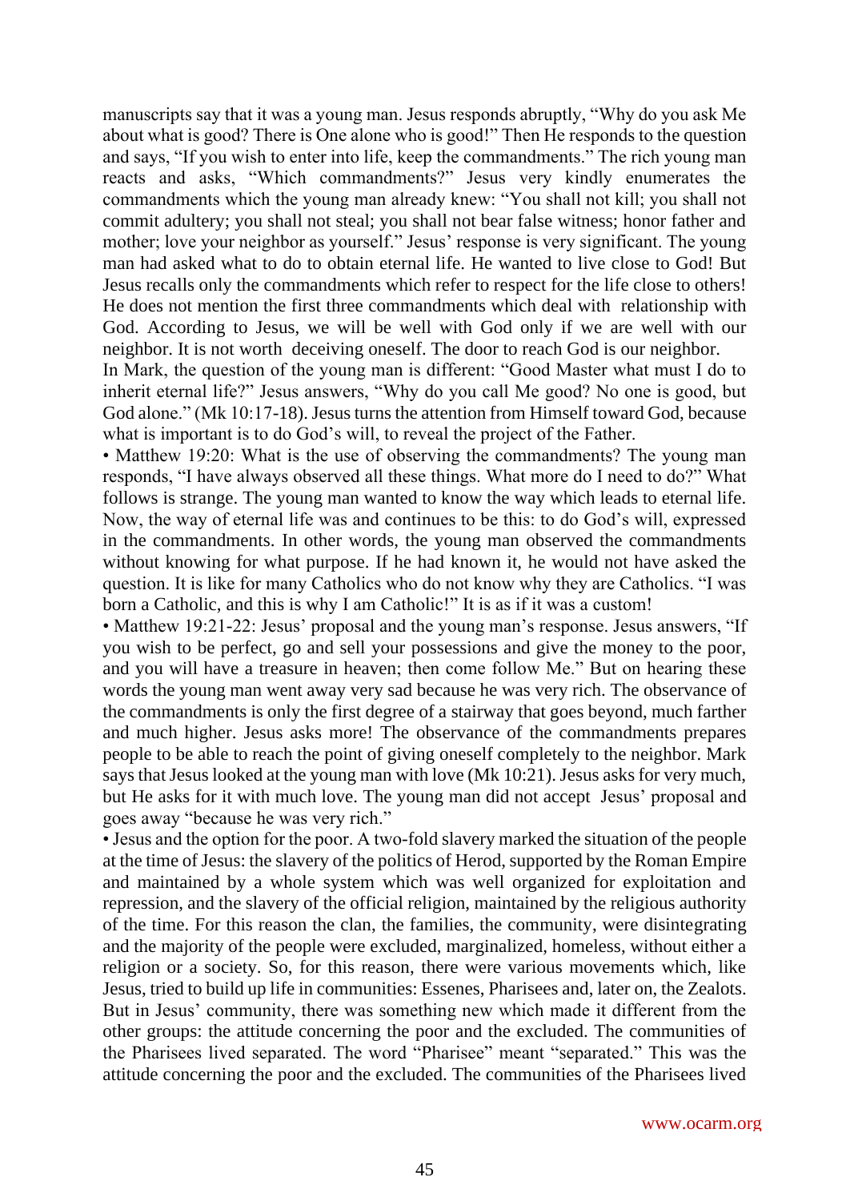manuscripts say that it was a young man. Jesus responds abruptly, "Why do you ask Me about what is good? There is One alone who is good!" Then He responds to the question and says, "If you wish to enter into life, keep the commandments." The rich young man reacts and asks, "Which commandments?" Jesus very kindly enumerates the commandments which the young man already knew: "You shall not kill; you shall not commit adultery; you shall not steal; you shall not bear false witness; honor father and mother; love your neighbor as yourself." Jesus' response is very significant. The young man had asked what to do to obtain eternal life. He wanted to live close to God! But Jesus recalls only the commandments which refer to respect for the life close to others! He does not mention the first three commandments which deal with relationship with God. According to Jesus, we will be well with God only if we are well with our neighbor. It is not worth deceiving oneself. The door to reach God is our neighbor.

In Mark, the question of the young man is different: "Good Master what must I do to inherit eternal life?" Jesus answers, "Why do you call Me good? No one is good, but God alone." (Mk 10:17-18). Jesus turns the attention from Himself toward God, because what is important is to do God's will, to reveal the project of the Father.

• Matthew 19:20: What is the use of observing the commandments? The young man responds, "I have always observed all these things. What more do I need to do?" What follows is strange. The young man wanted to know the way which leads to eternal life. Now, the way of eternal life was and continues to be this: to do God's will, expressed in the commandments. In other words, the young man observed the commandments without knowing for what purpose. If he had known it, he would not have asked the question. It is like for many Catholics who do not know why they are Catholics. "I was born a Catholic, and this is why I am Catholic!" It is as if it was a custom!

• Matthew 19:21-22: Jesus' proposal and the young man's response. Jesus answers, "If you wish to be perfect, go and sell your possessions and give the money to the poor, and you will have a treasure in heaven; then come follow Me." But on hearing these words the young man went away very sad because he was very rich. The observance of the commandments is only the first degree of a stairway that goes beyond, much farther and much higher. Jesus asks more! The observance of the commandments prepares people to be able to reach the point of giving oneself completely to the neighbor. Mark says that Jesus looked at the young man with love (Mk 10:21). Jesus asks for very much, but He asks for it with much love. The young man did not accept Jesus' proposal and goes away "because he was very rich."

• Jesus and the option for the poor. A two-fold slavery marked the situation of the people at the time of Jesus: the slavery of the politics of Herod, supported by the Roman Empire and maintained by a whole system which was well organized for exploitation and repression, and the slavery of the official religion, maintained by the religious authority of the time. For this reason the clan, the families, the community, were disintegrating and the majority of the people were excluded, marginalized, homeless, without either a religion or a society. So, for this reason, there were various movements which, like Jesus, tried to build up life in communities: Essenes, Pharisees and, later on, the Zealots. But in Jesus' community, there was something new which made it different from the other groups: the attitude concerning the poor and the excluded. The communities of the Pharisees lived separated. The word "Pharisee" meant "separated." This was the attitude concerning the poor and the excluded. The communities of the Pharisees lived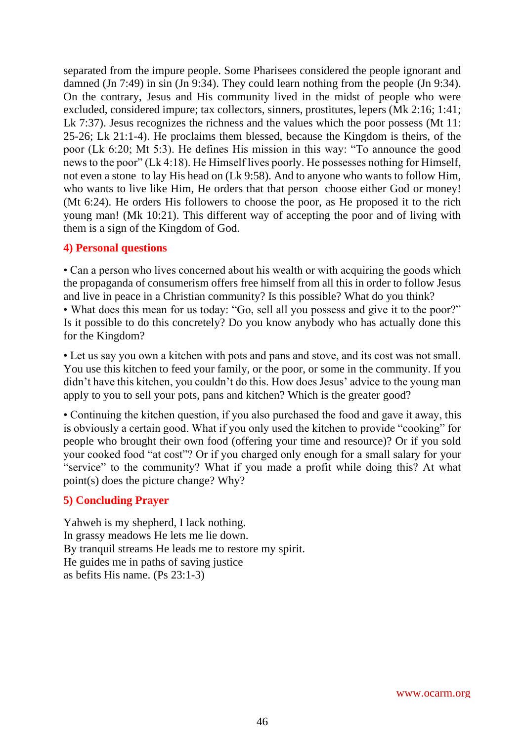separated from the impure people. Some Pharisees considered the people ignorant and damned (Jn 7:49) in sin (Jn 9:34). They could learn nothing from the people (Jn 9:34). On the contrary, Jesus and His community lived in the midst of people who were excluded, considered impure; tax collectors, sinners, prostitutes, lepers (Mk 2:16; 1:41; Lk 7:37). Jesus recognizes the richness and the values which the poor possess (Mt 11: 25-26; Lk 21:1-4). He proclaims them blessed, because the Kingdom is theirs, of the poor (Lk 6:20; Mt 5:3). He defines His mission in this way: "To announce the good news to the poor" (Lk 4:18). He Himself lives poorly. He possesses nothing for Himself, not even a stone to lay His head on (Lk 9:58). And to anyone who wants to follow Him, who wants to live like Him, He orders that that person choose either God or money! (Mt 6:24). He orders His followers to choose the poor, as He proposed it to the rich young man! (Mk 10:21). This different way of accepting the poor and of living with them is a sign of the Kingdom of God.

## 4) Personal questions

• Can a person who lives concerned about his wealth or with acquiring the goods which the propaganda of consumerism offers free himself from all this in order to follow Jesus and live in peace in a Christian community? Is this possible? What do you think?

• What does this mean for us today: "Go, sell all you possess and give it to the poor?" Is it possible to do this concretely? Do you know anybody who has actually done this for the Kingdom?

• Let us say you own a kitchen with pots and pans and stove, and its cost was not small. You use this kitchen to feed your family, or the poor, or some in the community. If you didn't have this kitchen, you couldn't do this. How does Jesus' advice to the young man apply to you to sell your pots, pans and kitchen? Which is the greater good?

• Continuing the kitchen question, if you also purchased the food and gave it away, this is obviously a certain good. What if you only used the kitchen to provide "cooking" for people who brought their own food (offering your time and resource)? Or if you sold your cooked food "at cost"? Or if you charged only enough for a small salary for your "service" to the community? What if you made a profit while doing this? At what point(s) does the picture change? Why?

## 5) Concluding Prayer

Yahweh is my shepherd, I lack nothing.
In grassy meadows He lets me lie down.
By tranquil streams He leads me to restore my spirit.
He guides me in paths of saving justice
as befits His name. (Ps 23:1-3)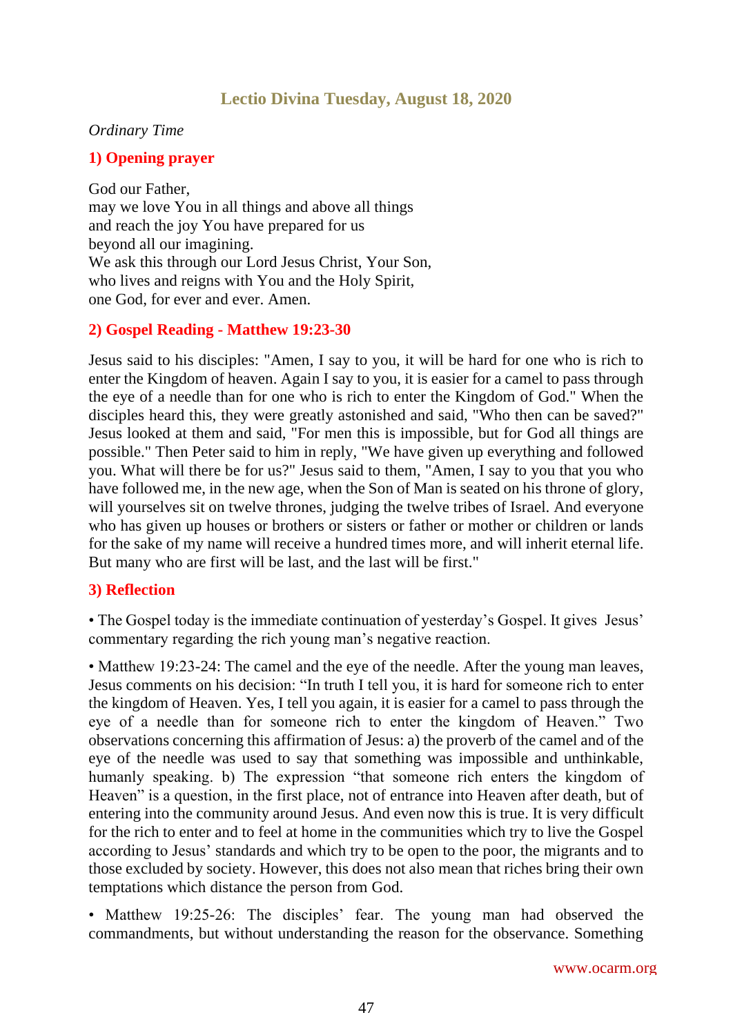## Lectio Divina Tuesday, August 18, 2020

*Ordinary Time*

### 1) Opening prayer

God our Father,
may we love You in all things and above all things
and reach the joy You have prepared for us
beyond all our imagining.
We ask this through our Lord Jesus Christ, Your Son,
who lives and reigns with You and the Holy Spirit,
one God, for ever and ever. Amen.

### 2) Gospel Reading - Matthew 19:23-30

Jesus said to his disciples: "Amen, I say to you, it will be hard for one who is rich to enter the Kingdom of heaven. Again I say to you, it is easier for a camel to pass through the eye of a needle than for one who is rich to enter the Kingdom of God." When the disciples heard this, they were greatly astonished and said, "Who then can be saved?" Jesus looked at them and said, "For men this is impossible, but for God all things are possible." Then Peter said to him in reply, "We have given up everything and followed you. What will there be for us?" Jesus said to them, "Amen, I say to you that you who have followed me, in the new age, when the Son of Man is seated on his throne of glory, will yourselves sit on twelve thrones, judging the twelve tribes of Israel. And everyone who has given up houses or brothers or sisters or father or mother or children or lands for the sake of my name will receive a hundred times more, and will inherit eternal life. But many who are first will be last, and the last will be first."

### 3) Reflection

• The Gospel today is the immediate continuation of yesterday's Gospel. It gives Jesus' commentary regarding the rich young man's negative reaction.

• Matthew 19:23-24: The camel and the eye of the needle. After the young man leaves, Jesus comments on his decision: "In truth I tell you, it is hard for someone rich to enter the kingdom of Heaven. Yes, I tell you again, it is easier for a camel to pass through the eye of a needle than for someone rich to enter the kingdom of Heaven." Two observations concerning this affirmation of Jesus: a) the proverb of the camel and of the eye of the needle was used to say that something was impossible and unthinkable, humanly speaking. b) The expression "that someone rich enters the kingdom of Heaven" is a question, in the first place, not of entrance into Heaven after death, but of entering into the community around Jesus. And even now this is true. It is very difficult for the rich to enter and to feel at home in the communities which try to live the Gospel according to Jesus' standards and which try to be open to the poor, the migrants and to those excluded by society. However, this does not also mean that riches bring their own temptations which distance the person from God.

• Matthew 19:25-26: The disciples' fear. The young man had observed the commandments, but without understanding the reason for the observance. Something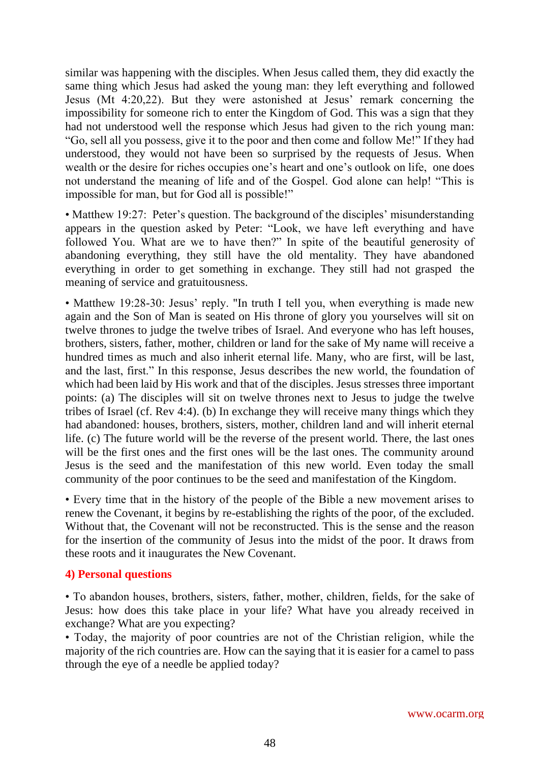similar was happening with the disciples. When Jesus called them, they did exactly the same thing which Jesus had asked the young man: they left everything and followed Jesus (Mt 4:20,22). But they were astonished at Jesus' remark concerning the impossibility for someone rich to enter the Kingdom of God. This was a sign that they had not understood well the response which Jesus had given to the rich young man: "Go, sell all you possess, give it to the poor and then come and follow Me!" If they had understood, they would not have been so surprised by the requests of Jesus. When wealth or the desire for riches occupies one's heart and one's outlook on life, one does not understand the meaning of life and of the Gospel. God alone can help! "This is impossible for man, but for God all is possible!"

• Matthew 19:27: Peter's question. The background of the disciples' misunderstanding appears in the question asked by Peter: "Look, we have left everything and have followed You. What are we to have then?" In spite of the beautiful generosity of abandoning everything, they still have the old mentality. They have abandoned everything in order to get something in exchange. They still had not grasped the meaning of service and gratuitousness.

• Matthew 19:28-30: Jesus' reply. "In truth I tell you, when everything is made new again and the Son of Man is seated on His throne of glory you yourselves will sit on twelve thrones to judge the twelve tribes of Israel. And everyone who has left houses, brothers, sisters, father, mother, children or land for the sake of My name will receive a hundred times as much and also inherit eternal life. Many, who are first, will be last, and the last, first." In this response, Jesus describes the new world, the foundation of which had been laid by His work and that of the disciples. Jesus stresses three important points: (a) The disciples will sit on twelve thrones next to Jesus to judge the twelve tribes of Israel (cf. Rev 4:4). (b) In exchange they will receive many things which they had abandoned: houses, brothers, sisters, mother, children land and will inherit eternal life. (c) The future world will be the reverse of the present world. There, the last ones will be the first ones and the first ones will be the last ones. The community around Jesus is the seed and the manifestation of this new world. Even today the small community of the poor continues to be the seed and manifestation of the Kingdom.

• Every time that in the history of the people of the Bible a new movement arises to renew the Covenant, it begins by re-establishing the rights of the poor, of the excluded. Without that, the Covenant will not be reconstructed. This is the sense and the reason for the insertion of the community of Jesus into the midst of the poor. It draws from these roots and it inaugurates the New Covenant.

### 4) Personal questions

• To abandon houses, brothers, sisters, father, mother, children, fields, for the sake of Jesus: how does this take place in your life? What have you already received in exchange? What are you expecting?

• Today, the majority of poor countries are not of the Christian religion, while the majority of the rich countries are. How can the saying that it is easier for a camel to pass through the eye of a needle be applied today?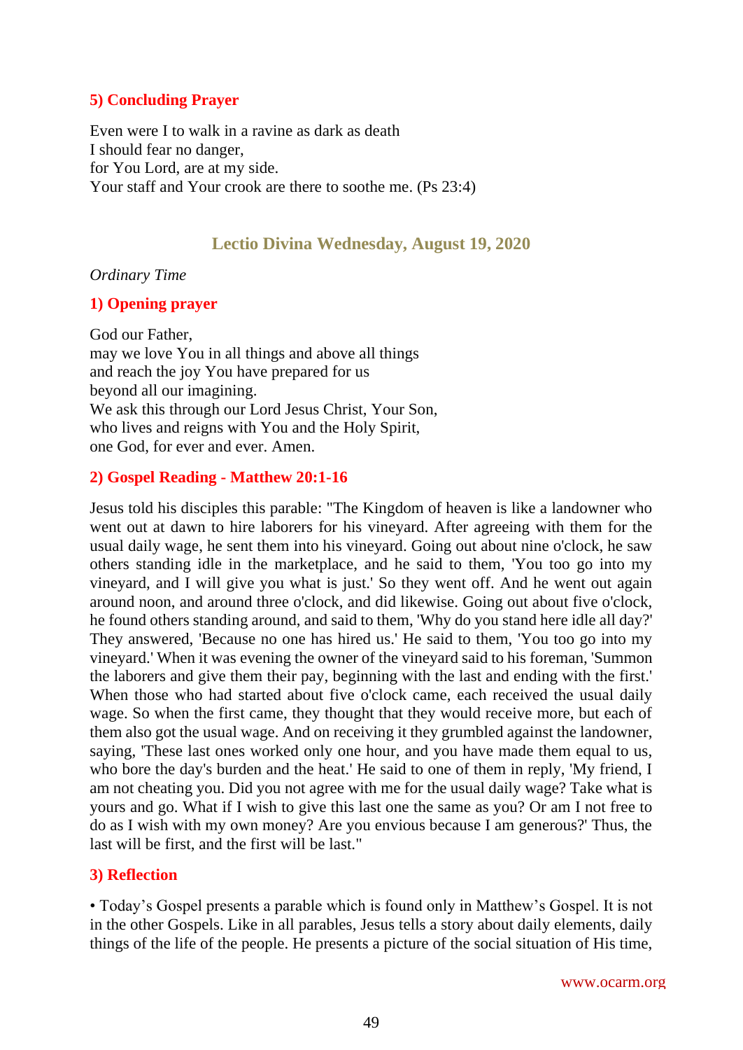### 5) Concluding Prayer

Even were I to walk in a ravine as dark as death
I should fear no danger,
for You Lord, are at my side.
Your staff and Your crook are there to soothe me. (Ps 23:4)

## Lectio Divina Wednesday, August 19, 2020

*Ordinary Time*

### 1) Opening prayer

God our Father,
may we love You in all things and above all things
and reach the joy You have prepared for us
beyond all our imagining.
We ask this through our Lord Jesus Christ, Your Son,
who lives and reigns with You and the Holy Spirit,
one God, for ever and ever. Amen.

### 2) Gospel Reading - Matthew 20:1-16

Jesus told his disciples this parable: "The Kingdom of heaven is like a landowner who went out at dawn to hire laborers for his vineyard. After agreeing with them for the usual daily wage, he sent them into his vineyard. Going out about nine o'clock, he saw others standing idle in the marketplace, and he said to them, 'You too go into my vineyard, and I will give you what is just.' So they went off. And he went out again around noon, and around three o'clock, and did likewise. Going out about five o'clock, he found others standing around, and said to them, 'Why do you stand here idle all day?' They answered, 'Because no one has hired us.' He said to them, 'You too go into my vineyard.' When it was evening the owner of the vineyard said to his foreman, 'Summon the laborers and give them their pay, beginning with the last and ending with the first.' When those who had started about five o'clock came, each received the usual daily wage. So when the first came, they thought that they would receive more, but each of them also got the usual wage. And on receiving it they grumbled against the landowner, saying, 'These last ones worked only one hour, and you have made them equal to us, who bore the day's burden and the heat.' He said to one of them in reply, 'My friend, I am not cheating you. Did you not agree with me for the usual daily wage? Take what is yours and go. What if I wish to give this last one the same as you? Or am I not free to do as I wish with my own money? Are you envious because I am generous?' Thus, the last will be first, and the first will be last."

### 3) Reflection

• Today's Gospel presents a parable which is found only in Matthew's Gospel. It is not in the other Gospels. Like in all parables, Jesus tells a story about daily elements, daily things of the life of the people. He presents a picture of the social situation of His time,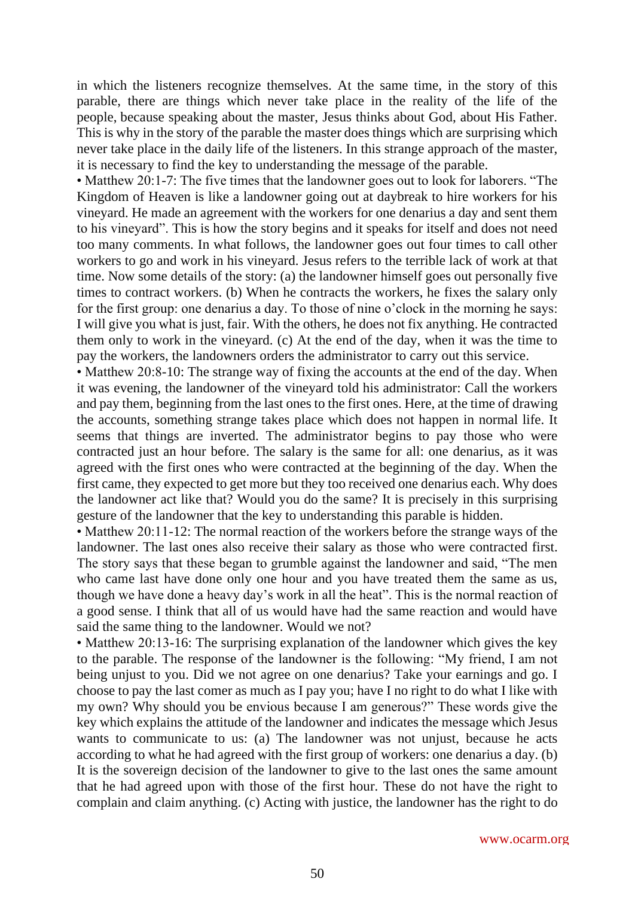in which the listeners recognize themselves. At the same time, in the story of this parable, there are things which never take place in the reality of the life of the people, because speaking about the master, Jesus thinks about God, about His Father. This is why in the story of the parable the master does things which are surprising which never take place in the daily life of the listeners. In this strange approach of the master, it is necessary to find the key to understanding the message of the parable.

• Matthew 20:1-7: The five times that the landowner goes out to look for laborers. "The Kingdom of Heaven is like a landowner going out at daybreak to hire workers for his vineyard. He made an agreement with the workers for one denarius a day and sent them to his vineyard". This is how the story begins and it speaks for itself and does not need too many comments. In what follows, the landowner goes out four times to call other workers to go and work in his vineyard. Jesus refers to the terrible lack of work at that time. Now some details of the story: (a) the landowner himself goes out personally five times to contract workers. (b) When he contracts the workers, he fixes the salary only for the first group: one denarius a day. To those of nine o'clock in the morning he says: I will give you what is just, fair. With the others, he does not fix anything. He contracted them only to work in the vineyard. (c) At the end of the day, when it was the time to pay the workers, the landowners orders the administrator to carry out this service.

• Matthew 20:8-10: The strange way of fixing the accounts at the end of the day. When it was evening, the landowner of the vineyard told his administrator: Call the workers and pay them, beginning from the last ones to the first ones. Here, at the time of drawing the accounts, something strange takes place which does not happen in normal life. It seems that things are inverted. The administrator begins to pay those who were contracted just an hour before. The salary is the same for all: one denarius, as it was agreed with the first ones who were contracted at the beginning of the day. When the first came, they expected to get more but they too received one denarius each. Why does the landowner act like that? Would you do the same? It is precisely in this surprising gesture of the landowner that the key to understanding this parable is hidden.

• Matthew 20:11-12: The normal reaction of the workers before the strange ways of the landowner. The last ones also receive their salary as those who were contracted first. The story says that these began to grumble against the landowner and said, "The men who came last have done only one hour and you have treated them the same as us, though we have done a heavy day's work in all the heat". This is the normal reaction of a good sense. I think that all of us would have had the same reaction and would have said the same thing to the landowner. Would we not?

• Matthew 20:13-16: The surprising explanation of the landowner which gives the key to the parable. The response of the landowner is the following: "My friend, I am not being unjust to you. Did we not agree on one denarius? Take your earnings and go. I choose to pay the last comer as much as I pay you; have I no right to do what I like with my own? Why should you be envious because I am generous?" These words give the key which explains the attitude of the landowner and indicates the message which Jesus wants to communicate to us: (a) The landowner was not unjust, because he acts according to what he had agreed with the first group of workers: one denarius a day. (b) It is the sovereign decision of the landowner to give to the last ones the same amount that he had agreed upon with those of the first hour. These do not have the right to complain and claim anything. (c) Acting with justice, the landowner has the right to do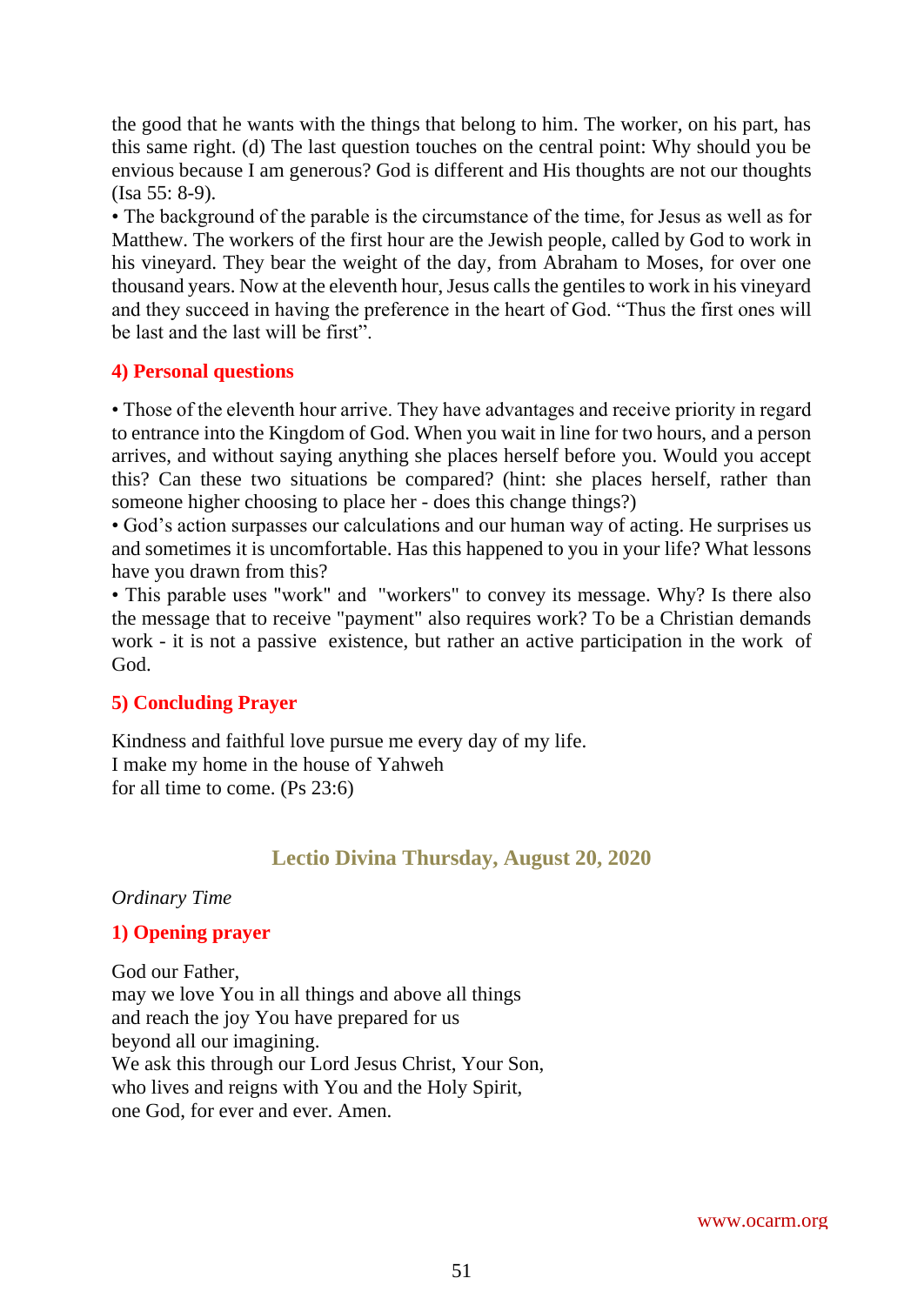the good that he wants with the things that belong to him. The worker, on his part, has this same right. (d) The last question touches on the central point: Why should you be envious because I am generous? God is different and His thoughts are not our thoughts (Isa 55: 8-9).

• The background of the parable is the circumstance of the time, for Jesus as well as for Matthew. The workers of the first hour are the Jewish people, called by God to work in his vineyard. They bear the weight of the day, from Abraham to Moses, for over one thousand years. Now at the eleventh hour, Jesus calls the gentiles to work in his vineyard and they succeed in having the preference in the heart of God. "Thus the first ones will be last and the last will be first".

### 4) Personal questions

• Those of the eleventh hour arrive. They have advantages and receive priority in regard to entrance into the Kingdom of God. When you wait in line for two hours, and a person arrives, and without saying anything she places herself before you. Would you accept this? Can these two situations be compared? (hint: she places herself, rather than someone higher choosing to place her - does this change things?)

• God's action surpasses our calculations and our human way of acting. He surprises us and sometimes it is uncomfortable. Has this happened to you in your life? What lessons have you drawn from this?

• This parable uses "work" and "workers" to convey its message. Why? Is there also the message that to receive "payment" also requires work? To be a Christian demands work - it is not a passive existence, but rather an active participation in the work of God.

### 5) Concluding Prayer

Kindness and faithful love pursue me every day of my life.
I make my home in the house of Yahweh
for all time to come. (Ps 23:6)

## Lectio Divina Thursday, August 20, 2020

*Ordinary Time*

### 1) Opening prayer

God our Father,
may we love You in all things and above all things
and reach the joy You have prepared for us
beyond all our imagining.
We ask this through our Lord Jesus Christ, Your Son,
who lives and reigns with You and the Holy Spirit,
one God, for ever and ever. Amen.

www.ocarm.org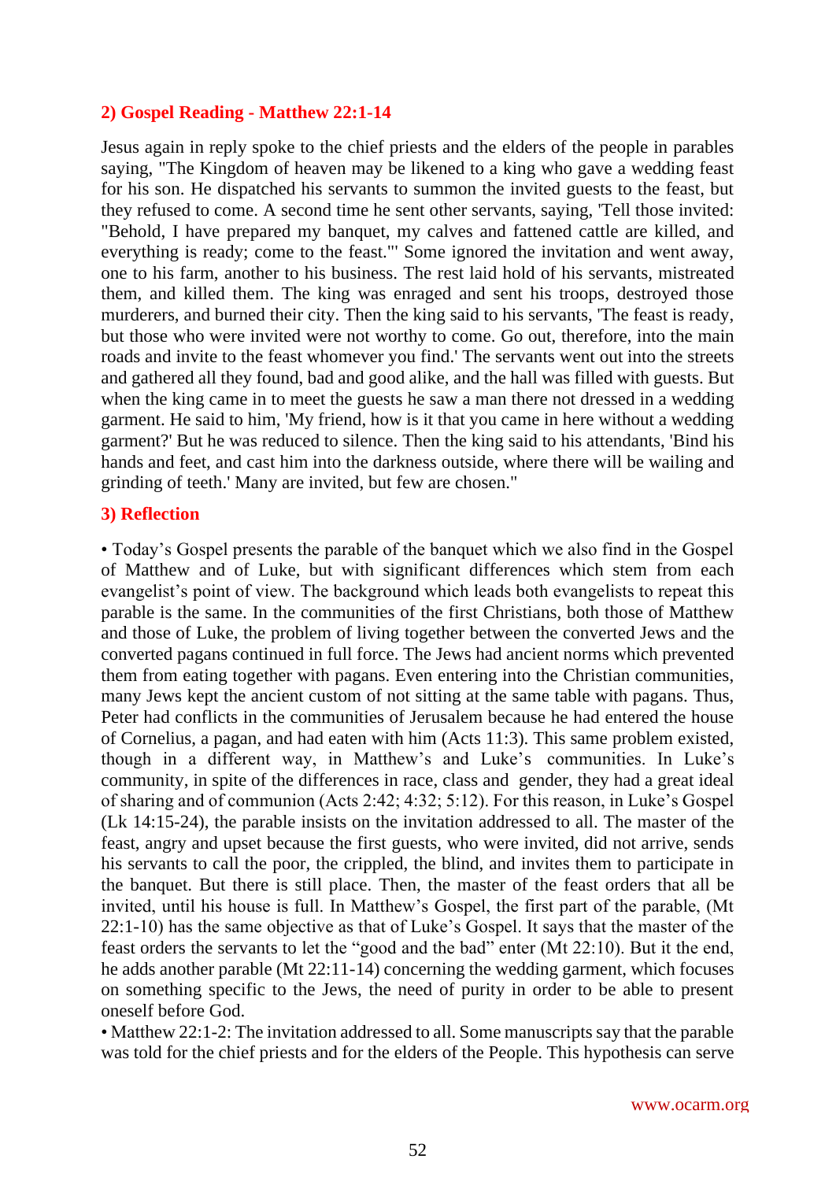## 2) Gospel Reading - Matthew 22:1-14

Jesus again in reply spoke to the chief priests and the elders of the people in parables saying, "The Kingdom of heaven may be likened to a king who gave a wedding feast for his son. He dispatched his servants to summon the invited guests to the feast, but they refused to come. A second time he sent other servants, saying, 'Tell those invited: "Behold, I have prepared my banquet, my calves and fattened cattle are killed, and everything is ready; come to the feast."' Some ignored the invitation and went away, one to his farm, another to his business. The rest laid hold of his servants, mistreated them, and killed them. The king was enraged and sent his troops, destroyed those murderers, and burned their city. Then the king said to his servants, 'The feast is ready, but those who were invited were not worthy to come. Go out, therefore, into the main roads and invite to the feast whomever you find.' The servants went out into the streets and gathered all they found, bad and good alike, and the hall was filled with guests. But when the king came in to meet the guests he saw a man there not dressed in a wedding garment. He said to him, 'My friend, how is it that you came in here without a wedding garment?' But he was reduced to silence. Then the king said to his attendants, 'Bind his hands and feet, and cast him into the darkness outside, where there will be wailing and grinding of teeth.' Many are invited, but few are chosen."

## 3) Reflection

• Today's Gospel presents the parable of the banquet which we also find in the Gospel of Matthew and of Luke, but with significant differences which stem from each evangelist's point of view. The background which leads both evangelists to repeat this parable is the same. In the communities of the first Christians, both those of Matthew and those of Luke, the problem of living together between the converted Jews and the converted pagans continued in full force. The Jews had ancient norms which prevented them from eating together with pagans. Even entering into the Christian communities, many Jews kept the ancient custom of not sitting at the same table with pagans. Thus, Peter had conflicts in the communities of Jerusalem because he had entered the house of Cornelius, a pagan, and had eaten with him (Acts 11:3). This same problem existed, though in a different way, in Matthew's and Luke's communities. In Luke's community, in spite of the differences in race, class and gender, they had a great ideal of sharing and of communion (Acts 2:42; 4:32; 5:12). For this reason, in Luke's Gospel (Lk 14:15-24), the parable insists on the invitation addressed to all. The master of the feast, angry and upset because the first guests, who were invited, did not arrive, sends his servants to call the poor, the crippled, the blind, and invites them to participate in the banquet. But there is still place. Then, the master of the feast orders that all be invited, until his house is full. In Matthew's Gospel, the first part of the parable, (Mt 22:1-10) has the same objective as that of Luke's Gospel. It says that the master of the feast orders the servants to let the "good and the bad" enter (Mt 22:10). But it the end, he adds another parable (Mt 22:11-14) concerning the wedding garment, which focuses on something specific to the Jews, the need of purity in order to be able to present oneself before God.

• Matthew 22:1-2: The invitation addressed to all. Some manuscripts say that the parable was told for the chief priests and for the elders of the People. This hypothesis can serve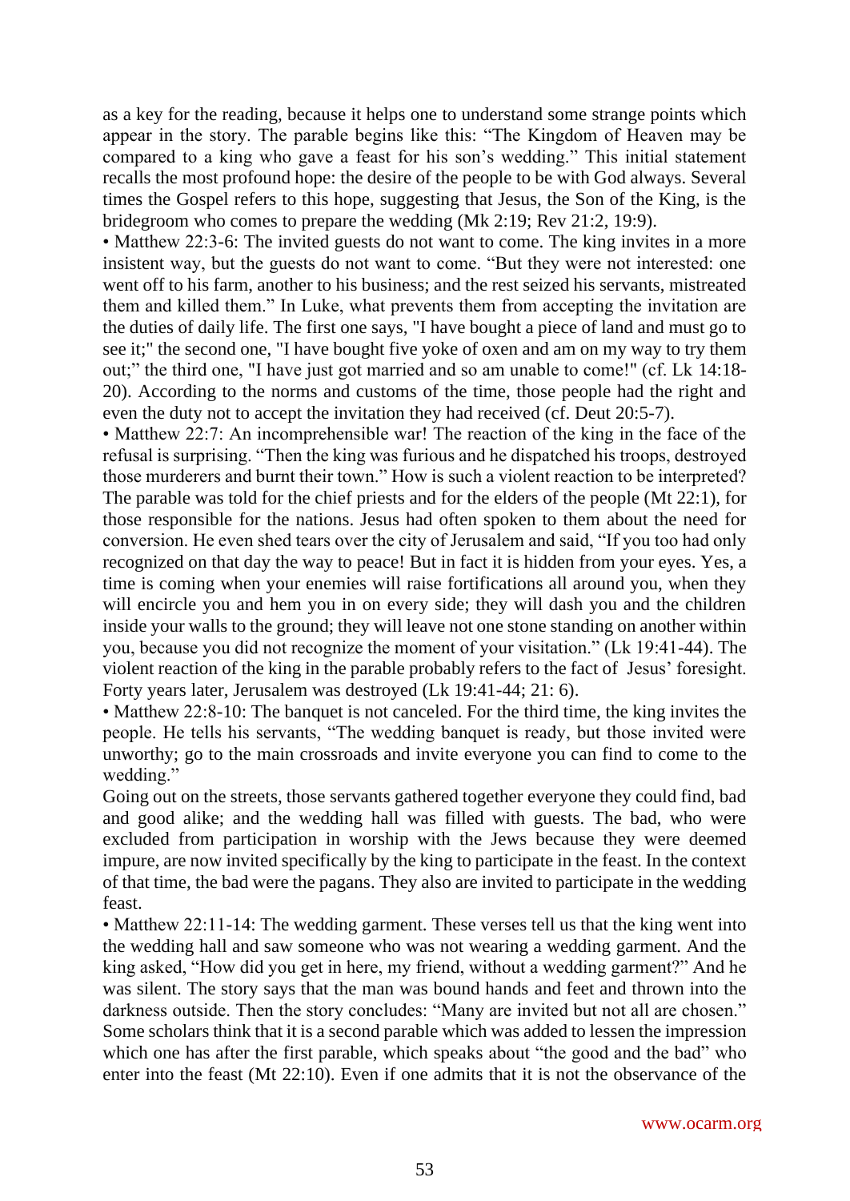as a key for the reading, because it helps one to understand some strange points which appear in the story. The parable begins like this: "The Kingdom of Heaven may be compared to a king who gave a feast for his son's wedding." This initial statement recalls the most profound hope: the desire of the people to be with God always. Several times the Gospel refers to this hope, suggesting that Jesus, the Son of the King, is the bridegroom who comes to prepare the wedding (Mk 2:19; Rev 21:2, 19:9).

• Matthew 22:3-6: The invited guests do not want to come. The king invites in a more insistent way, but the guests do not want to come. "But they were not interested: one went off to his farm, another to his business; and the rest seized his servants, mistreated them and killed them." In Luke, what prevents them from accepting the invitation are the duties of daily life. The first one says, "I have bought a piece of land and must go to see it;" the second one, "I have bought five yoke of oxen and am on my way to try them out;" the third one, "I have just got married and so am unable to come!" (cf. Lk 14:18-20). According to the norms and customs of the time, those people had the right and even the duty not to accept the invitation they had received (cf. Deut 20:5-7).

• Matthew 22:7: An incomprehensible war! The reaction of the king in the face of the refusal is surprising. "Then the king was furious and he dispatched his troops, destroyed those murderers and burnt their town." How is such a violent reaction to be interpreted? The parable was told for the chief priests and for the elders of the people (Mt 22:1), for those responsible for the nations. Jesus had often spoken to them about the need for conversion. He even shed tears over the city of Jerusalem and said, "If you too had only recognized on that day the way to peace! But in fact it is hidden from your eyes. Yes, a time is coming when your enemies will raise fortifications all around you, when they will encircle you and hem you in on every side; they will dash you and the children inside your walls to the ground; they will leave not one stone standing on another within you, because you did not recognize the moment of your visitation." (Lk 19:41-44). The violent reaction of the king in the parable probably refers to the fact of Jesus' foresight. Forty years later, Jerusalem was destroyed (Lk 19:41-44; 21: 6).

• Matthew 22:8-10: The banquet is not canceled. For the third time, the king invites the people. He tells his servants, "The wedding banquet is ready, but those invited were unworthy; go to the main crossroads and invite everyone you can find to come to the wedding."

Going out on the streets, those servants gathered together everyone they could find, bad and good alike; and the wedding hall was filled with guests. The bad, who were excluded from participation in worship with the Jews because they were deemed impure, are now invited specifically by the king to participate in the feast. In the context of that time, the bad were the pagans. They also are invited to participate in the wedding feast.

• Matthew 22:11-14: The wedding garment. These verses tell us that the king went into the wedding hall and saw someone who was not wearing a wedding garment. And the king asked, "How did you get in here, my friend, without a wedding garment?" And he was silent. The story says that the man was bound hands and feet and thrown into the darkness outside. Then the story concludes: "Many are invited but not all are chosen." Some scholars think that it is a second parable which was added to lessen the impression which one has after the first parable, which speaks about "the good and the bad" who enter into the feast (Mt 22:10). Even if one admits that it is not the observance of the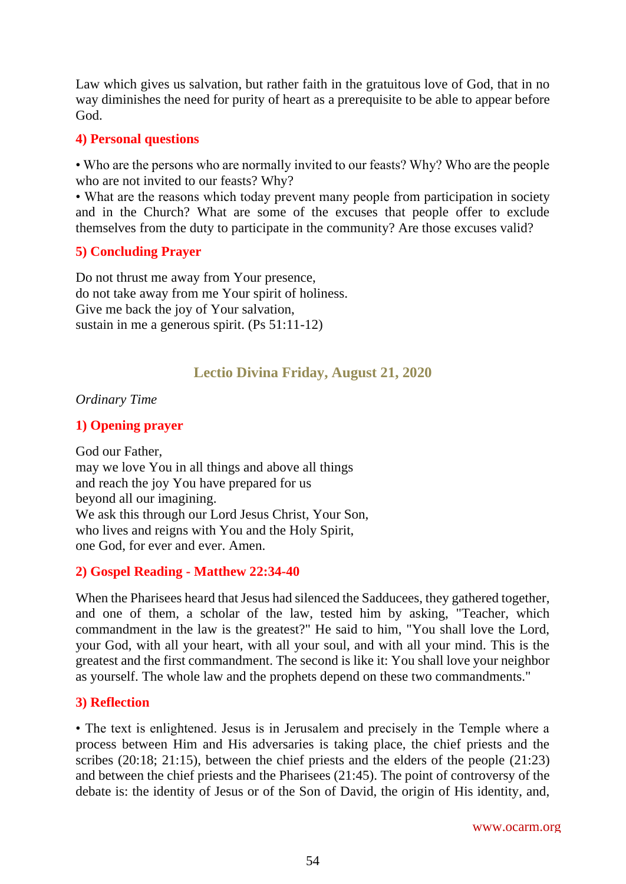Law which gives us salvation, but rather faith in the gratuitous love of God, that in no way diminishes the need for purity of heart as a prerequisite to be able to appear before God.

### 4) Personal questions

• Who are the persons who are normally invited to our feasts? Why? Who are the people who are not invited to our feasts? Why?
• What are the reasons which today prevent many people from participation in society and in the Church? What are some of the excuses that people offer to exclude themselves from the duty to participate in the community? Are those excuses valid?

### 5) Concluding Prayer

Do not thrust me away from Your presence,
do not take away from me Your spirit of holiness.
Give me back the joy of Your salvation,
sustain in me a generous spirit. (Ps 51:11-12)

## Lectio Divina Friday, August 21, 2020

*Ordinary Time*

### 1) Opening prayer

God our Father,
may we love You in all things and above all things
and reach the joy You have prepared for us
beyond all our imagining.
We ask this through our Lord Jesus Christ, Your Son,
who lives and reigns with You and the Holy Spirit,
one God, for ever and ever. Amen.

### 2) Gospel Reading - Matthew 22:34-40

When the Pharisees heard that Jesus had silenced the Sadducees, they gathered together, and one of them, a scholar of the law, tested him by asking, "Teacher, which commandment in the law is the greatest?" He said to him, "You shall love the Lord, your God, with all your heart, with all your soul, and with all your mind. This is the greatest and the first commandment. The second is like it: You shall love your neighbor as yourself. The whole law and the prophets depend on these two commandments."

### 3) Reflection

• The text is enlightened. Jesus is in Jerusalem and precisely in the Temple where a process between Him and His adversaries is taking place, the chief priests and the scribes (20:18; 21:15), between the chief priests and the elders of the people (21:23) and between the chief priests and the Pharisees (21:45). The point of controversy of the debate is: the identity of Jesus or of the Son of David, the origin of His identity, and,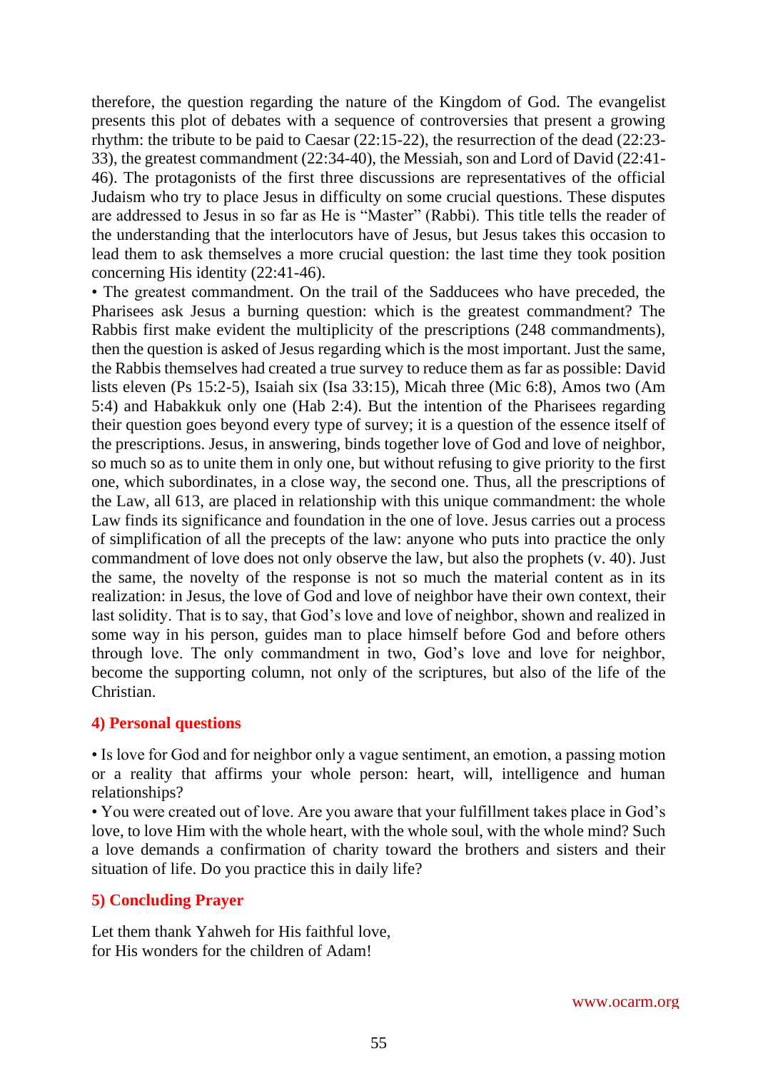therefore, the question regarding the nature of the Kingdom of God. The evangelist presents this plot of debates with a sequence of controversies that present a growing rhythm: the tribute to be paid to Caesar (22:15-22), the resurrection of the dead (22:23-33), the greatest commandment (22:34-40), the Messiah, son and Lord of David (22:41-46). The protagonists of the first three discussions are representatives of the official Judaism who try to place Jesus in difficulty on some crucial questions. These disputes are addressed to Jesus in so far as He is "Master" (Rabbi). This title tells the reader of the understanding that the interlocutors have of Jesus, but Jesus takes this occasion to lead them to ask themselves a more crucial question: the last time they took position concerning His identity (22:41-46).

• The greatest commandment. On the trail of the Sadducees who have preceded, the Pharisees ask Jesus a burning question: which is the greatest commandment? The Rabbis first make evident the multiplicity of the prescriptions (248 commandments), then the question is asked of Jesus regarding which is the most important. Just the same, the Rabbis themselves had created a true survey to reduce them as far as possible: David lists eleven (Ps 15:2-5), Isaiah six (Isa 33:15), Micah three (Mic 6:8), Amos two (Am 5:4) and Habakkuk only one (Hab 2:4). But the intention of the Pharisees regarding their question goes beyond every type of survey; it is a question of the essence itself of the prescriptions. Jesus, in answering, binds together love of God and love of neighbor, so much so as to unite them in only one, but without refusing to give priority to the first one, which subordinates, in a close way, the second one. Thus, all the prescriptions of the Law, all 613, are placed in relationship with this unique commandment: the whole Law finds its significance and foundation in the one of love. Jesus carries out a process of simplification of all the precepts of the law: anyone who puts into practice the only commandment of love does not only observe the law, but also the prophets (v. 40). Just the same, the novelty of the response is not so much the material content as in its realization: in Jesus, the love of God and love of neighbor have their own context, their last solidity. That is to say, that God's love and love of neighbor, shown and realized in some way in his person, guides man to place himself before God and before others through love. The only commandment in two, God's love and love for neighbor, become the supporting column, not only of the scriptures, but also of the life of the Christian.

## 4) Personal questions

• Is love for God and for neighbor only a vague sentiment, an emotion, a passing motion or a reality that affirms your whole person: heart, will, intelligence and human relationships?

• You were created out of love. Are you aware that your fulfillment takes place in God's love, to love Him with the whole heart, with the whole soul, with the whole mind? Such a love demands a confirmation of charity toward the brothers and sisters and their situation of life. Do you practice this in daily life?

## 5) Concluding Prayer

Let them thank Yahweh for His faithful love,
for His wonders for the children of Adam!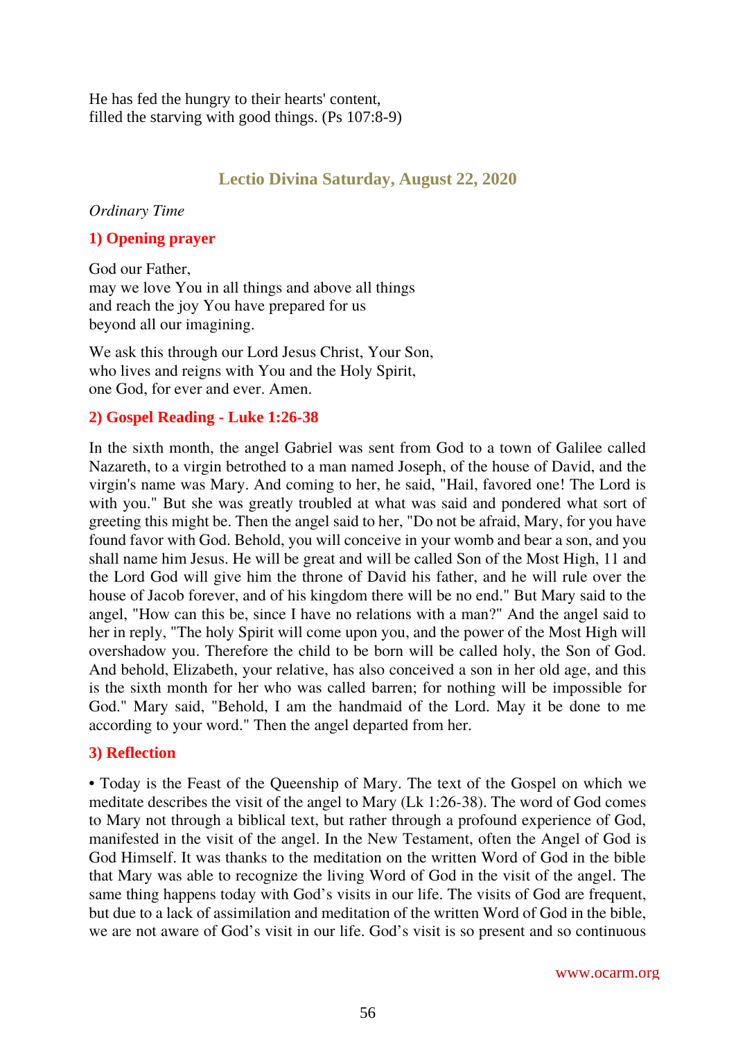He has fed the hungry to their hearts' content,
filled the starving with good things. (Ps 107:8-9)

## Lectio Divina Saturday, August 22, 2020

*Ordinary Time*

### 1) Opening prayer

God our Father,
may we love You in all things and above all things
and reach the joy You have prepared for us
beyond all our imagining.

We ask this through our Lord Jesus Christ, Your Son,
who lives and reigns with You and the Holy Spirit,
one God, for ever and ever. Amen.

### 2) Gospel Reading - Luke 1:26-38

In the sixth month, the angel Gabriel was sent from God to a town of Galilee called Nazareth, to a virgin betrothed to a man named Joseph, of the house of David, and the virgin's name was Mary. And coming to her, he said, "Hail, favored one! The Lord is with you." But she was greatly troubled at what was said and pondered what sort of greeting this might be. Then the angel said to her, "Do not be afraid, Mary, for you have found favor with God. Behold, you will conceive in your womb and bear a son, and you shall name him Jesus. He will be great and will be called Son of the Most High, 11 and the Lord God will give him the throne of David his father, and he will rule over the house of Jacob forever, and of his kingdom there will be no end." But Mary said to the angel, "How can this be, since I have no relations with a man?" And the angel said to her in reply, "The holy Spirit will come upon you, and the power of the Most High will overshadow you. Therefore the child to be born will be called holy, the Son of God. And behold, Elizabeth, your relative, has also conceived a son in her old age, and this is the sixth month for her who was called barren; for nothing will be impossible for God." Mary said, "Behold, I am the handmaid of the Lord. May it be done to me according to your word." Then the angel departed from her.

### 3) Reflection

• Today is the Feast of the Queenship of Mary. The text of the Gospel on which we meditate describes the visit of the angel to Mary (Lk 1:26-38). The word of God comes to Mary not through a biblical text, but rather through a profound experience of God, manifested in the visit of the angel. In the New Testament, often the Angel of God is God Himself. It was thanks to the meditation on the written Word of God in the bible that Mary was able to recognize the living Word of God in the visit of the angel. The same thing happens today with God's visits in our life. The visits of God are frequent, but due to a lack of assimilation and meditation of the written Word of God in the bible, we are not aware of God's visit in our life. God's visit is so present and so continuous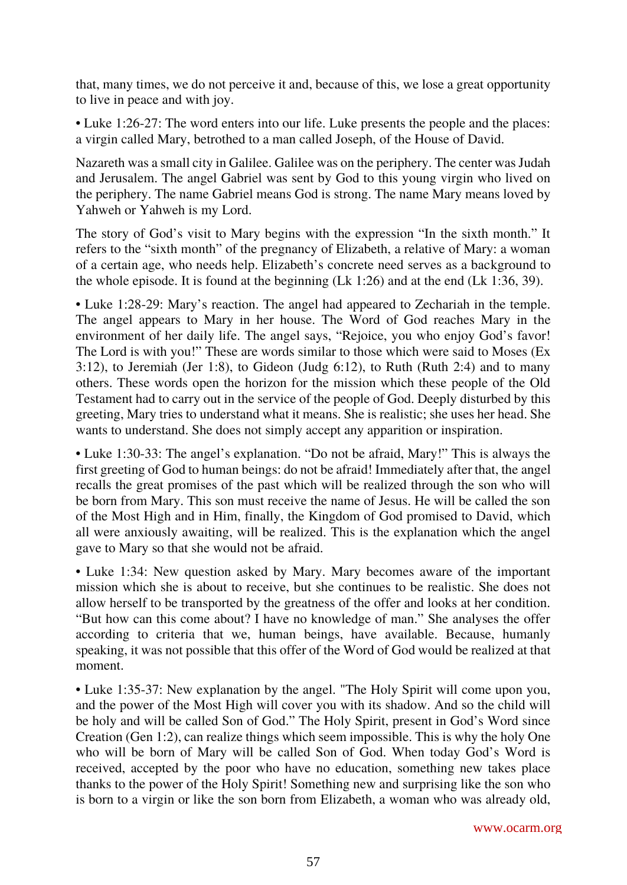that, many times, we do not perceive it and, because of this, we lose a great opportunity to live in peace and with joy.

• Luke 1:26-27: The word enters into our life. Luke presents the people and the places: a virgin called Mary, betrothed to a man called Joseph, of the House of David.

Nazareth was a small city in Galilee. Galilee was on the periphery. The center was Judah and Jerusalem. The angel Gabriel was sent by God to this young virgin who lived on the periphery. The name Gabriel means God is strong. The name Mary means loved by Yahweh or Yahweh is my Lord.

The story of God's visit to Mary begins with the expression "In the sixth month." It refers to the "sixth month" of the pregnancy of Elizabeth, a relative of Mary: a woman of a certain age, who needs help. Elizabeth's concrete need serves as a background to the whole episode. It is found at the beginning (Lk 1:26) and at the end (Lk 1:36, 39).

• Luke 1:28-29: Mary's reaction. The angel had appeared to Zechariah in the temple. The angel appears to Mary in her house. The Word of God reaches Mary in the environment of her daily life. The angel says, "Rejoice, you who enjoy God's favor! The Lord is with you!" These are words similar to those which were said to Moses (Ex 3:12), to Jeremiah (Jer 1:8), to Gideon (Judg 6:12), to Ruth (Ruth 2:4) and to many others. These words open the horizon for the mission which these people of the Old Testament had to carry out in the service of the people of God. Deeply disturbed by this greeting, Mary tries to understand what it means. She is realistic; she uses her head. She wants to understand. She does not simply accept any apparition or inspiration.

• Luke 1:30-33: The angel's explanation. "Do not be afraid, Mary!" This is always the first greeting of God to human beings: do not be afraid! Immediately after that, the angel recalls the great promises of the past which will be realized through the son who will be born from Mary. This son must receive the name of Jesus. He will be called the son of the Most High and in Him, finally, the Kingdom of God promised to David, which all were anxiously awaiting, will be realized. This is the explanation which the angel gave to Mary so that she would not be afraid.

• Luke 1:34: New question asked by Mary. Mary becomes aware of the important mission which she is about to receive, but she continues to be realistic. She does not allow herself to be transported by the greatness of the offer and looks at her condition. "But how can this come about? I have no knowledge of man." She analyses the offer according to criteria that we, human beings, have available. Because, humanly speaking, it was not possible that this offer of the Word of God would be realized at that moment.

• Luke 1:35-37: New explanation by the angel. "The Holy Spirit will come upon you, and the power of the Most High will cover you with its shadow. And so the child will be holy and will be called Son of God." The Holy Spirit, present in God's Word since Creation (Gen 1:2), can realize things which seem impossible. This is why the holy One who will be born of Mary will be called Son of God. When today God's Word is received, accepted by the poor who have no education, something new takes place thanks to the power of the Holy Spirit! Something new and surprising like the son who is born to a virgin or like the son born from Elizabeth, a woman who was already old,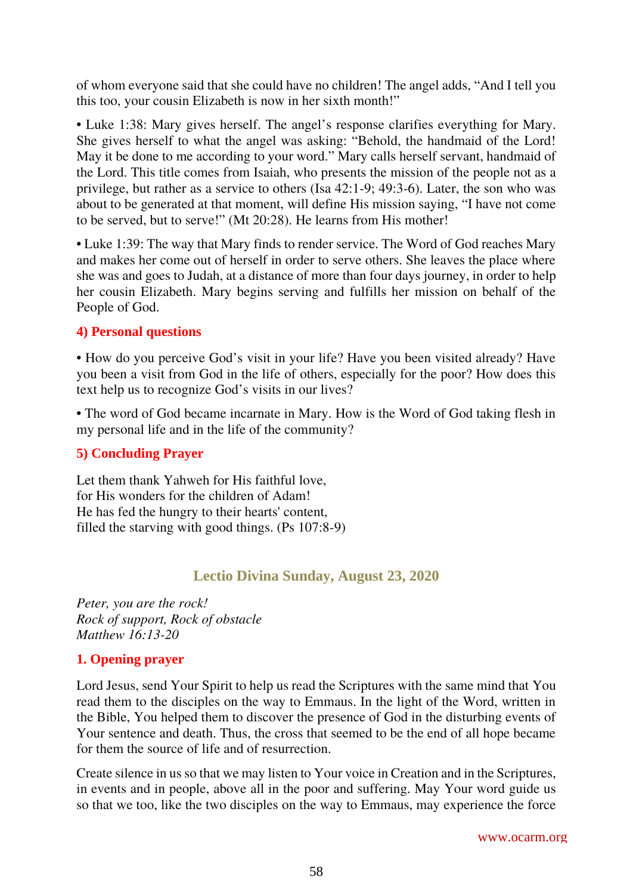of whom everyone said that she could have no children! The angel adds, "And I tell you this too, your cousin Elizabeth is now in her sixth month!"

• Luke 1:38: Mary gives herself. The angel's response clarifies everything for Mary. She gives herself to what the angel was asking: "Behold, the handmaid of the Lord! May it be done to me according to your word." Mary calls herself servant, handmaid of the Lord. This title comes from Isaiah, who presents the mission of the people not as a privilege, but rather as a service to others (Isa 42:1-9; 49:3-6). Later, the son who was about to be generated at that moment, will define His mission saying, "I have not come to be served, but to serve!" (Mt 20:28). He learns from His mother!

• Luke 1:39: The way that Mary finds to render service. The Word of God reaches Mary and makes her come out of herself in order to serve others. She leaves the place where she was and goes to Judah, at a distance of more than four days journey, in order to help her cousin Elizabeth. Mary begins serving and fulfills her mission on behalf of the People of God.

### 4) Personal questions

• How do you perceive God's visit in your life? Have you been visited already? Have you been a visit from God in the life of others, especially for the poor? How does this text help us to recognize God's visits in our lives?

• The word of God became incarnate in Mary. How is the Word of God taking flesh in my personal life and in the life of the community?

### 5) Concluding Prayer

Let them thank Yahweh for His faithful love,
for His wonders for the children of Adam!
He has fed the hungry to their hearts' content,
filled the starving with good things. (Ps 107:8-9)

## Lectio Divina Sunday, August 23, 2020

*Peter, you are the rock!*
*Rock of support, Rock of obstacle*
*Matthew 16:13-20*

### 1. Opening prayer

Lord Jesus, send Your Spirit to help us read the Scriptures with the same mind that You read them to the disciples on the way to Emmaus. In the light of the Word, written in the Bible, You helped them to discover the presence of God in the disturbing events of Your sentence and death. Thus, the cross that seemed to be the end of all hope became for them the source of life and of resurrection.

Create silence in us so that we may listen to Your voice in Creation and in the Scriptures, in events and in people, above all in the poor and suffering. May Your word guide us so that we too, like the two disciples on the way to Emmaus, may experience the force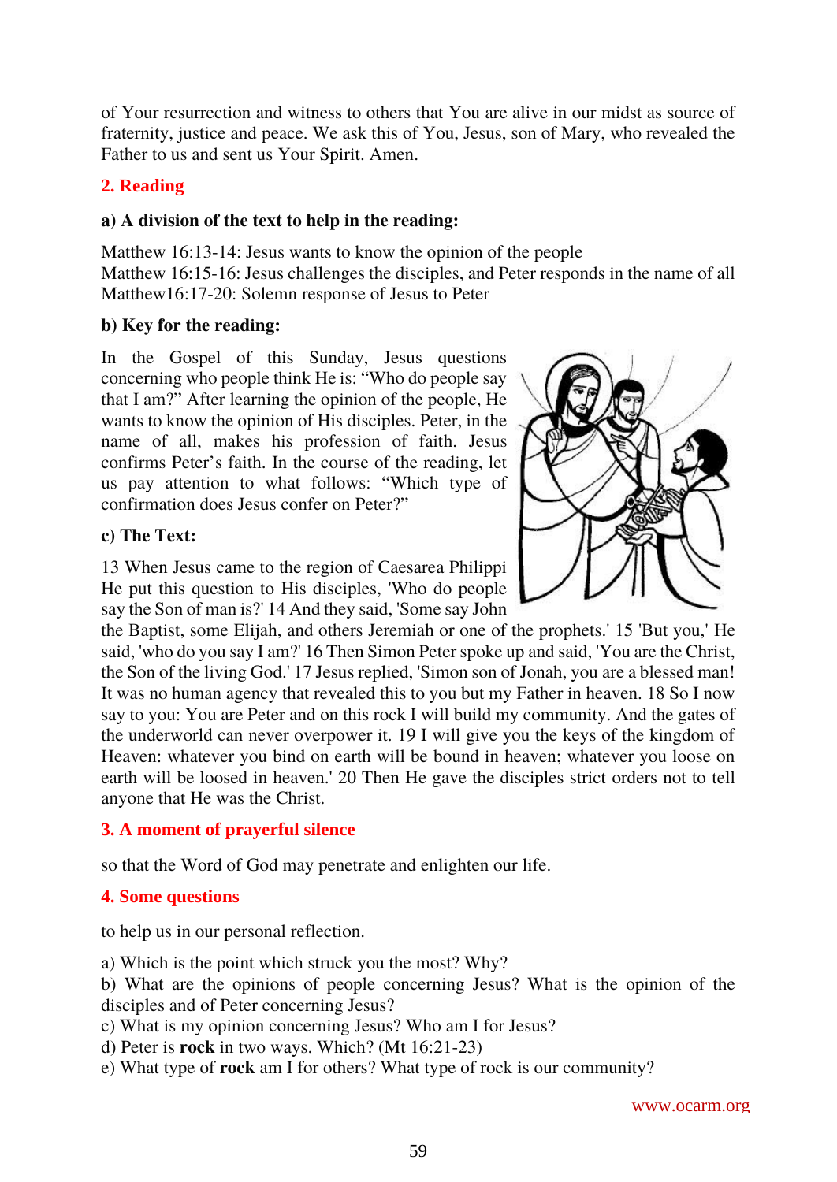of Your resurrection and witness to others that You are alive in our midst as source of fraternity, justice and peace. We ask this of You, Jesus, son of Mary, who revealed the Father to us and sent us Your Spirit. Amen.

## 2. Reading

### a) A division of the text to help in the reading:

Matthew 16:13-14: Jesus wants to know the opinion of the people
Matthew 16:15-16: Jesus challenges the disciples, and Peter responds in the name of all
Matthew16:17-20: Solemn response of Jesus to Peter

### b) Key for the reading:

In the Gospel of this Sunday, Jesus questions concerning who people think He is: "Who do people say that I am?" After learning the opinion of the people, He wants to know the opinion of His disciples. Peter, in the name of all, makes his profession of faith. Jesus confirms Peter's faith. In the course of the reading, let us pay attention to what follows: "Which type of confirmation does Jesus confer on Peter?"

### c) The Text:

13 When Jesus came to the region of Caesarea Philippi He put this question to His disciples, 'Who do people say the Son of man is?' 14 And they said, 'Some say John the Baptist, some Elijah, and others Jeremiah or one of the prophets.' 15 'But you,' He said, 'who do you say I am?' 16 Then Simon Peter spoke up and said, 'You are the Christ, the Son of the living God.' 17 Jesus replied, 'Simon son of Jonah, you are a blessed man! It was no human agency that revealed this to you but my Father in heaven. 18 So I now say to you: You are Peter and on this rock I will build my community. And the gates of the underworld can never overpower it. 19 I will give you the keys of the kingdom of Heaven: whatever you bind on earth will be bound in heaven; whatever you loose on earth will be loosed in heaven.' 20 Then He gave the disciples strict orders not to tell anyone that He was the Christ.

## 3. A moment of prayerful silence

so that the Word of God may penetrate and enlighten our life.

## 4. Some questions

to help us in our personal reflection.

a) Which is the point which struck you the most? Why?
b) What are the opinions of people concerning Jesus? What is the opinion of the disciples and of Peter concerning Jesus?
c) What is my opinion concerning Jesus? Who am I for Jesus?
d) Peter is **rock** in two ways. Which? (Mt 16:21-23)
e) What type of **rock** am I for others? What type of rock is our community?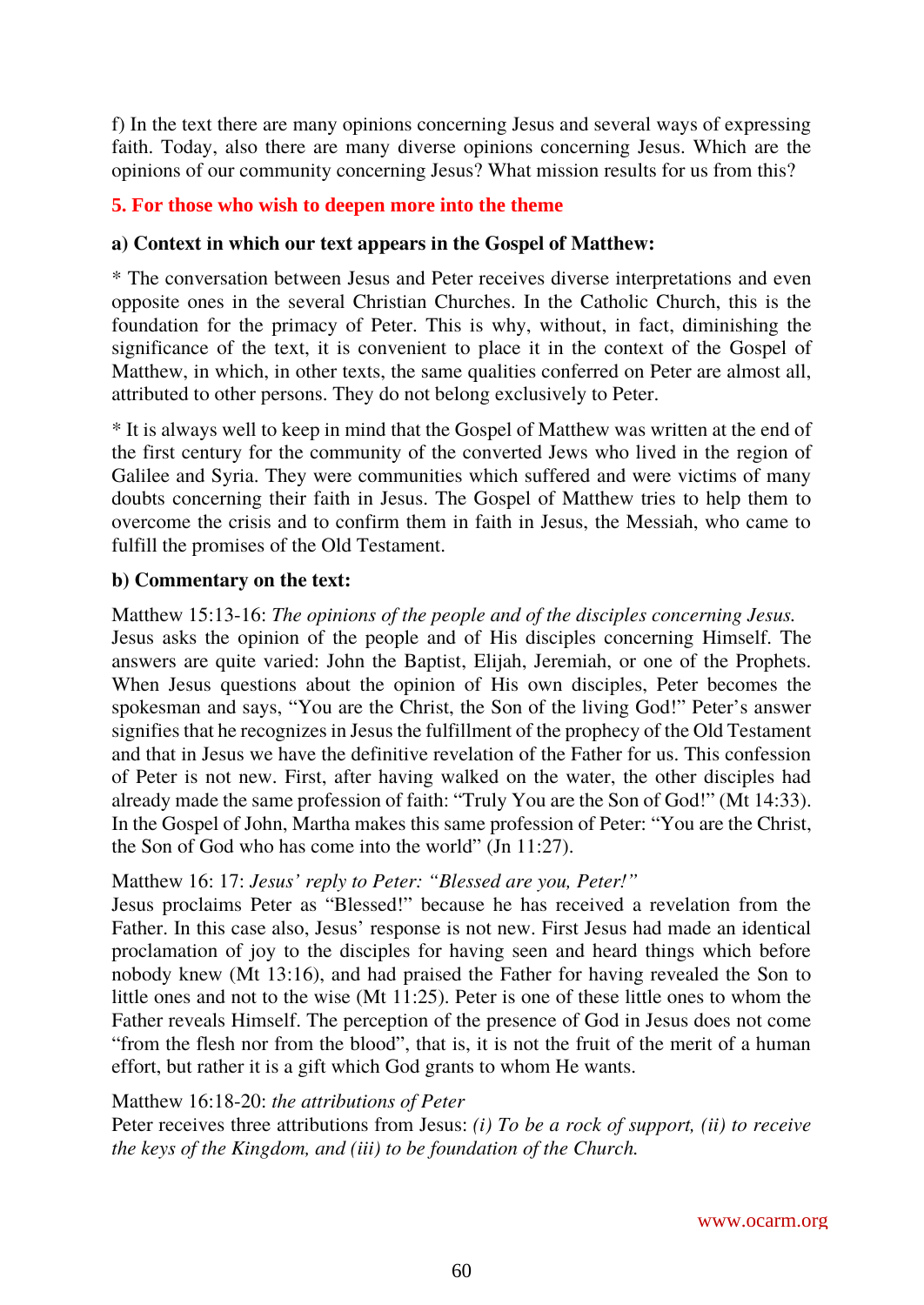f) In the text there are many opinions concerning Jesus and several ways of expressing faith. Today, also there are many diverse opinions concerning Jesus. Which are the opinions of our community concerning Jesus? What mission results for us from this?

## 5. For those who wish to deepen more into the theme

### a) Context in which our text appears in the Gospel of Matthew:

* The conversation between Jesus and Peter receives diverse interpretations and even opposite ones in the several Christian Churches. In the Catholic Church, this is the foundation for the primacy of Peter. This is why, without, in fact, diminishing the significance of the text, it is convenient to place it in the context of the Gospel of Matthew, in which, in other texts, the same qualities conferred on Peter are almost all, attributed to other persons. They do not belong exclusively to Peter.

* It is always well to keep in mind that the Gospel of Matthew was written at the end of the first century for the community of the converted Jews who lived in the region of Galilee and Syria. They were communities which suffered and were victims of many doubts concerning their faith in Jesus. The Gospel of Matthew tries to help them to overcome the crisis and to confirm them in faith in Jesus, the Messiah, who came to fulfill the promises of the Old Testament.

### b) Commentary on the text:

Matthew 15:13-16: *The opinions of the people and of the disciples concerning Jesus.*
Jesus asks the opinion of the people and of His disciples concerning Himself. The answers are quite varied: John the Baptist, Elijah, Jeremiah, or one of the Prophets. When Jesus questions about the opinion of His own disciples, Peter becomes the spokesman and says, "You are the Christ, the Son of the living God!" Peter's answer signifies that he recognizes in Jesus the fulfillment of the prophecy of the Old Testament and that in Jesus we have the definitive revelation of the Father for us. This confession of Peter is not new. First, after having walked on the water, the other disciples had already made the same profession of faith: "Truly You are the Son of God!" (Mt 14:33). In the Gospel of John, Martha makes this same profession of Peter: "You are the Christ, the Son of God who has come into the world" (Jn 11:27).

Matthew 16: 17: *Jesus' reply to Peter: "Blessed are you, Peter!"*
Jesus proclaims Peter as "Blessed!" because he has received a revelation from the Father. In this case also, Jesus' response is not new. First Jesus had made an identical proclamation of joy to the disciples for having seen and heard things which before nobody knew (Mt 13:16), and had praised the Father for having revealed the Son to little ones and not to the wise (Mt 11:25). Peter is one of these little ones to whom the Father reveals Himself. The perception of the presence of God in Jesus does not come "from the flesh nor from the blood", that is, it is not the fruit of the merit of a human effort, but rather it is a gift which God grants to whom He wants.

Matthew 16:18-20: *the attributions of Peter*
Peter receives three attributions from Jesus: *(i) To be a rock of support, (ii) to receive the keys of the Kingdom, and (iii) to be foundation of the Church.*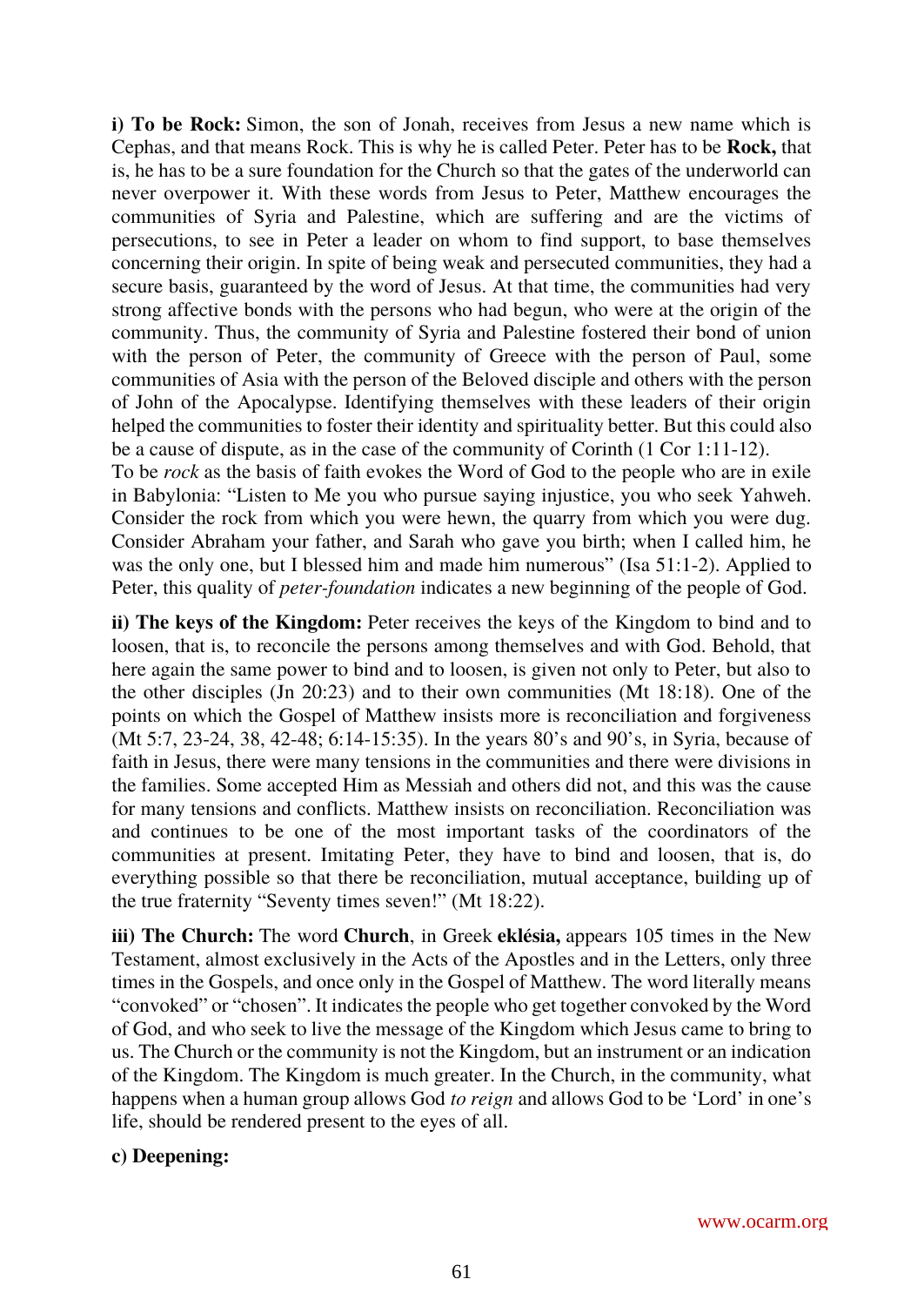**i) To be Rock:** Simon, the son of Jonah, receives from Jesus a new name which is Cephas, and that means Rock. This is why he is called Peter. Peter has to be **Rock,** that is, he has to be a sure foundation for the Church so that the gates of the underworld can never overpower it. With these words from Jesus to Peter, Matthew encourages the communities of Syria and Palestine, which are suffering and are the victims of persecutions, to see in Peter a leader on whom to find support, to base themselves concerning their origin. In spite of being weak and persecuted communities, they had a secure basis, guaranteed by the word of Jesus. At that time, the communities had very strong affective bonds with the persons who had begun, who were at the origin of the community. Thus, the community of Syria and Palestine fostered their bond of union with the person of Peter, the community of Greece with the person of Paul, some communities of Asia with the person of the Beloved disciple and others with the person of John of the Apocalypse. Identifying themselves with these leaders of their origin helped the communities to foster their identity and spirituality better. But this could also be a cause of dispute, as in the case of the community of Corinth (1 Cor 1:11-12).
To be *rock* as the basis of faith evokes the Word of God to the people who are in exile in Babylonia: "Listen to Me you who pursue saying injustice, you who seek Yahweh. Consider the rock from which you were hewn, the quarry from which you were dug. Consider Abraham your father, and Sarah who gave you birth; when I called him, he was the only one, but I blessed him and made him numerous" (Isa 51:1-2). Applied to Peter, this quality of *peter-foundation* indicates a new beginning of the people of God.

**ii) The keys of the Kingdom:** Peter receives the keys of the Kingdom to bind and to loosen, that is, to reconcile the persons among themselves and with God. Behold, that here again the same power to bind and to loosen, is given not only to Peter, but also to the other disciples (Jn 20:23) and to their own communities (Mt 18:18). One of the points on which the Gospel of Matthew insists more is reconciliation and forgiveness (Mt 5:7, 23-24, 38, 42-48; 6:14-15:35). In the years 80's and 90's, in Syria, because of faith in Jesus, there were many tensions in the communities and there were divisions in the families. Some accepted Him as Messiah and others did not, and this was the cause for many tensions and conflicts. Matthew insists on reconciliation. Reconciliation was and continues to be one of the most important tasks of the coordinators of the communities at present. Imitating Peter, they have to bind and loosen, that is, do everything possible so that there be reconciliation, mutual acceptance, building up of the true fraternity "Seventy times seven!" (Mt 18:22).

**iii) The Church:** The word **Church**, in Greek **eklésia,** appears 105 times in the New Testament, almost exclusively in the Acts of the Apostles and in the Letters, only three times in the Gospels, and once only in the Gospel of Matthew. The word literally means "convoked" or "chosen". It indicates the people who get together convoked by the Word of God, and who seek to live the message of the Kingdom which Jesus came to bring to us. The Church or the community is not the Kingdom, but an instrument or an indication of the Kingdom. The Kingdom is much greater. In the Church, in the community, what happens when a human group allows God *to reign* and allows God to be 'Lord' in one's life, should be rendered present to the eyes of all.

**c) Deepening:**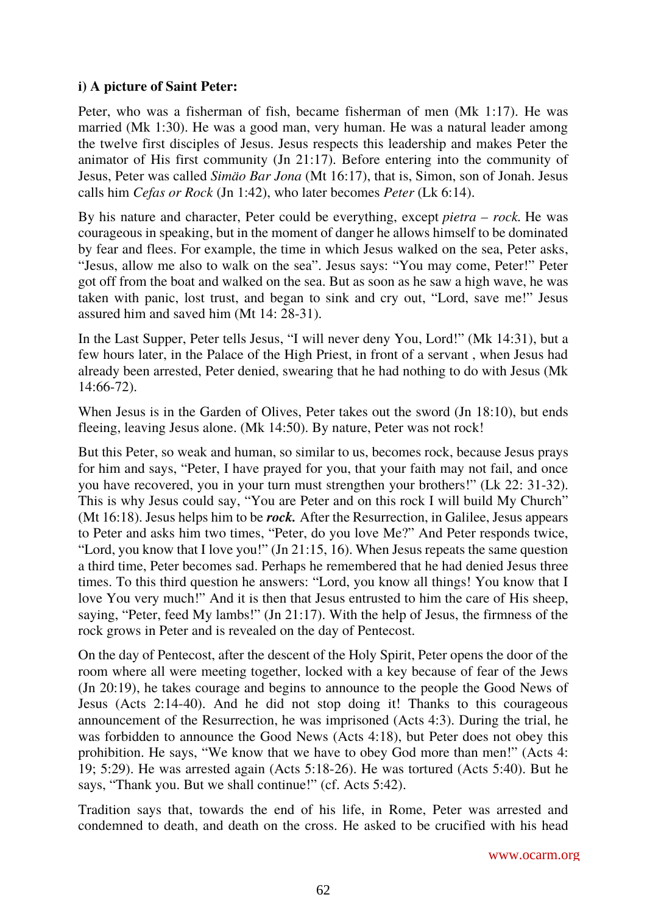**i) A picture of Saint Peter:**

Peter, who was a fisherman of fish, became fisherman of men (Mk 1:17). He was married (Mk 1:30). He was a good man, very human. He was a natural leader among the twelve first disciples of Jesus. Jesus respects this leadership and makes Peter the animator of His first community (Jn 21:17). Before entering into the community of Jesus, Peter was called *Simäo Bar Jona* (Mt 16:17), that is, Simon, son of Jonah. Jesus calls him *Cefas or Rock* (Jn 1:42), who later becomes *Peter* (Lk 6:14).

By his nature and character, Peter could be everything, except *pietra – rock.* He was courageous in speaking, but in the moment of danger he allows himself to be dominated by fear and flees. For example, the time in which Jesus walked on the sea, Peter asks, "Jesus, allow me also to walk on the sea". Jesus says: "You may come, Peter!" Peter got off from the boat and walked on the sea. But as soon as he saw a high wave, he was taken with panic, lost trust, and began to sink and cry out, "Lord, save me!" Jesus assured him and saved him (Mt 14: 28-31).

In the Last Supper, Peter tells Jesus, "I will never deny You, Lord!" (Mk 14:31), but a few hours later, in the Palace of the High Priest, in front of a servant , when Jesus had already been arrested, Peter denied, swearing that he had nothing to do with Jesus (Mk 14:66-72).

When Jesus is in the Garden of Olives, Peter takes out the sword (Jn 18:10), but ends fleeing, leaving Jesus alone. (Mk 14:50). By nature, Peter was not rock!

But this Peter, so weak and human, so similar to us, becomes rock, because Jesus prays for him and says, "Peter, I have prayed for you, that your faith may not fail, and once you have recovered, you in your turn must strengthen your brothers!" (Lk 22: 31-32). This is why Jesus could say, "You are Peter and on this rock I will build My Church" (Mt 16:18). Jesus helps him to be ***rock.*** After the Resurrection, in Galilee, Jesus appears to Peter and asks him two times, "Peter, do you love Me?" And Peter responds twice, "Lord, you know that I love you!" (Jn 21:15, 16). When Jesus repeats the same question a third time, Peter becomes sad. Perhaps he remembered that he had denied Jesus three times. To this third question he answers: "Lord, you know all things! You know that I love You very much!" And it is then that Jesus entrusted to him the care of His sheep, saying, "Peter, feed My lambs!" (Jn 21:17). With the help of Jesus, the firmness of the rock grows in Peter and is revealed on the day of Pentecost.

On the day of Pentecost, after the descent of the Holy Spirit, Peter opens the door of the room where all were meeting together, locked with a key because of fear of the Jews (Jn 20:19), he takes courage and begins to announce to the people the Good News of Jesus (Acts 2:14-40). And he did not stop doing it! Thanks to this courageous announcement of the Resurrection, he was imprisoned (Acts 4:3). During the trial, he was forbidden to announce the Good News (Acts 4:18), but Peter does not obey this prohibition. He says, "We know that we have to obey God more than men!" (Acts 4: 19; 5:29). He was arrested again (Acts 5:18-26). He was tortured (Acts 5:40). But he says, "Thank you. But we shall continue!" (cf. Acts 5:42).

Tradition says that, towards the end of his life, in Rome, Peter was arrested and condemned to death, and death on the cross. He asked to be crucified with his head

www.ocarm.org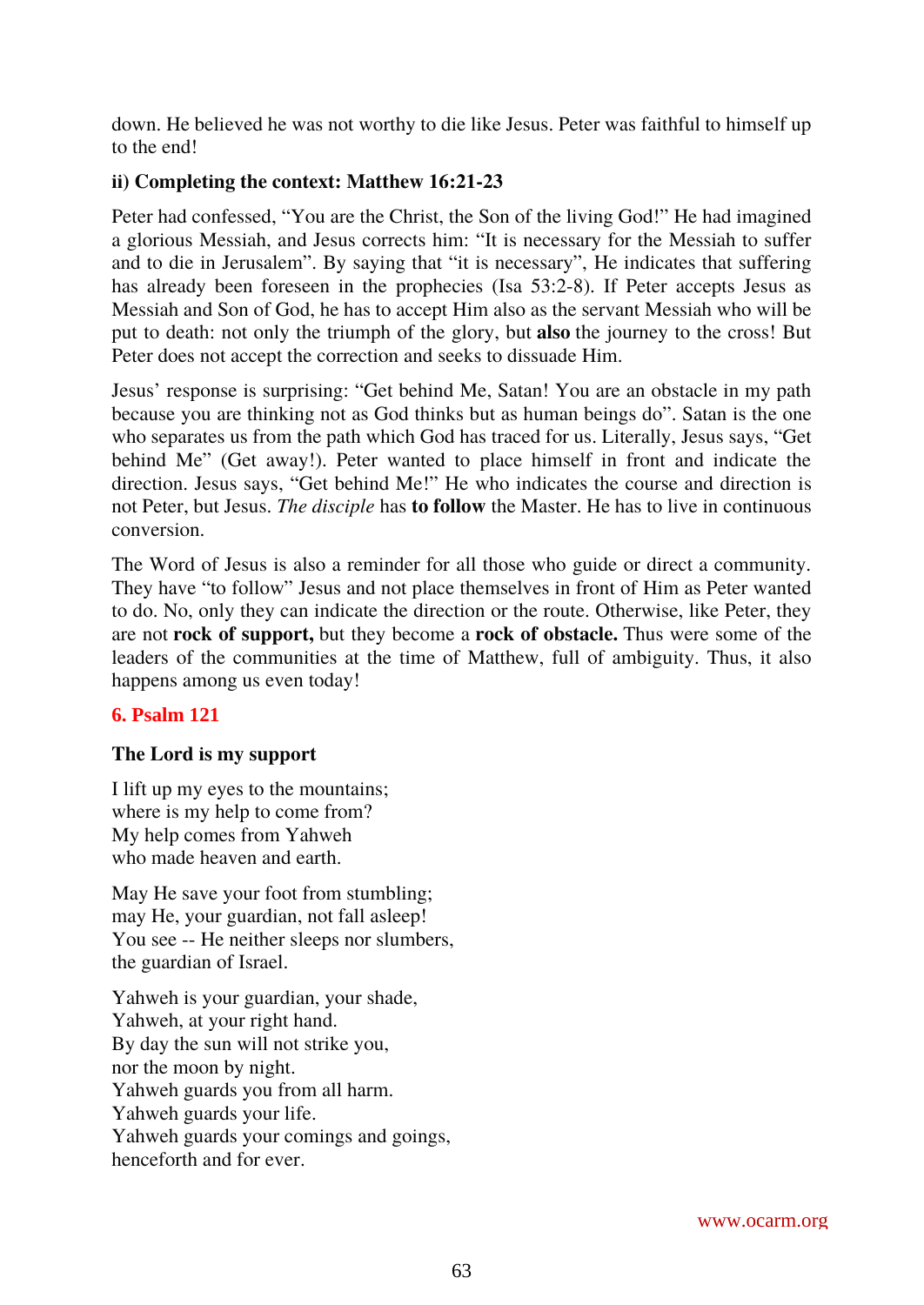down. He believed he was not worthy to die like Jesus. Peter was faithful to himself up to the end!

**ii) Completing the context: Matthew 16:21-23**

Peter had confessed, "You are the Christ, the Son of the living God!" He had imagined a glorious Messiah, and Jesus corrects him: "It is necessary for the Messiah to suffer and to die in Jerusalem". By saying that "it is necessary", He indicates that suffering has already been foreseen in the prophecies (Isa 53:2-8). If Peter accepts Jesus as Messiah and Son of God, he has to accept Him also as the servant Messiah who will be put to death: not only the triumph of the glory, but **also** the journey to the cross! But Peter does not accept the correction and seeks to dissuade Him.

Jesus' response is surprising: "Get behind Me, Satan! You are an obstacle in my path because you are thinking not as God thinks but as human beings do". Satan is the one who separates us from the path which God has traced for us. Literally, Jesus says, "Get behind Me" (Get away!). Peter wanted to place himself in front and indicate the direction. Jesus says, "Get behind Me!" He who indicates the course and direction is not Peter, but Jesus. *The disciple* has **to follow** the Master. He has to live in continuous conversion.

The Word of Jesus is also a reminder for all those who guide or direct a community. They have "to follow" Jesus and not place themselves in front of Him as Peter wanted to do. No, only they can indicate the direction or the route. Otherwise, like Peter, they are not **rock of support,** but they become a **rock of obstacle.** Thus were some of the leaders of the communities at the time of Matthew, full of ambiguity. Thus, it also happens among us even today!

## 6. Psalm 121

**The Lord is my support**

I lift up my eyes to the mountains;
where is my help to come from?
My help comes from Yahweh
who made heaven and earth.

May He save your foot from stumbling;
may He, your guardian, not fall asleep!
You see -- He neither sleeps nor slumbers,
the guardian of Israel.

Yahweh is your guardian, your shade,
Yahweh, at your right hand.
By day the sun will not strike you,
nor the moon by night.
Yahweh guards you from all harm.
Yahweh guards your life.
Yahweh guards your comings and goings,
henceforth and for ever.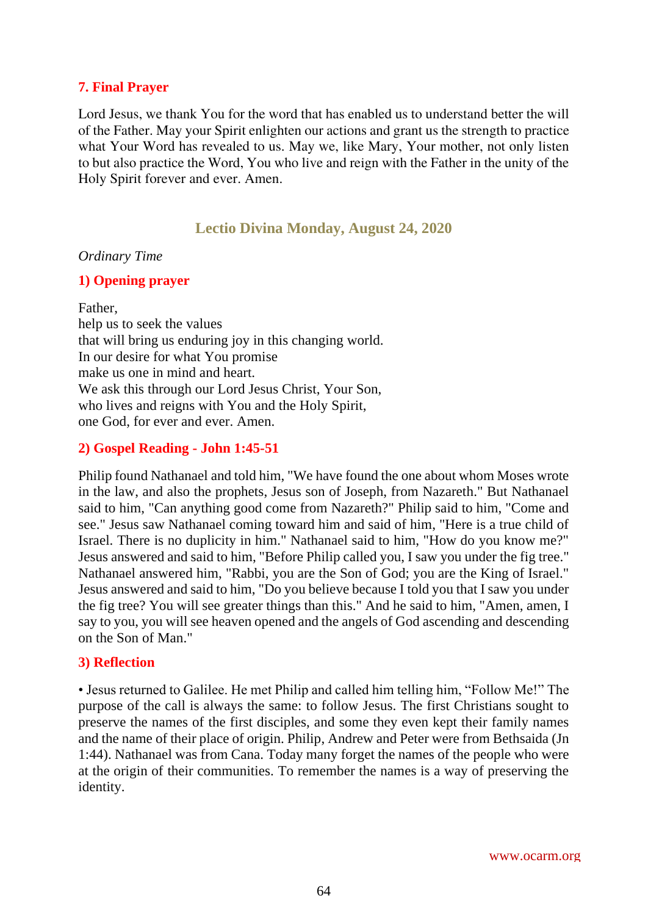### 7. Final Prayer

Lord Jesus, we thank You for the word that has enabled us to understand better the will of the Father. May your Spirit enlighten our actions and grant us the strength to practice what Your Word has revealed to us. May we, like Mary, Your mother, not only listen to but also practice the Word, You who live and reign with the Father in the unity of the Holy Spirit forever and ever. Amen.

## Lectio Divina Monday, August 24, 2020

*Ordinary Time*

### 1) Opening prayer

Father,
help us to seek the values
that will bring us enduring joy in this changing world.
In our desire for what You promise
make us one in mind and heart.
We ask this through our Lord Jesus Christ, Your Son,
who lives and reigns with You and the Holy Spirit,
one God, for ever and ever. Amen.

### 2) Gospel Reading - John 1:45-51

Philip found Nathanael and told him, "We have found the one about whom Moses wrote in the law, and also the prophets, Jesus son of Joseph, from Nazareth." But Nathanael said to him, "Can anything good come from Nazareth?" Philip said to him, "Come and see." Jesus saw Nathanael coming toward him and said of him, "Here is a true child of Israel. There is no duplicity in him." Nathanael said to him, "How do you know me?" Jesus answered and said to him, "Before Philip called you, I saw you under the fig tree." Nathanael answered him, "Rabbi, you are the Son of God; you are the King of Israel." Jesus answered and said to him, "Do you believe because I told you that I saw you under the fig tree? You will see greater things than this." And he said to him, "Amen, amen, I say to you, you will see heaven opened and the angels of God ascending and descending on the Son of Man."

### 3) Reflection

• Jesus returned to Galilee. He met Philip and called him telling him, “Follow Me!” The purpose of the call is always the same: to follow Jesus. The first Christians sought to preserve the names of the first disciples, and some they even kept their family names and the name of their place of origin. Philip, Andrew and Peter were from Bethsaida (Jn 1:44). Nathanael was from Cana. Today many forget the names of the people who were at the origin of their communities. To remember the names is a way of preserving the identity.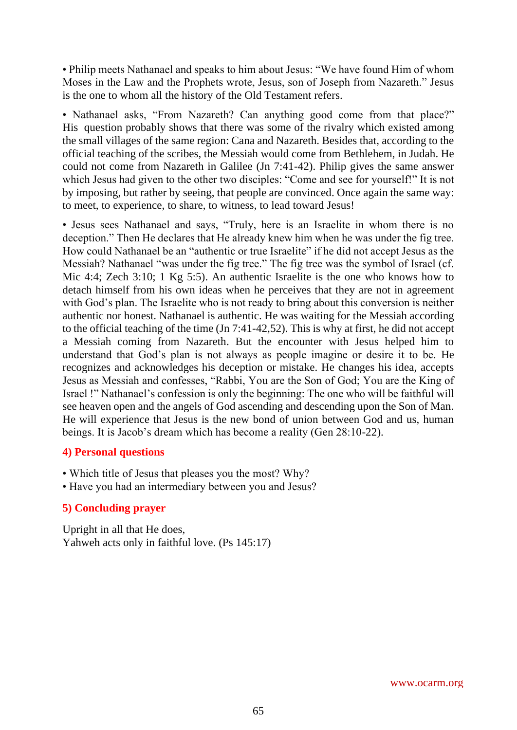• Philip meets Nathanael and speaks to him about Jesus: "We have found Him of whom Moses in the Law and the Prophets wrote, Jesus, son of Joseph from Nazareth." Jesus is the one to whom all the history of the Old Testament refers.

• Nathanael asks, "From Nazareth? Can anything good come from that place?" His question probably shows that there was some of the rivalry which existed among the small villages of the same region: Cana and Nazareth. Besides that, according to the official teaching of the scribes, the Messiah would come from Bethlehem, in Judah. He could not come from Nazareth in Galilee (Jn 7:41-42). Philip gives the same answer which Jesus had given to the other two disciples: "Come and see for yourself!" It is not by imposing, but rather by seeing, that people are convinced. Once again the same way: to meet, to experience, to share, to witness, to lead toward Jesus!

• Jesus sees Nathanael and says, "Truly, here is an Israelite in whom there is no deception." Then He declares that He already knew him when he was under the fig tree. How could Nathanael be an "authentic or true Israelite" if he did not accept Jesus as the Messiah? Nathanael "was under the fig tree." The fig tree was the symbol of Israel (cf. Mic 4:4; Zech 3:10; 1 Kg 5:5). An authentic Israelite is the one who knows how to detach himself from his own ideas when he perceives that they are not in agreement with God's plan. The Israelite who is not ready to bring about this conversion is neither authentic nor honest. Nathanael is authentic. He was waiting for the Messiah according to the official teaching of the time (Jn 7:41-42,52). This is why at first, he did not accept a Messiah coming from Nazareth. But the encounter with Jesus helped him to understand that God's plan is not always as people imagine or desire it to be. He recognizes and acknowledges his deception or mistake. He changes his idea, accepts Jesus as Messiah and confesses, "Rabbi, You are the Son of God; You are the King of Israel !" Nathanael's confession is only the beginning: The one who will be faithful will see heaven open and the angels of God ascending and descending upon the Son of Man. He will experience that Jesus is the new bond of union between God and us, human beings. It is Jacob's dream which has become a reality (Gen 28:10-22).

## 4) Personal questions

• Which title of Jesus that pleases you the most? Why?
• Have you had an intermediary between you and Jesus?

## 5) Concluding prayer

Upright in all that He does,
Yahweh acts only in faithful love. (Ps 145:17)

www.ocarm.org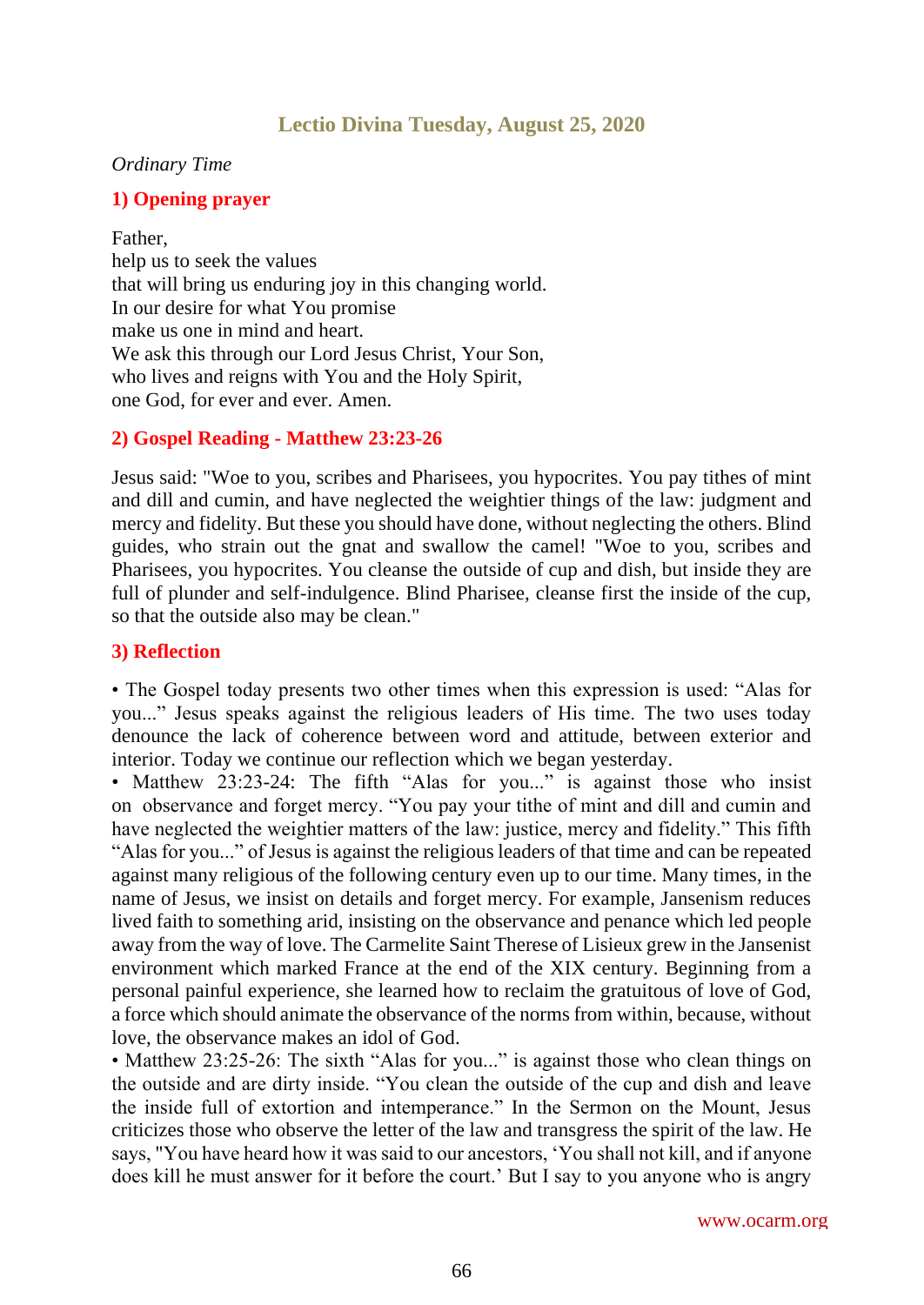## Lectio Divina Tuesday, August 25, 2020

*Ordinary Time*

### 1) Opening prayer

Father,
help us to seek the values
that will bring us enduring joy in this changing world.
In our desire for what You promise
make us one in mind and heart.
We ask this through our Lord Jesus Christ, Your Son,
who lives and reigns with You and the Holy Spirit,
one God, for ever and ever. Amen.

### 2) Gospel Reading - Matthew 23:23-26

Jesus said: "Woe to you, scribes and Pharisees, you hypocrites. You pay tithes of mint and dill and cumin, and have neglected the weightier things of the law: judgment and mercy and fidelity. But these you should have done, without neglecting the others. Blind guides, who strain out the gnat and swallow the camel! "Woe to you, scribes and Pharisees, you hypocrites. You cleanse the outside of cup and dish, but inside they are full of plunder and self-indulgence. Blind Pharisee, cleanse first the inside of the cup, so that the outside also may be clean."

### 3) Reflection

• The Gospel today presents two other times when this expression is used: "Alas for you..." Jesus speaks against the religious leaders of His time. The two uses today denounce the lack of coherence between word and attitude, between exterior and interior. Today we continue our reflection which we began yesterday.

• Matthew 23:23-24: The fifth "Alas for you..." is against those who insist on observance and forget mercy. "You pay your tithe of mint and dill and cumin and have neglected the weightier matters of the law: justice, mercy and fidelity." This fifth "Alas for you..." of Jesus is against the religious leaders of that time and can be repeated against many religious of the following century even up to our time. Many times, in the name of Jesus, we insist on details and forget mercy. For example, Jansenism reduces lived faith to something arid, insisting on the observance and penance which led people away from the way of love. The Carmelite Saint Therese of Lisieux grew in the Jansenist environment which marked France at the end of the XIX century. Beginning from a personal painful experience, she learned how to reclaim the gratuitous of love of God, a force which should animate the observance of the norms from within, because, without love, the observance makes an idol of God.

• Matthew 23:25-26: The sixth "Alas for you..." is against those who clean things on the outside and are dirty inside. "You clean the outside of the cup and dish and leave the inside full of extortion and intemperance." In the Sermon on the Mount, Jesus criticizes those who observe the letter of the law and transgress the spirit of the law. He says, "You have heard how it was said to our ancestors, 'You shall not kill, and if anyone does kill he must answer for it before the court.' But I say to you anyone who is angry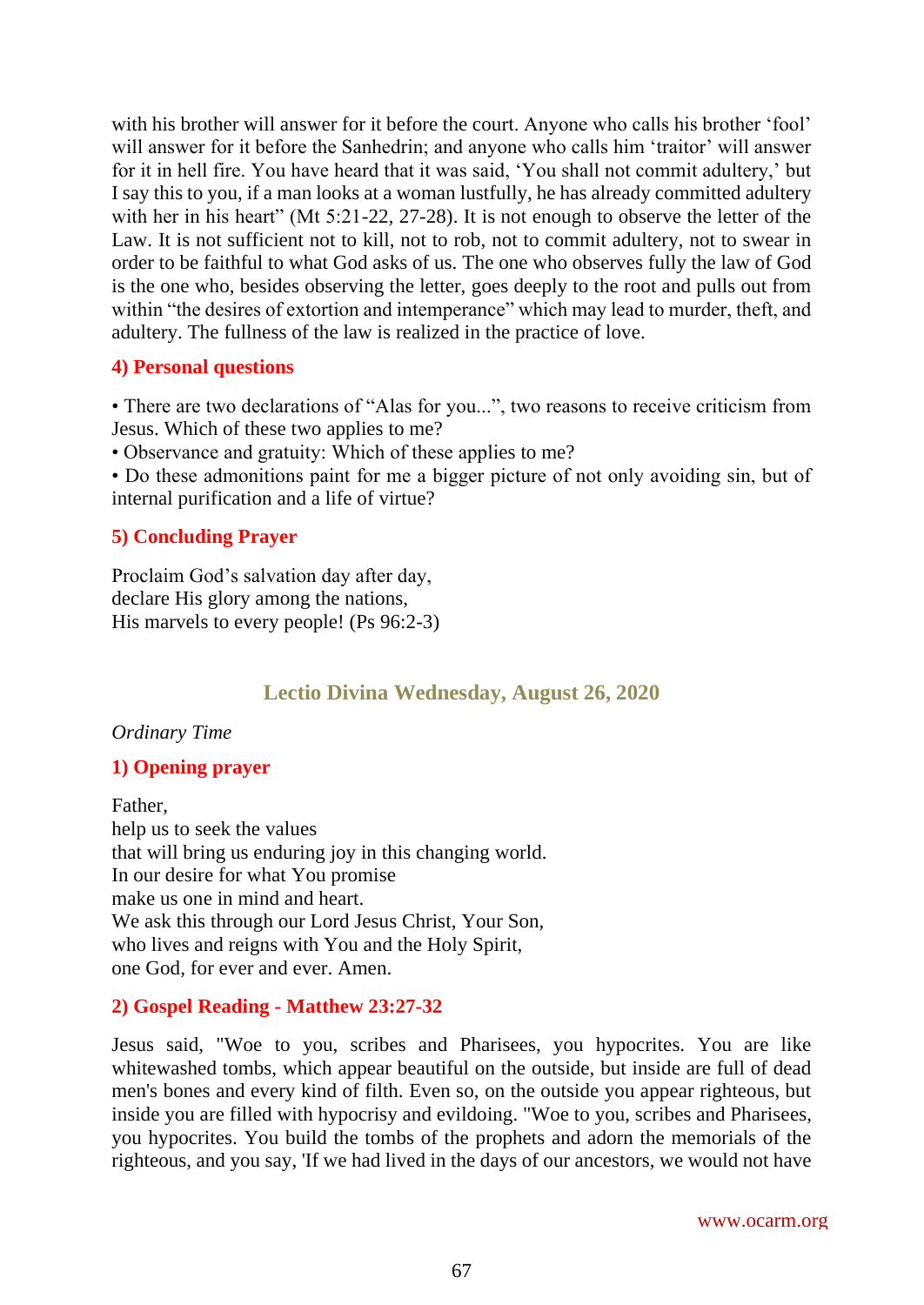with his brother will answer for it before the court. Anyone who calls his brother 'fool' will answer for it before the Sanhedrin; and anyone who calls him 'traitor' will answer for it in hell fire. You have heard that it was said, 'You shall not commit adultery,' but I say this to you, if a man looks at a woman lustfully, he has already committed adultery with her in his heart" (Mt 5:21-22, 27-28). It is not enough to observe the letter of the Law. It is not sufficient not to kill, not to rob, not to commit adultery, not to swear in order to be faithful to what God asks of us. The one who observes fully the law of God is the one who, besides observing the letter, goes deeply to the root and pulls out from within "the desires of extortion and intemperance" which may lead to murder, theft, and adultery. The fullness of the law is realized in the practice of love.

### 4) Personal questions

• There are two declarations of "Alas for you...", two reasons to receive criticism from Jesus. Which of these two applies to me?
• Observance and gratuity: Which of these applies to me?
• Do these admonitions paint for me a bigger picture of not only avoiding sin, but of internal purification and a life of virtue?

### 5) Concluding Prayer

Proclaim God's salvation day after day,
declare His glory among the nations,
His marvels to every people! (Ps 96:2-3)

## Lectio Divina Wednesday, August 26, 2020

*Ordinary Time*

### 1) Opening prayer

Father,
help us to seek the values
that will bring us enduring joy in this changing world.
In our desire for what You promise
make us one in mind and heart.
We ask this through our Lord Jesus Christ, Your Son,
who lives and reigns with You and the Holy Spirit,
one God, for ever and ever. Amen.

### 2) Gospel Reading - Matthew 23:27-32

Jesus said, "Woe to you, scribes and Pharisees, you hypocrites. You are like whitewashed tombs, which appear beautiful on the outside, but inside are full of dead men's bones and every kind of filth. Even so, on the outside you appear righteous, but inside you are filled with hypocrisy and evildoing. "Woe to you, scribes and Pharisees, you hypocrites. You build the tombs of the prophets and adorn the memorials of the righteous, and you say, 'If we had lived in the days of our ancestors, we would not have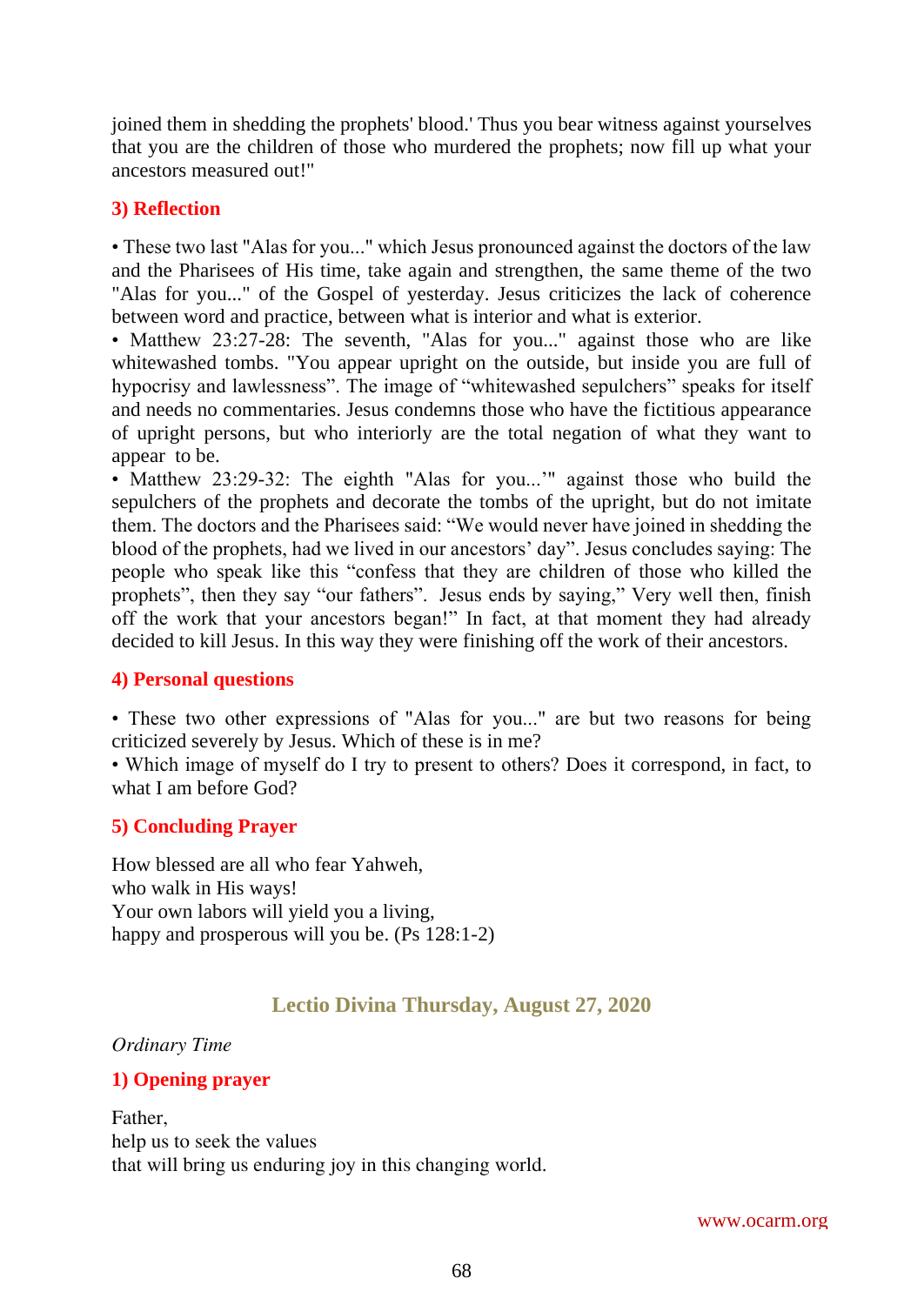joined them in shedding the prophets' blood.' Thus you bear witness against yourselves that you are the children of those who murdered the prophets; now fill up what your ancestors measured out!"

### 3) Reflection

• These two last "Alas for you..." which Jesus pronounced against the doctors of the law and the Pharisees of His time, take again and strengthen, the same theme of the two "Alas for you..." of the Gospel of yesterday. Jesus criticizes the lack of coherence between word and practice, between what is interior and what is exterior.

• Matthew 23:27-28: The seventh, "Alas for you..." against those who are like whitewashed tombs. "You appear upright on the outside, but inside you are full of hypocrisy and lawlessness". The image of "whitewashed sepulchers" speaks for itself and needs no commentaries. Jesus condemns those who have the fictitious appearance of upright persons, but who interiorly are the total negation of what they want to appear to be.

• Matthew 23:29-32: The eighth "Alas for you...'" against those who build the sepulchers of the prophets and decorate the tombs of the upright, but do not imitate them. The doctors and the Pharisees said: "We would never have joined in shedding the blood of the prophets, had we lived in our ancestors' day". Jesus concludes saying: The people who speak like this "confess that they are children of those who killed the prophets", then they say "our fathers". Jesus ends by saying," Very well then, finish off the work that your ancestors began!" In fact, at that moment they had already decided to kill Jesus. In this way they were finishing off the work of their ancestors.

### 4) Personal questions

• These two other expressions of "Alas for you..." are but two reasons for being criticized severely by Jesus. Which of these is in me?

• Which image of myself do I try to present to others? Does it correspond, in fact, to what I am before God?

### 5) Concluding Prayer

How blessed are all who fear Yahweh,
who walk in His ways!
Your own labors will yield you a living,
happy and prosperous will you be. (Ps 128:1-2)

## Lectio Divina Thursday, August 27, 2020

*Ordinary Time*

### 1) Opening prayer

Father,
help us to seek the values
that will bring us enduring joy in this changing world.

www.ocarm.org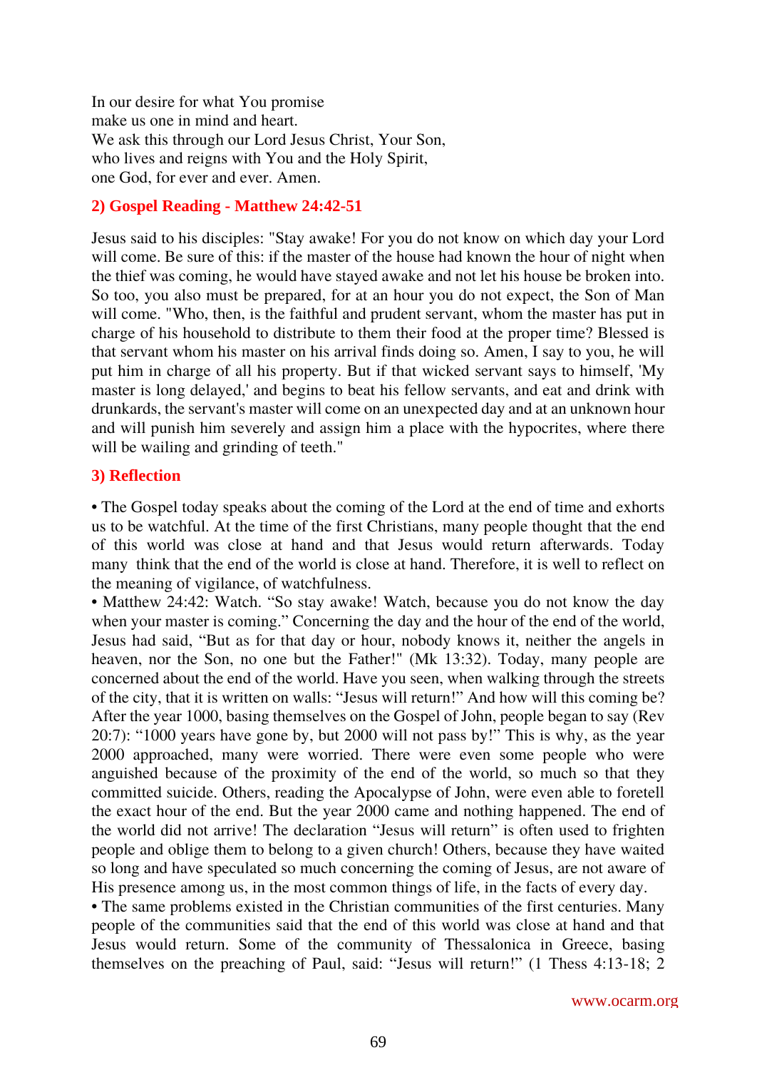In our desire for what You promise
make us one in mind and heart.
We ask this through our Lord Jesus Christ, Your Son,
who lives and reigns with You and the Holy Spirit,
one God, for ever and ever. Amen.

## 2) Gospel Reading - Matthew 24:42-51

Jesus said to his disciples: "Stay awake! For you do not know on which day your Lord will come. Be sure of this: if the master of the house had known the hour of night when the thief was coming, he would have stayed awake and not let his house be broken into. So too, you also must be prepared, for at an hour you do not expect, the Son of Man will come. "Who, then, is the faithful and prudent servant, whom the master has put in charge of his household to distribute to them their food at the proper time? Blessed is that servant whom his master on his arrival finds doing so. Amen, I say to you, he will put him in charge of all his property. But if that wicked servant says to himself, 'My master is long delayed,' and begins to beat his fellow servants, and eat and drink with drunkards, the servant's master will come on an unexpected day and at an unknown hour and will punish him severely and assign him a place with the hypocrites, where there will be wailing and grinding of teeth."

## 3) Reflection

• The Gospel today speaks about the coming of the Lord at the end of time and exhorts us to be watchful. At the time of the first Christians, many people thought that the end of this world was close at hand and that Jesus would return afterwards. Today many think that the end of the world is close at hand. Therefore, it is well to reflect on the meaning of vigilance, of watchfulness.

• Matthew 24:42: Watch. "So stay awake! Watch, because you do not know the day when your master is coming." Concerning the day and the hour of the end of the world, Jesus had said, "But as for that day or hour, nobody knows it, neither the angels in heaven, nor the Son, no one but the Father!" (Mk 13:32). Today, many people are concerned about the end of the world. Have you seen, when walking through the streets of the city, that it is written on walls: "Jesus will return!" And how will this coming be? After the year 1000, basing themselves on the Gospel of John, people began to say (Rev 20:7): "1000 years have gone by, but 2000 will not pass by!" This is why, as the year 2000 approached, many were worried. There were even some people who were anguished because of the proximity of the end of the world, so much so that they committed suicide. Others, reading the Apocalypse of John, were even able to foretell the exact hour of the end. But the year 2000 came and nothing happened. The end of the world did not arrive! The declaration "Jesus will return" is often used to frighten people and oblige them to belong to a given church! Others, because they have waited so long and have speculated so much concerning the coming of Jesus, are not aware of His presence among us, in the most common things of life, in the facts of every day.

• The same problems existed in the Christian communities of the first centuries. Many people of the communities said that the end of this world was close at hand and that Jesus would return. Some of the community of Thessalonica in Greece, basing themselves on the preaching of Paul, said: "Jesus will return!" (1 Thess 4:13-18; 2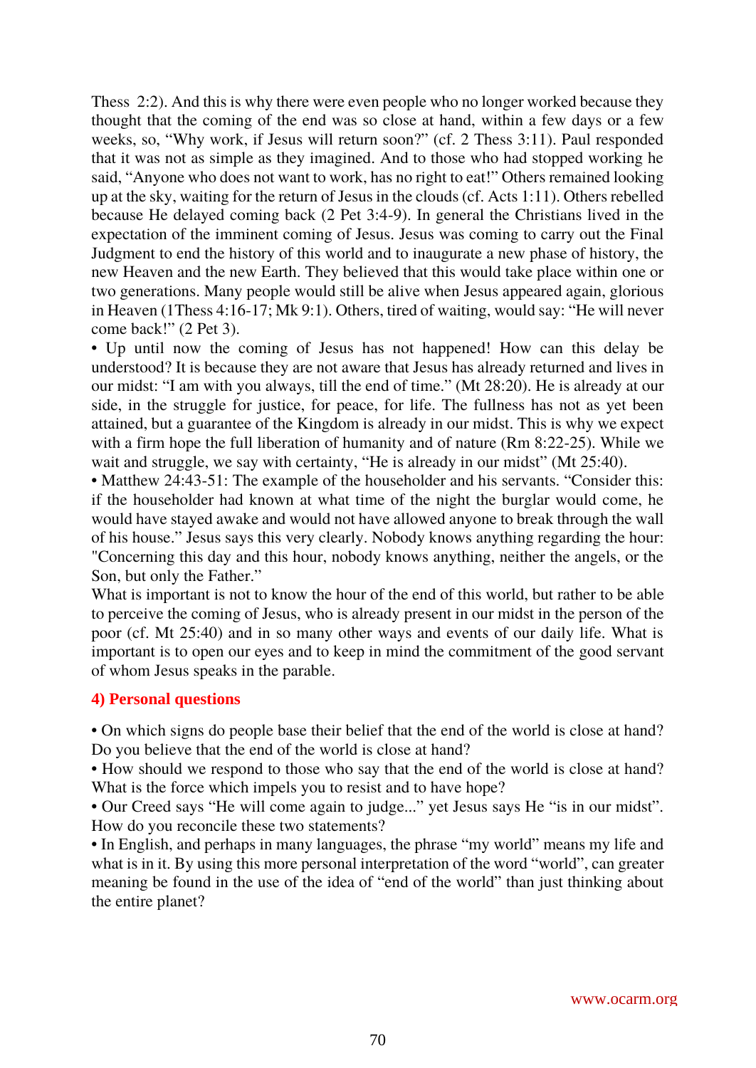Thess 2:2). And this is why there were even people who no longer worked because they thought that the coming of the end was so close at hand, within a few days or a few weeks, so, "Why work, if Jesus will return soon?" (cf. 2 Thess 3:11). Paul responded that it was not as simple as they imagined. And to those who had stopped working he said, "Anyone who does not want to work, has no right to eat!" Others remained looking up at the sky, waiting for the return of Jesus in the clouds (cf. Acts 1:11). Others rebelled because He delayed coming back (2 Pet 3:4-9). In general the Christians lived in the expectation of the imminent coming of Jesus. Jesus was coming to carry out the Final Judgment to end the history of this world and to inaugurate a new phase of history, the new Heaven and the new Earth. They believed that this would take place within one or two generations. Many people would still be alive when Jesus appeared again, glorious in Heaven (1Thess 4:16-17; Mk 9:1). Others, tired of waiting, would say: "He will never come back!" (2 Pet 3).

• Up until now the coming of Jesus has not happened! How can this delay be understood? It is because they are not aware that Jesus has already returned and lives in our midst: "I am with you always, till the end of time." (Mt 28:20). He is already at our side, in the struggle for justice, for peace, for life. The fullness has not as yet been attained, but a guarantee of the Kingdom is already in our midst. This is why we expect with a firm hope the full liberation of humanity and of nature (Rm 8:22-25). While we wait and struggle, we say with certainty, "He is already in our midst" (Mt 25:40).

• Matthew 24:43-51: The example of the householder and his servants. "Consider this: if the householder had known at what time of the night the burglar would come, he would have stayed awake and would not have allowed anyone to break through the wall of his house." Jesus says this very clearly. Nobody knows anything regarding the hour: "Concerning this day and this hour, nobody knows anything, neither the angels, or the Son, but only the Father."

What is important is not to know the hour of the end of this world, but rather to be able to perceive the coming of Jesus, who is already present in our midst in the person of the poor (cf. Mt 25:40) and in so many other ways and events of our daily life. What is important is to open our eyes and to keep in mind the commitment of the good servant of whom Jesus speaks in the parable.

## 4) Personal questions

• On which signs do people base their belief that the end of the world is close at hand? Do you believe that the end of the world is close at hand?

• How should we respond to those who say that the end of the world is close at hand? What is the force which impels you to resist and to have hope?

• Our Creed says "He will come again to judge..." yet Jesus says He "is in our midst". How do you reconcile these two statements?

• In English, and perhaps in many languages, the phrase "my world" means my life and what is in it. By using this more personal interpretation of the word "world", can greater meaning be found in the use of the idea of "end of the world" than just thinking about the entire planet?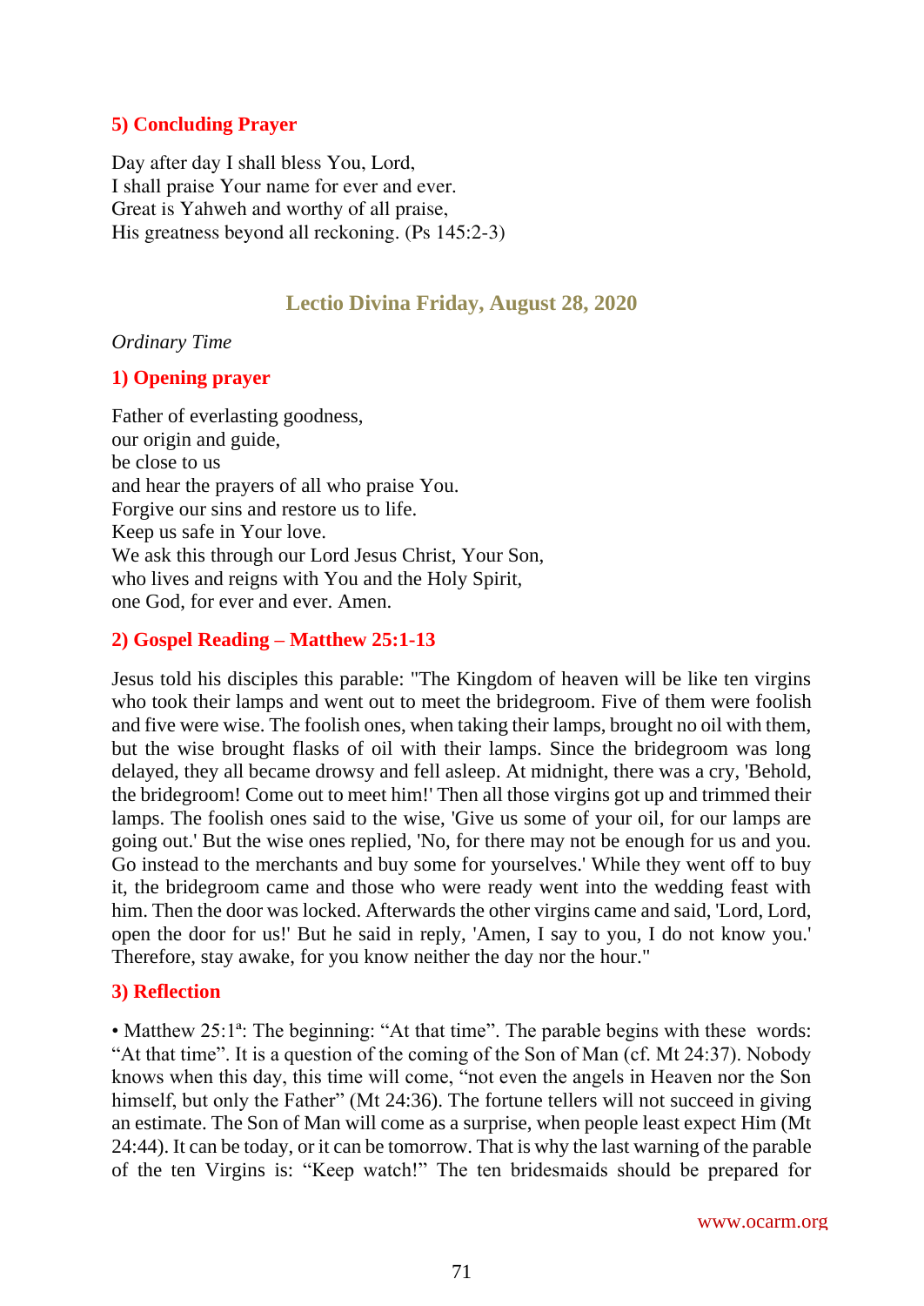## 5) Concluding Prayer

Day after day I shall bless You, Lord,
I shall praise Your name for ever and ever.
Great is Yahweh and worthy of all praise,
His greatness beyond all reckoning. (Ps 145:2-3)

# Lectio Divina Friday, August 28, 2020

*Ordinary Time*

## 1) Opening prayer

Father of everlasting goodness,
our origin and guide,
be close to us
and hear the prayers of all who praise You.
Forgive our sins and restore us to life.
Keep us safe in Your love.
We ask this through our Lord Jesus Christ, Your Son,
who lives and reigns with You and the Holy Spirit,
one God, for ever and ever. Amen.

## 2) Gospel Reading – Matthew 25:1-13

Jesus told his disciples this parable: "The Kingdom of heaven will be like ten virgins who took their lamps and went out to meet the bridegroom. Five of them were foolish and five were wise. The foolish ones, when taking their lamps, brought no oil with them, but the wise brought flasks of oil with their lamps. Since the bridegroom was long delayed, they all became drowsy and fell asleep. At midnight, there was a cry, 'Behold, the bridegroom! Come out to meet him!' Then all those virgins got up and trimmed their lamps. The foolish ones said to the wise, 'Give us some of your oil, for our lamps are going out.' But the wise ones replied, 'No, for there may not be enough for us and you. Go instead to the merchants and buy some for yourselves.' While they went off to buy it, the bridegroom came and those who were ready went into the wedding feast with him. Then the door was locked. Afterwards the other virgins came and said, 'Lord, Lord, open the door for us!' But he said in reply, 'Amen, I say to you, I do not know you.' Therefore, stay awake, for you know neither the day nor the hour."

## 3) Reflection

• Matthew 25:1ª: The beginning: "At that time". The parable begins with these words: "At that time". It is a question of the coming of the Son of Man (cf. Mt 24:37). Nobody knows when this day, this time will come, "not even the angels in Heaven nor the Son himself, but only the Father" (Mt 24:36). The fortune tellers will not succeed in giving an estimate. The Son of Man will come as a surprise, when people least expect Him (Mt 24:44). It can be today, or it can be tomorrow. That is why the last warning of the parable of the ten Virgins is: "Keep watch!" The ten bridesmaids should be prepared for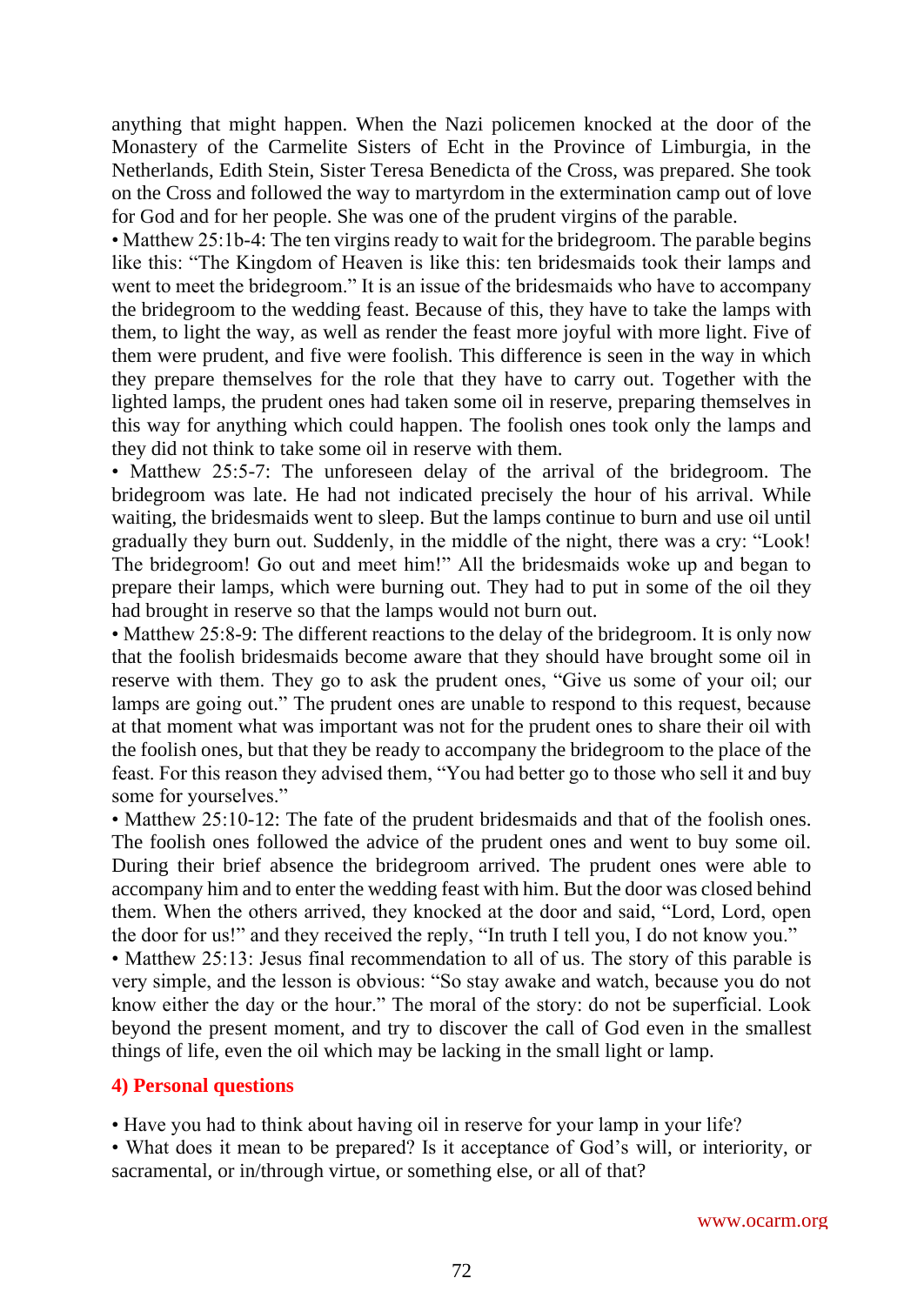anything that might happen. When the Nazi policemen knocked at the door of the Monastery of the Carmelite Sisters of Echt in the Province of Limburgia, in the Netherlands, Edith Stein, Sister Teresa Benedicta of the Cross, was prepared. She took on the Cross and followed the way to martyrdom in the extermination camp out of love for God and for her people. She was one of the prudent virgins of the parable.

• Matthew 25:1b-4: The ten virgins ready to wait for the bridegroom. The parable begins like this: "The Kingdom of Heaven is like this: ten bridesmaids took their lamps and went to meet the bridegroom." It is an issue of the bridesmaids who have to accompany the bridegroom to the wedding feast. Because of this, they have to take the lamps with them, to light the way, as well as render the feast more joyful with more light. Five of them were prudent, and five were foolish. This difference is seen in the way in which they prepare themselves for the role that they have to carry out. Together with the lighted lamps, the prudent ones had taken some oil in reserve, preparing themselves in this way for anything which could happen. The foolish ones took only the lamps and they did not think to take some oil in reserve with them.

• Matthew 25:5-7: The unforeseen delay of the arrival of the bridegroom. The bridegroom was late. He had not indicated precisely the hour of his arrival. While waiting, the bridesmaids went to sleep. But the lamps continue to burn and use oil until gradually they burn out. Suddenly, in the middle of the night, there was a cry: "Look! The bridegroom! Go out and meet him!" All the bridesmaids woke up and began to prepare their lamps, which were burning out. They had to put in some of the oil they had brought in reserve so that the lamps would not burn out.

• Matthew 25:8-9: The different reactions to the delay of the bridegroom. It is only now that the foolish bridesmaids become aware that they should have brought some oil in reserve with them. They go to ask the prudent ones, "Give us some of your oil; our lamps are going out." The prudent ones are unable to respond to this request, because at that moment what was important was not for the prudent ones to share their oil with the foolish ones, but that they be ready to accompany the bridegroom to the place of the feast. For this reason they advised them, "You had better go to those who sell it and buy some for yourselves."

• Matthew 25:10-12: The fate of the prudent bridesmaids and that of the foolish ones. The foolish ones followed the advice of the prudent ones and went to buy some oil. During their brief absence the bridegroom arrived. The prudent ones were able to accompany him and to enter the wedding feast with him. But the door was closed behind them. When the others arrived, they knocked at the door and said, "Lord, Lord, open the door for us!" and they received the reply, "In truth I tell you, I do not know you."

• Matthew 25:13: Jesus final recommendation to all of us. The story of this parable is very simple, and the lesson is obvious: "So stay awake and watch, because you do not know either the day or the hour." The moral of the story: do not be superficial. Look beyond the present moment, and try to discover the call of God even in the smallest things of life, even the oil which may be lacking in the small light or lamp.

## 4) Personal questions

• Have you had to think about having oil in reserve for your lamp in your life?

• What does it mean to be prepared? Is it acceptance of God's will, or interiority, or sacramental, or in/through virtue, or something else, or all of that?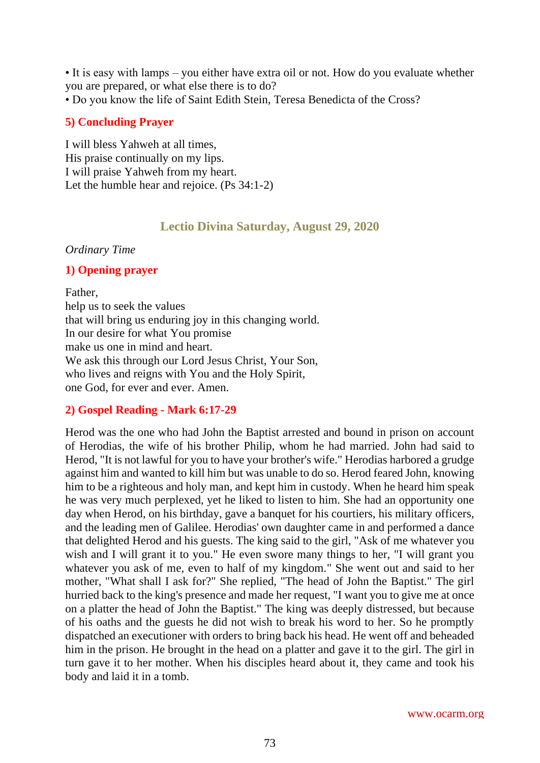- It is easy with lamps – you either have extra oil or not. How do you evaluate whether you are prepared, or what else there is to do?
- Do you know the life of Saint Edith Stein, Teresa Benedicta of the Cross?

### 5) Concluding Prayer

I will bless Yahweh at all times,
His praise continually on my lips.
I will praise Yahweh from my heart.
Let the humble hear and rejoice. (Ps 34:1-2)

## Lectio Divina Saturday, August 29, 2020

*Ordinary Time*

### 1) Opening prayer

Father,
help us to seek the values
that will bring us enduring joy in this changing world.
In our desire for what You promise
make us one in mind and heart.
We ask this through our Lord Jesus Christ, Your Son,
who lives and reigns with You and the Holy Spirit,
one God, for ever and ever. Amen.

### 2) Gospel Reading - Mark 6:17-29

Herod was the one who had John the Baptist arrested and bound in prison on account of Herodias, the wife of his brother Philip, whom he had married. John had said to Herod, "It is not lawful for you to have your brother's wife." Herodias harbored a grudge against him and wanted to kill him but was unable to do so. Herod feared John, knowing him to be a righteous and holy man, and kept him in custody. When he heard him speak he was very much perplexed, yet he liked to listen to him. She had an opportunity one day when Herod, on his birthday, gave a banquet for his courtiers, his military officers, and the leading men of Galilee. Herodias' own daughter came in and performed a dance that delighted Herod and his guests. The king said to the girl, "Ask of me whatever you wish and I will grant it to you." He even swore many things to her, "I will grant you whatever you ask of me, even to half of my kingdom." She went out and said to her mother, "What shall I ask for?" She replied, "The head of John the Baptist." The girl hurried back to the king's presence and made her request, "I want you to give me at once on a platter the head of John the Baptist." The king was deeply distressed, but because of his oaths and the guests he did not wish to break his word to her. So he promptly dispatched an executioner with orders to bring back his head. He went off and beheaded him in the prison. He brought in the head on a platter and gave it to the girl. The girl in turn gave it to her mother. When his disciples heard about it, they came and took his body and laid it in a tomb.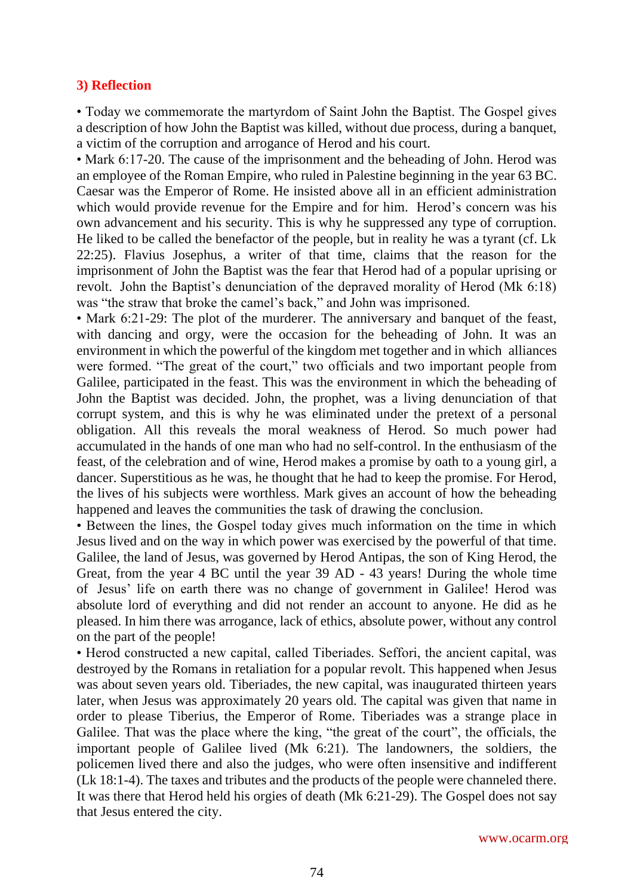### 3) Reflection

• Today we commemorate the martyrdom of Saint John the Baptist. The Gospel gives a description of how John the Baptist was killed, without due process, during a banquet, a victim of the corruption and arrogance of Herod and his court.

• Mark 6:17-20. The cause of the imprisonment and the beheading of John. Herod was an employee of the Roman Empire, who ruled in Palestine beginning in the year 63 BC. Caesar was the Emperor of Rome. He insisted above all in an efficient administration which would provide revenue for the Empire and for him. Herod's concern was his own advancement and his security. This is why he suppressed any type of corruption. He liked to be called the benefactor of the people, but in reality he was a tyrant (cf. Lk 22:25). Flavius Josephus, a writer of that time, claims that the reason for the imprisonment of John the Baptist was the fear that Herod had of a popular uprising or revolt. John the Baptist's denunciation of the depraved morality of Herod (Mk 6:18) was "the straw that broke the camel's back," and John was imprisoned.

• Mark 6:21-29: The plot of the murderer. The anniversary and banquet of the feast, with dancing and orgy, were the occasion for the beheading of John. It was an environment in which the powerful of the kingdom met together and in which alliances were formed. "The great of the court," two officials and two important people from Galilee, participated in the feast. This was the environment in which the beheading of John the Baptist was decided. John, the prophet, was a living denunciation of that corrupt system, and this is why he was eliminated under the pretext of a personal obligation. All this reveals the moral weakness of Herod. So much power had accumulated in the hands of one man who had no self-control. In the enthusiasm of the feast, of the celebration and of wine, Herod makes a promise by oath to a young girl, a dancer. Superstitious as he was, he thought that he had to keep the promise. For Herod, the lives of his subjects were worthless. Mark gives an account of how the beheading happened and leaves the communities the task of drawing the conclusion.

• Between the lines, the Gospel today gives much information on the time in which Jesus lived and on the way in which power was exercised by the powerful of that time. Galilee, the land of Jesus, was governed by Herod Antipas, the son of King Herod, the Great, from the year 4 BC until the year 39 AD - 43 years! During the whole time of Jesus' life on earth there was no change of government in Galilee! Herod was absolute lord of everything and did not render an account to anyone. He did as he pleased. In him there was arrogance, lack of ethics, absolute power, without any control on the part of the people!

• Herod constructed a new capital, called Tiberiades. Seffori, the ancient capital, was destroyed by the Romans in retaliation for a popular revolt. This happened when Jesus was about seven years old. Tiberiades, the new capital, was inaugurated thirteen years later, when Jesus was approximately 20 years old. The capital was given that name in order to please Tiberius, the Emperor of Rome. Tiberiades was a strange place in Galilee. That was the place where the king, "the great of the court", the officials, the important people of Galilee lived (Mk 6:21). The landowners, the soldiers, the policemen lived there and also the judges, who were often insensitive and indifferent (Lk 18:1-4). The taxes and tributes and the products of the people were channeled there. It was there that Herod held his orgies of death (Mk 6:21-29). The Gospel does not say that Jesus entered the city.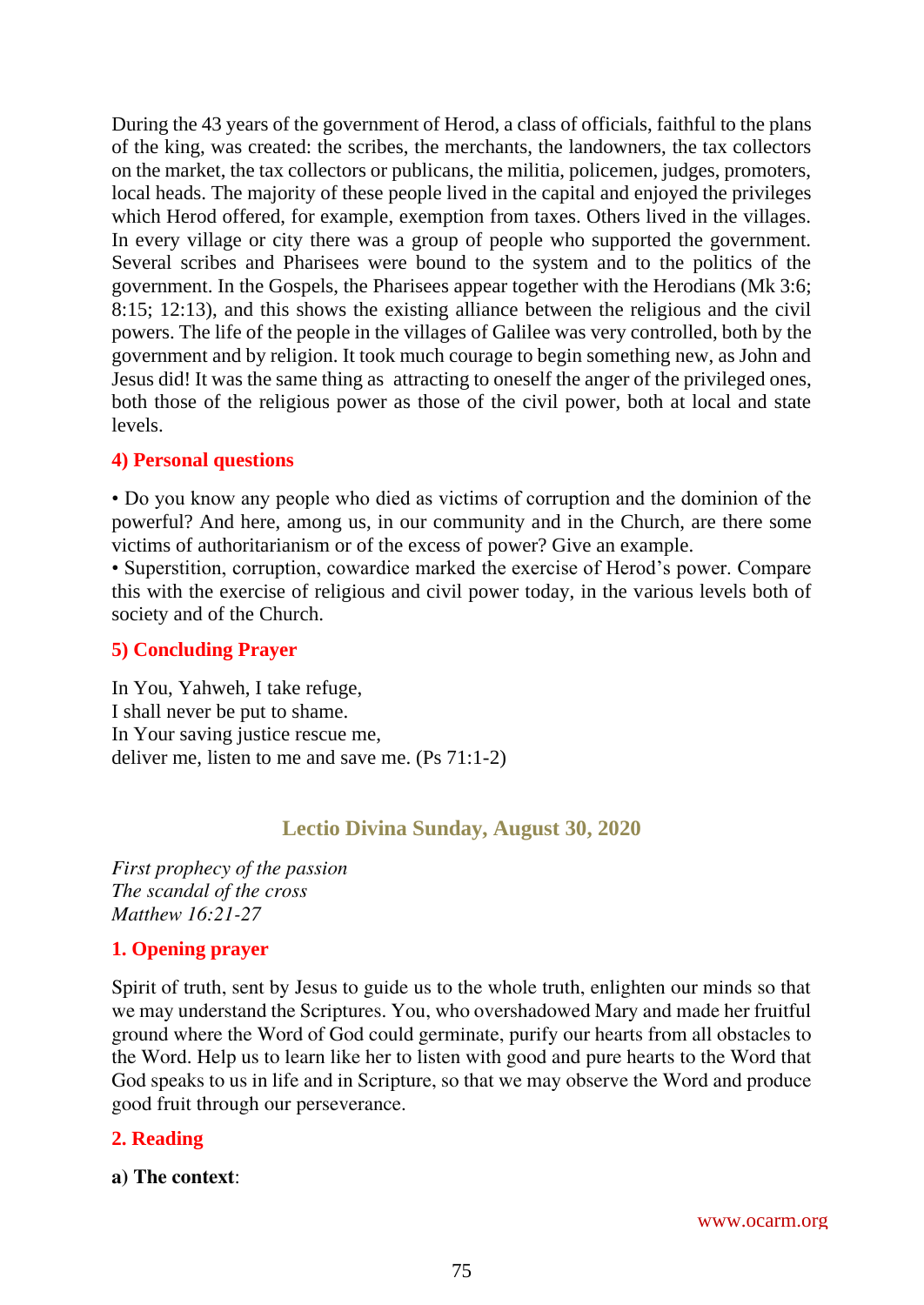During the 43 years of the government of Herod, a class of officials, faithful to the plans of the king, was created: the scribes, the merchants, the landowners, the tax collectors on the market, the tax collectors or publicans, the militia, policemen, judges, promoters, local heads. The majority of these people lived in the capital and enjoyed the privileges which Herod offered, for example, exemption from taxes. Others lived in the villages. In every village or city there was a group of people who supported the government. Several scribes and Pharisees were bound to the system and to the politics of the government. In the Gospels, the Pharisees appear together with the Herodians (Mk 3:6; 8:15; 12:13), and this shows the existing alliance between the religious and the civil powers. The life of the people in the villages of Galilee was very controlled, both by the government and by religion. It took much courage to begin something new, as John and Jesus did! It was the same thing as attracting to oneself the anger of the privileged ones, both those of the religious power as those of the civil power, both at local and state levels.

#### 4) Personal questions

• Do you know any people who died as victims of corruption and the dominion of the powerful? And here, among us, in our community and in the Church, are there some victims of authoritarianism or of the excess of power? Give an example.
• Superstition, corruption, cowardice marked the exercise of Herod's power. Compare this with the exercise of religious and civil power today, in the various levels both of society and of the Church.

#### 5) Concluding Prayer

In You, Yahweh, I take refuge,
I shall never be put to shame.
In Your saving justice rescue me,
deliver me, listen to me and save me. (Ps 71:1-2)

## Lectio Divina Sunday, August 30, 2020

*First prophecy of the passion*
*The scandal of the cross*
*Matthew 16:21-27*

#### 1. Opening prayer

Spirit of truth, sent by Jesus to guide us to the whole truth, enlighten our minds so that we may understand the Scriptures. You, who overshadowed Mary and made her fruitful ground where the Word of God could germinate, purify our hearts from all obstacles to the Word. Help us to learn like her to listen with good and pure hearts to the Word that God speaks to us in life and in Scripture, so that we may observe the Word and produce good fruit through our perseverance.

#### 2. Reading

**a) The context**: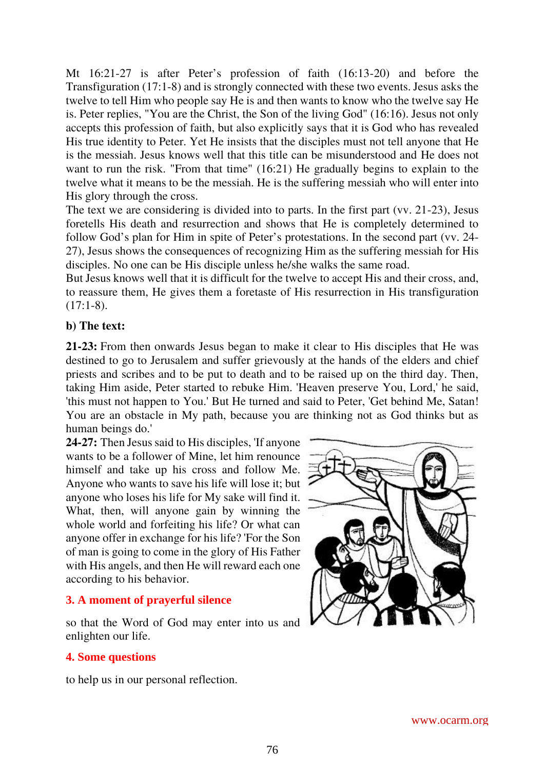Mt 16:21-27 is after Peter's profession of faith (16:13-20) and before the Transfiguration (17:1-8) and is strongly connected with these two events. Jesus asks the twelve to tell Him who people say He is and then wants to know who the twelve say He is. Peter replies, "You are the Christ, the Son of the living God" (16:16). Jesus not only accepts this profession of faith, but also explicitly says that it is God who has revealed His true identity to Peter. Yet He insists that the disciples must not tell anyone that He is the messiah. Jesus knows well that this title can be misunderstood and He does not want to run the risk. "From that time" (16:21) He gradually begins to explain to the twelve what it means to be the messiah. He is the suffering messiah who will enter into His glory through the cross.

The text we are considering is divided into to parts. In the first part (vv. 21-23), Jesus foretells His death and resurrection and shows that He is completely determined to follow God's plan for Him in spite of Peter's protestations. In the second part (vv. 24-27), Jesus shows the consequences of recognizing Him as the suffering messiah for His disciples. No one can be His disciple unless he/she walks the same road.

But Jesus knows well that it is difficult for the twelve to accept His and their cross, and, to reassure them, He gives them a foretaste of His resurrection in His transfiguration (17:1-8).

**b) The text:**

**21-23:** From then onwards Jesus began to make it clear to His disciples that He was destined to go to Jerusalem and suffer grievously at the hands of the elders and chief priests and scribes and to be put to death and to be raised up on the third day. Then, taking Him aside, Peter started to rebuke Him. 'Heaven preserve You, Lord,' he said, 'this must not happen to You.' But He turned and said to Peter, 'Get behind Me, Satan! You are an obstacle in My path, because you are thinking not as God thinks but as human beings do.'

**24-27:** Then Jesus said to His disciples, 'If anyone wants to be a follower of Mine, let him renounce himself and take up his cross and follow Me. Anyone who wants to save his life will lose it; but anyone who loses his life for My sake will find it. What, then, will anyone gain by winning the whole world and forfeiting his life? Or what can anyone offer in exchange for his life? 'For the Son of man is going to come in the glory of His Father with His angels, and then He will reward each one according to his behavior.

## 3. A moment of prayerful silence

so that the Word of God may enter into us and enlighten our life.

## 4. Some questions

to help us in our personal reflection.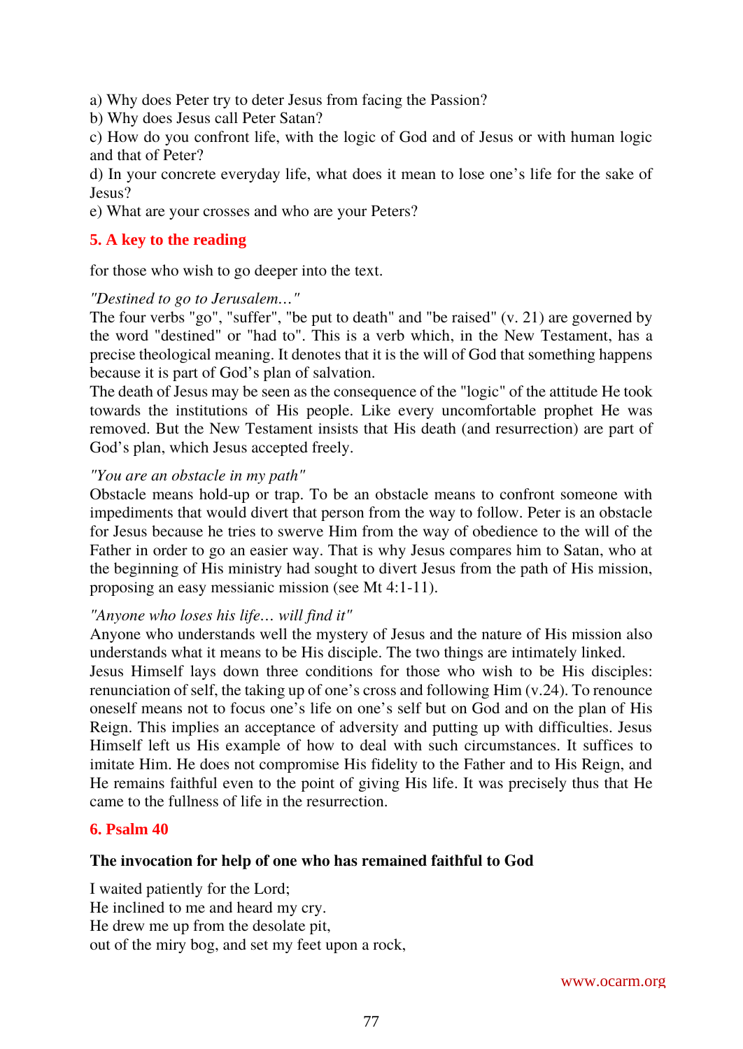a) Why does Peter try to deter Jesus from facing the Passion?
b) Why does Jesus call Peter Satan?
c) How do you confront life, with the logic of God and of Jesus or with human logic and that of Peter?
d) In your concrete everyday life, what does it mean to lose one's life for the sake of Jesus?
e) What are your crosses and who are your Peters?

## 5. A key to the reading

for those who wish to go deeper into the text.

*"Destined to go to Jerusalem…"*
The four verbs "go", "suffer", "be put to death" and "be raised" (v. 21) are governed by the word "destined" or "had to". This is a verb which, in the New Testament, has a precise theological meaning. It denotes that it is the will of God that something happens because it is part of God's plan of salvation.
The death of Jesus may be seen as the consequence of the "logic" of the attitude He took towards the institutions of His people. Like every uncomfortable prophet He was removed. But the New Testament insists that His death (and resurrection) are part of God's plan, which Jesus accepted freely.

*"You are an obstacle in my path"*
Obstacle means hold-up or trap. To be an obstacle means to confront someone with impediments that would divert that person from the way to follow. Peter is an obstacle for Jesus because he tries to swerve Him from the way of obedience to the will of the Father in order to go an easier way. That is why Jesus compares him to Satan, who at the beginning of His ministry had sought to divert Jesus from the path of His mission, proposing an easy messianic mission (see Mt 4:1-11).

*"Anyone who loses his life… will find it"*
Anyone who understands well the mystery of Jesus and the nature of His mission also understands what it means to be His disciple. The two things are intimately linked.
Jesus Himself lays down three conditions for those who wish to be His disciples: renunciation of self, the taking up of one's cross and following Him (v.24). To renounce oneself means not to focus one's life on one's self but on God and on the plan of His Reign. This implies an acceptance of adversity and putting up with difficulties. Jesus Himself left us His example of how to deal with such circumstances. It suffices to imitate Him. He does not compromise His fidelity to the Father and to His Reign, and He remains faithful even to the point of giving His life. It was precisely thus that He came to the fullness of life in the resurrection.

## 6. Psalm 40

**The invocation for help of one who has remained faithful to God**

I waited patiently for the Lord;
He inclined to me and heard my cry.
He drew me up from the desolate pit,
out of the miry bog, and set my feet upon a rock,

www.ocarm.org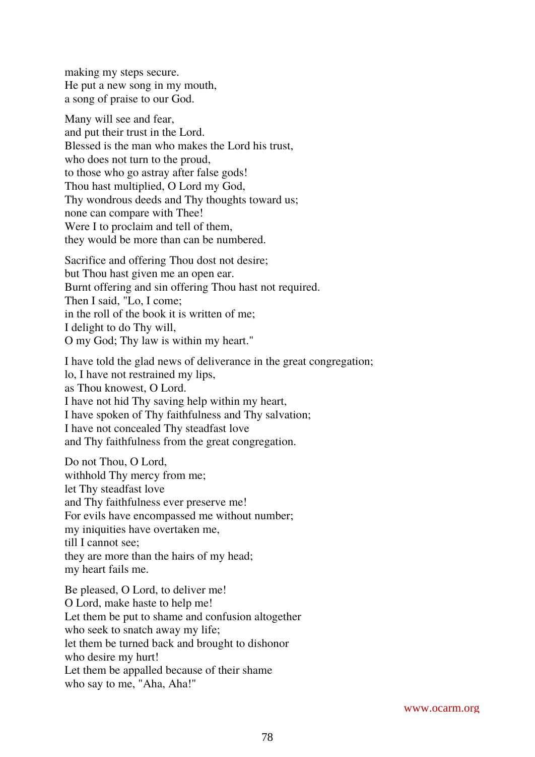making my steps secure.
He put a new song in my mouth,
a song of praise to our God.

Many will see and fear,
and put their trust in the Lord.
Blessed is the man who makes the Lord his trust,
who does not turn to the proud,
to those who go astray after false gods!
Thou hast multiplied, O Lord my God,
Thy wondrous deeds and Thy thoughts toward us;
none can compare with Thee!
Were I to proclaim and tell of them,
they would be more than can be numbered.

Sacrifice and offering Thou dost not desire;
but Thou hast given me an open ear.
Burnt offering and sin offering Thou hast not required.
Then I said, "Lo, I come;
in the roll of the book it is written of me;
I delight to do Thy will,
O my God; Thy law is within my heart."

I have told the glad news of deliverance in the great congregation;
lo, I have not restrained my lips,
as Thou knowest, O Lord.
I have not hid Thy saving help within my heart,
I have spoken of Thy faithfulness and Thy salvation;
I have not concealed Thy steadfast love
and Thy faithfulness from the great congregation.

Do not Thou, O Lord,
withhold Thy mercy from me;
let Thy steadfast love
and Thy faithfulness ever preserve me!
For evils have encompassed me without number;
my iniquities have overtaken me,
till I cannot see;
they are more than the hairs of my head;
my heart fails me.

Be pleased, O Lord, to deliver me!
O Lord, make haste to help me!
Let them be put to shame and confusion altogether
who seek to snatch away my life;
let them be turned back and brought to dishonor
who desire my hurt!
Let them be appalled because of their shame
who say to me, "Aha, Aha!"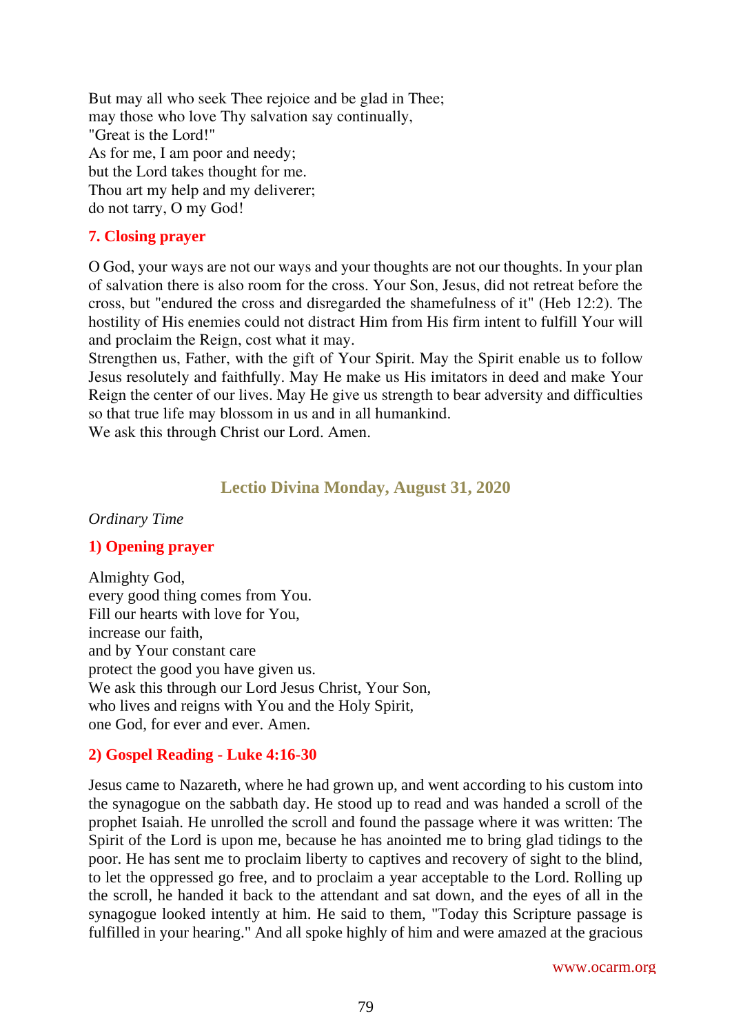But may all who seek Thee rejoice and be glad in Thee;
may those who love Thy salvation say continually,
"Great is the Lord!"
As for me, I am poor and needy;
but the Lord takes thought for me.
Thou art my help and my deliverer;
do not tarry, O my God!

### 7. Closing prayer

O God, your ways are not our ways and your thoughts are not our thoughts. In your plan of salvation there is also room for the cross. Your Son, Jesus, did not retreat before the cross, but "endured the cross and disregarded the shamefulness of it" (Heb 12:2). The hostility of His enemies could not distract Him from His firm intent to fulfill Your will and proclaim the Reign, cost what it may.
Strengthen us, Father, with the gift of Your Spirit. May the Spirit enable us to follow Jesus resolutely and faithfully. May He make us His imitators in deed and make Your Reign the center of our lives. May He give us strength to bear adversity and difficulties so that true life may blossom in us and in all humankind.
We ask this through Christ our Lord. Amen.

## Lectio Divina Monday, August 31, 2020

*Ordinary Time*

### 1) Opening prayer

Almighty God,
every good thing comes from You.
Fill our hearts with love for You,
increase our faith,
and by Your constant care
protect the good you have given us.
We ask this through our Lord Jesus Christ, Your Son,
who lives and reigns with You and the Holy Spirit,
one God, for ever and ever. Amen.

### 2) Gospel Reading - Luke 4:16-30

Jesus came to Nazareth, where he had grown up, and went according to his custom into the synagogue on the sabbath day. He stood up to read and was handed a scroll of the prophet Isaiah. He unrolled the scroll and found the passage where it was written: The Spirit of the Lord is upon me, because he has anointed me to bring glad tidings to the poor. He has sent me to proclaim liberty to captives and recovery of sight to the blind, to let the oppressed go free, and to proclaim a year acceptable to the Lord. Rolling up the scroll, he handed it back to the attendant and sat down, and the eyes of all in the synagogue looked intently at him. He said to them, "Today this Scripture passage is fulfilled in your hearing." And all spoke highly of him and were amazed at the gracious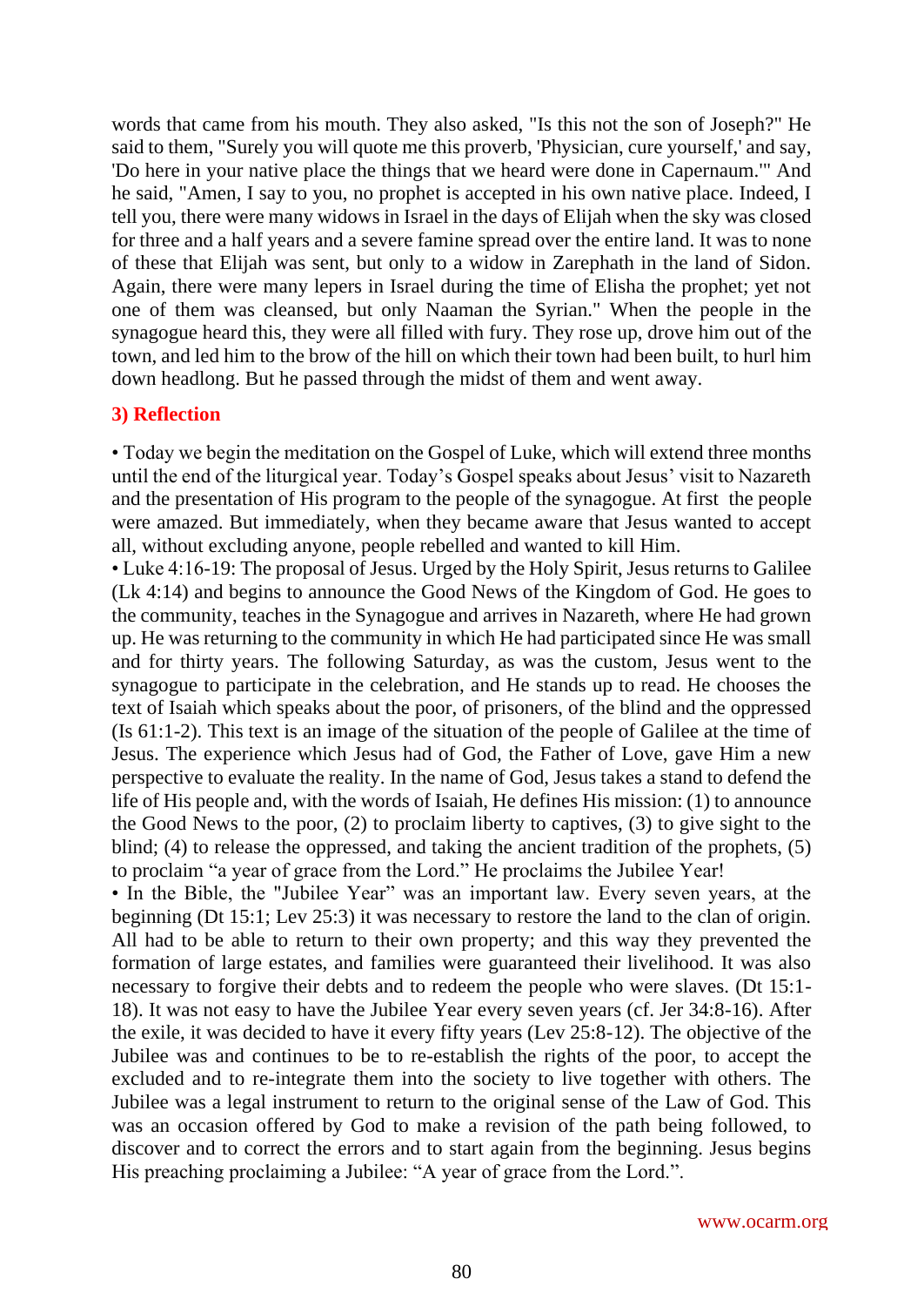words that came from his mouth. They also asked, "Is this not the son of Joseph?" He said to them, "Surely you will quote me this proverb, 'Physician, cure yourself,' and say, 'Do here in your native place the things that we heard were done in Capernaum.'" And he said, "Amen, I say to you, no prophet is accepted in his own native place. Indeed, I tell you, there were many widows in Israel in the days of Elijah when the sky was closed for three and a half years and a severe famine spread over the entire land. It was to none of these that Elijah was sent, but only to a widow in Zarephath in the land of Sidon. Again, there were many lepers in Israel during the time of Elisha the prophet; yet not one of them was cleansed, but only Naaman the Syrian." When the people in the synagogue heard this, they were all filled with fury. They rose up, drove him out of the town, and led him to the brow of the hill on which their town had been built, to hurl him down headlong. But he passed through the midst of them and went away.

### 3) Reflection

• Today we begin the meditation on the Gospel of Luke, which will extend three months until the end of the liturgical year. Today's Gospel speaks about Jesus' visit to Nazareth and the presentation of His program to the people of the synagogue. At first the people were amazed. But immediately, when they became aware that Jesus wanted to accept all, without excluding anyone, people rebelled and wanted to kill Him.

• Luke 4:16-19: The proposal of Jesus. Urged by the Holy Spirit, Jesus returns to Galilee (Lk 4:14) and begins to announce the Good News of the Kingdom of God. He goes to the community, teaches in the Synagogue and arrives in Nazareth, where He had grown up. He was returning to the community in which He had participated since He was small and for thirty years. The following Saturday, as was the custom, Jesus went to the synagogue to participate in the celebration, and He stands up to read. He chooses the text of Isaiah which speaks about the poor, of prisoners, of the blind and the oppressed (Is 61:1-2). This text is an image of the situation of the people of Galilee at the time of Jesus. The experience which Jesus had of God, the Father of Love, gave Him a new perspective to evaluate the reality. In the name of God, Jesus takes a stand to defend the life of His people and, with the words of Isaiah, He defines His mission: (1) to announce the Good News to the poor, (2) to proclaim liberty to captives, (3) to give sight to the blind; (4) to release the oppressed, and taking the ancient tradition of the prophets, (5) to proclaim "a year of grace from the Lord." He proclaims the Jubilee Year!

• In the Bible, the "Jubilee Year" was an important law. Every seven years, at the beginning (Dt 15:1; Lev 25:3) it was necessary to restore the land to the clan of origin. All had to be able to return to their own property; and this way they prevented the formation of large estates, and families were guaranteed their livelihood. It was also necessary to forgive their debts and to redeem the people who were slaves. (Dt 15:1-18). It was not easy to have the Jubilee Year every seven years (cf. Jer 34:8-16). After the exile, it was decided to have it every fifty years (Lev 25:8-12). The objective of the Jubilee was and continues to be to re-establish the rights of the poor, to accept the excluded and to re-integrate them into the society to live together with others. The Jubilee was a legal instrument to return to the original sense of the Law of God. This was an occasion offered by God to make a revision of the path being followed, to discover and to correct the errors and to start again from the beginning. Jesus begins His preaching proclaiming a Jubilee: "A year of grace from the Lord.".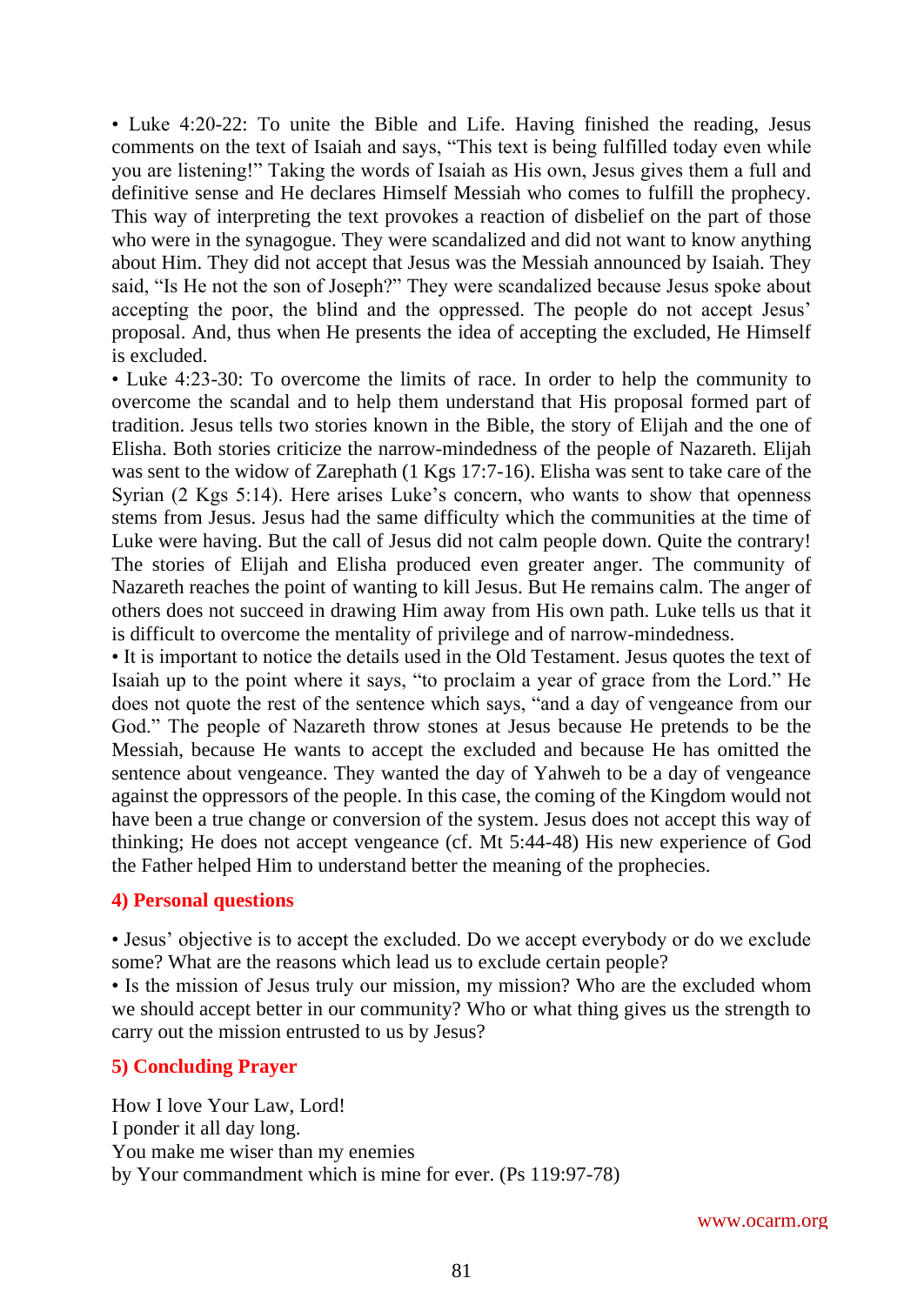• Luke 4:20-22: To unite the Bible and Life. Having finished the reading, Jesus comments on the text of Isaiah and says, "This text is being fulfilled today even while you are listening!" Taking the words of Isaiah as His own, Jesus gives them a full and definitive sense and He declares Himself Messiah who comes to fulfill the prophecy. This way of interpreting the text provokes a reaction of disbelief on the part of those who were in the synagogue. They were scandalized and did not want to know anything about Him. They did not accept that Jesus was the Messiah announced by Isaiah. They said, "Is He not the son of Joseph?" They were scandalized because Jesus spoke about accepting the poor, the blind and the oppressed. The people do not accept Jesus' proposal. And, thus when He presents the idea of accepting the excluded, He Himself is excluded.

• Luke 4:23-30: To overcome the limits of race. In order to help the community to overcome the scandal and to help them understand that His proposal formed part of tradition. Jesus tells two stories known in the Bible, the story of Elijah and the one of Elisha. Both stories criticize the narrow-mindedness of the people of Nazareth. Elijah was sent to the widow of Zarephath (1 Kgs 17:7-16). Elisha was sent to take care of the Syrian (2 Kgs 5:14). Here arises Luke's concern, who wants to show that openness stems from Jesus. Jesus had the same difficulty which the communities at the time of Luke were having. But the call of Jesus did not calm people down. Quite the contrary! The stories of Elijah and Elisha produced even greater anger. The community of Nazareth reaches the point of wanting to kill Jesus. But He remains calm. The anger of others does not succeed in drawing Him away from His own path. Luke tells us that it is difficult to overcome the mentality of privilege and of narrow-mindedness.

• It is important to notice the details used in the Old Testament. Jesus quotes the text of Isaiah up to the point where it says, "to proclaim a year of grace from the Lord." He does not quote the rest of the sentence which says, "and a day of vengeance from our God." The people of Nazareth throw stones at Jesus because He pretends to be the Messiah, because He wants to accept the excluded and because He has omitted the sentence about vengeance. They wanted the day of Yahweh to be a day of vengeance against the oppressors of the people. In this case, the coming of the Kingdom would not have been a true change or conversion of the system. Jesus does not accept this way of thinking; He does not accept vengeance (cf. Mt 5:44-48) His new experience of God the Father helped Him to understand better the meaning of the prophecies.

## 4) Personal questions

• Jesus' objective is to accept the excluded. Do we accept everybody or do we exclude some? What are the reasons which lead us to exclude certain people?

• Is the mission of Jesus truly our mission, my mission? Who are the excluded whom we should accept better in our community? Who or what thing gives us the strength to carry out the mission entrusted to us by Jesus?

## 5) Concluding Prayer

How I love Your Law, Lord!
I ponder it all day long.
You make me wiser than my enemies
by Your commandment which is mine for ever. (Ps 119:97-78)

www.ocarm.org